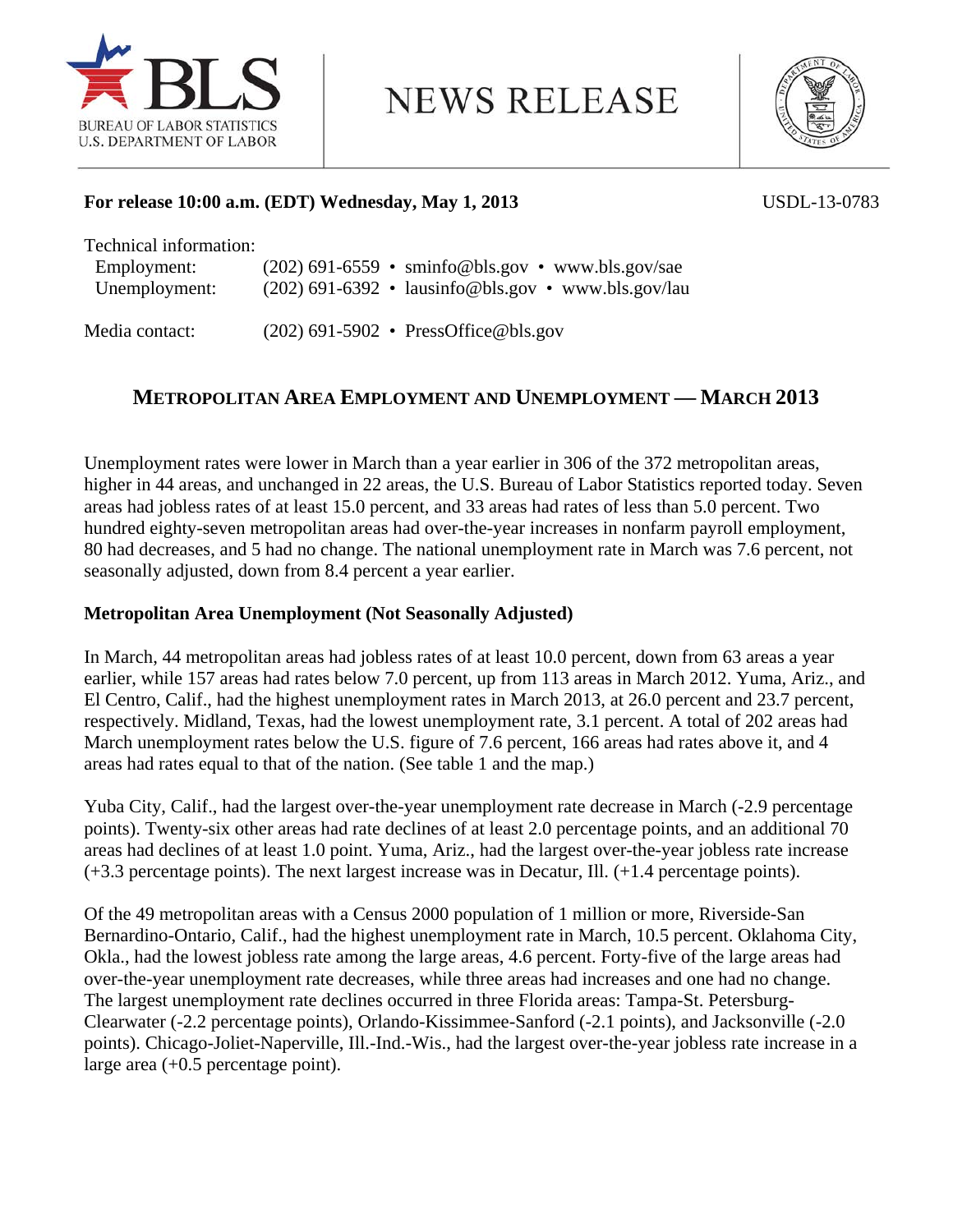BLS
BUREAU OF LABOR STATISTICS
U.S. DEPARTMENT OF LABOR

# NEWS RELEASE

**For release 10:00 a.m. (EDT) Wednesday, May 1, 2013** USDL-13-0783

Technical information:
Employment: (202) 691-6559 • sminfo@bls.gov • www.bls.gov/sae
Unemployment: (202) 691-6392 • lausinfo@bls.gov • www.bls.gov/lau

Media contact: (202) 691-5902 • PressOffice@bls.gov

## METROPOLITAN AREA EMPLOYMENT AND UNEMPLOYMENT — MARCH 2013

Unemployment rates were lower in March than a year earlier in 306 of the 372 metropolitan areas, higher in 44 areas, and unchanged in 22 areas, the U.S. Bureau of Labor Statistics reported today. Seven areas had jobless rates of at least 15.0 percent, and 33 areas had rates of less than 5.0 percent. Two hundred eighty-seven metropolitan areas had over-the-year increases in nonfarm payroll employment, 80 had decreases, and 5 had no change. The national unemployment rate in March was 7.6 percent, not seasonally adjusted, down from 8.4 percent a year earlier.

### Metropolitan Area Unemployment (Not Seasonally Adjusted)

In March, 44 metropolitan areas had jobless rates of at least 10.0 percent, down from 63 areas a year earlier, while 157 areas had rates below 7.0 percent, up from 113 areas in March 2012. Yuma, Ariz., and El Centro, Calif., had the highest unemployment rates in March 2013, at 26.0 percent and 23.7 percent, respectively. Midland, Texas, had the lowest unemployment rate, 3.1 percent. A total of 202 areas had March unemployment rates below the U.S. figure of 7.6 percent, 166 areas had rates above it, and 4 areas had rates equal to that of the nation. (See table 1 and the map.)

Yuba City, Calif., had the largest over-the-year unemployment rate decrease in March (-2.9 percentage points). Twenty-six other areas had rate declines of at least 2.0 percentage points, and an additional 70 areas had declines of at least 1.0 point. Yuma, Ariz., had the largest over-the-year jobless rate increase (+3.3 percentage points). The next largest increase was in Decatur, Ill. (+1.4 percentage points).

Of the 49 metropolitan areas with a Census 2000 population of 1 million or more, Riverside-San Bernardino-Ontario, Calif., had the highest unemployment rate in March, 10.5 percent. Oklahoma City, Okla., had the lowest jobless rate among the large areas, 4.6 percent. Forty-five of the large areas had over-the-year unemployment rate decreases, while three areas had increases and one had no change. The largest unemployment rate declines occurred in three Florida areas: Tampa-St. Petersburg-Clearwater (-2.2 percentage points), Orlando-Kissimmee-Sanford (-2.1 points), and Jacksonville (-2.0 points). Chicago-Joliet-Naperville, Ill.-Ind.-Wis., had the largest over-the-year jobless rate increase in a large area (+0.5 percentage point).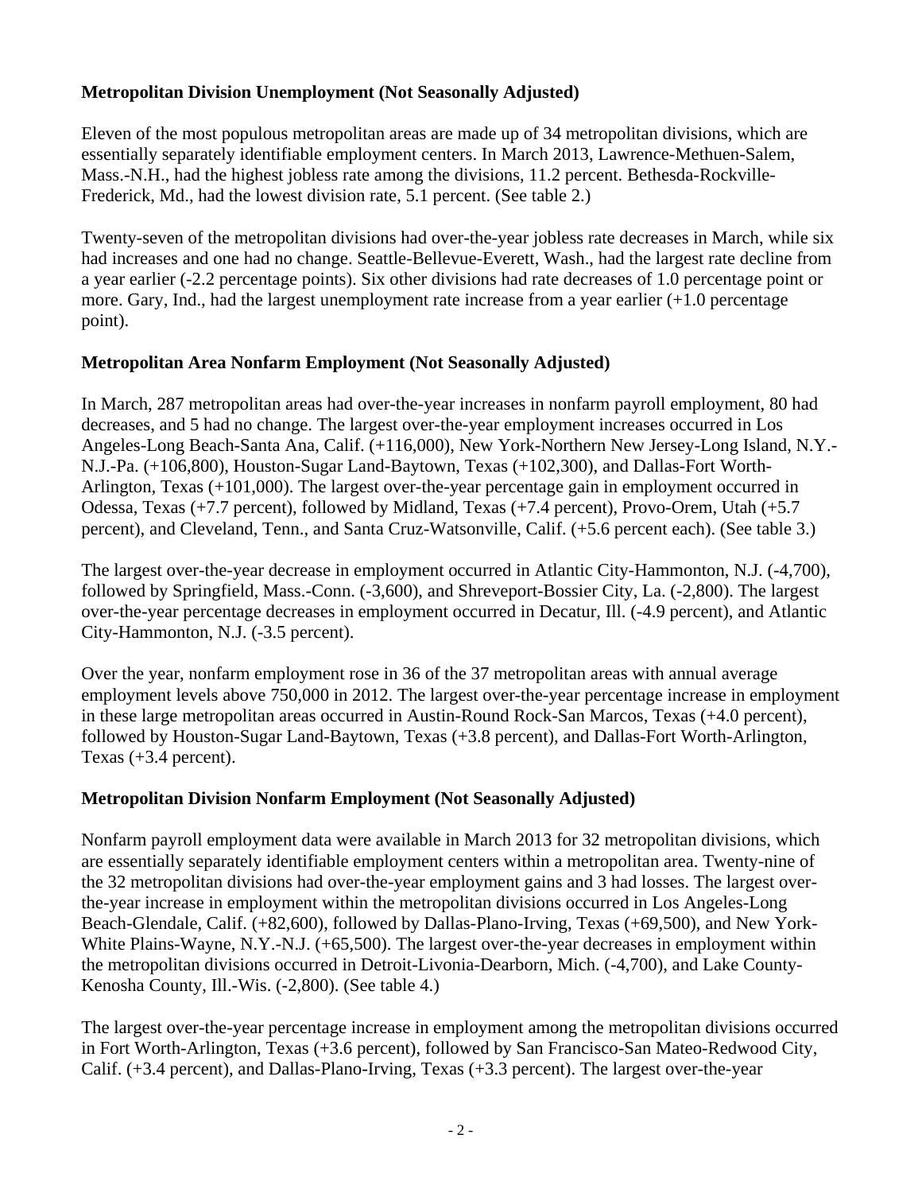**Metropolitan Division Unemployment (Not Seasonally Adjusted)**

Eleven of the most populous metropolitan areas are made up of 34 metropolitan divisions, which are essentially separately identifiable employment centers. In March 2013, Lawrence-Methuen-Salem, Mass.-N.H., had the highest jobless rate among the divisions, 11.2 percent. Bethesda-Rockville-Frederick, Md., had the lowest division rate, 5.1 percent. (See table 2.)

Twenty-seven of the metropolitan divisions had over-the-year jobless rate decreases in March, while six had increases and one had no change. Seattle-Bellevue-Everett, Wash., had the largest rate decline from a year earlier (-2.2 percentage points). Six other divisions had rate decreases of 1.0 percentage point or more. Gary, Ind., had the largest unemployment rate increase from a year earlier (+1.0 percentage point).

**Metropolitan Area Nonfarm Employment (Not Seasonally Adjusted)**

In March, 287 metropolitan areas had over-the-year increases in nonfarm payroll employment, 80 had decreases, and 5 had no change. The largest over-the-year employment increases occurred in Los Angeles-Long Beach-Santa Ana, Calif. (+116,000), New York-Northern New Jersey-Long Island, N.Y.-N.J.-Pa. (+106,800), Houston-Sugar Land-Baytown, Texas (+102,300), and Dallas-Fort Worth-Arlington, Texas (+101,000). The largest over-the-year percentage gain in employment occurred in Odessa, Texas (+7.7 percent), followed by Midland, Texas (+7.4 percent), Provo-Orem, Utah (+5.7 percent), and Cleveland, Tenn., and Santa Cruz-Watsonville, Calif. (+5.6 percent each). (See table 3.)

The largest over-the-year decrease in employment occurred in Atlantic City-Hammonton, N.J. (-4,700), followed by Springfield, Mass.-Conn. (-3,600), and Shreveport-Bossier City, La. (-2,800). The largest over-the-year percentage decreases in employment occurred in Decatur, Ill. (-4.9 percent), and Atlantic City-Hammonton, N.J. (-3.5 percent).

Over the year, nonfarm employment rose in 36 of the 37 metropolitan areas with annual average employment levels above 750,000 in 2012. The largest over-the-year percentage increase in employment in these large metropolitan areas occurred in Austin-Round Rock-San Marcos, Texas (+4.0 percent), followed by Houston-Sugar Land-Baytown, Texas (+3.8 percent), and Dallas-Fort Worth-Arlington, Texas (+3.4 percent).

**Metropolitan Division Nonfarm Employment (Not Seasonally Adjusted)**

Nonfarm payroll employment data were available in March 2013 for 32 metropolitan divisions, which are essentially separately identifiable employment centers within a metropolitan area. Twenty-nine of the 32 metropolitan divisions had over-the-year employment gains and 3 had losses. The largest over-the-year increase in employment within the metropolitan divisions occurred in Los Angeles-Long Beach-Glendale, Calif. (+82,600), followed by Dallas-Plano-Irving, Texas (+69,500), and New York-White Plains-Wayne, N.Y.-N.J. (+65,500). The largest over-the-year decreases in employment within the metropolitan divisions occurred in Detroit-Livonia-Dearborn, Mich. (-4,700), and Lake County-Kenosha County, Ill.-Wis. (-2,800). (See table 4.)

The largest over-the-year percentage increase in employment among the metropolitan divisions occurred in Fort Worth-Arlington, Texas (+3.6 percent), followed by San Francisco-San Mateo-Redwood City, Calif. (+3.4 percent), and Dallas-Plano-Irving, Texas (+3.3 percent). The largest over-the-year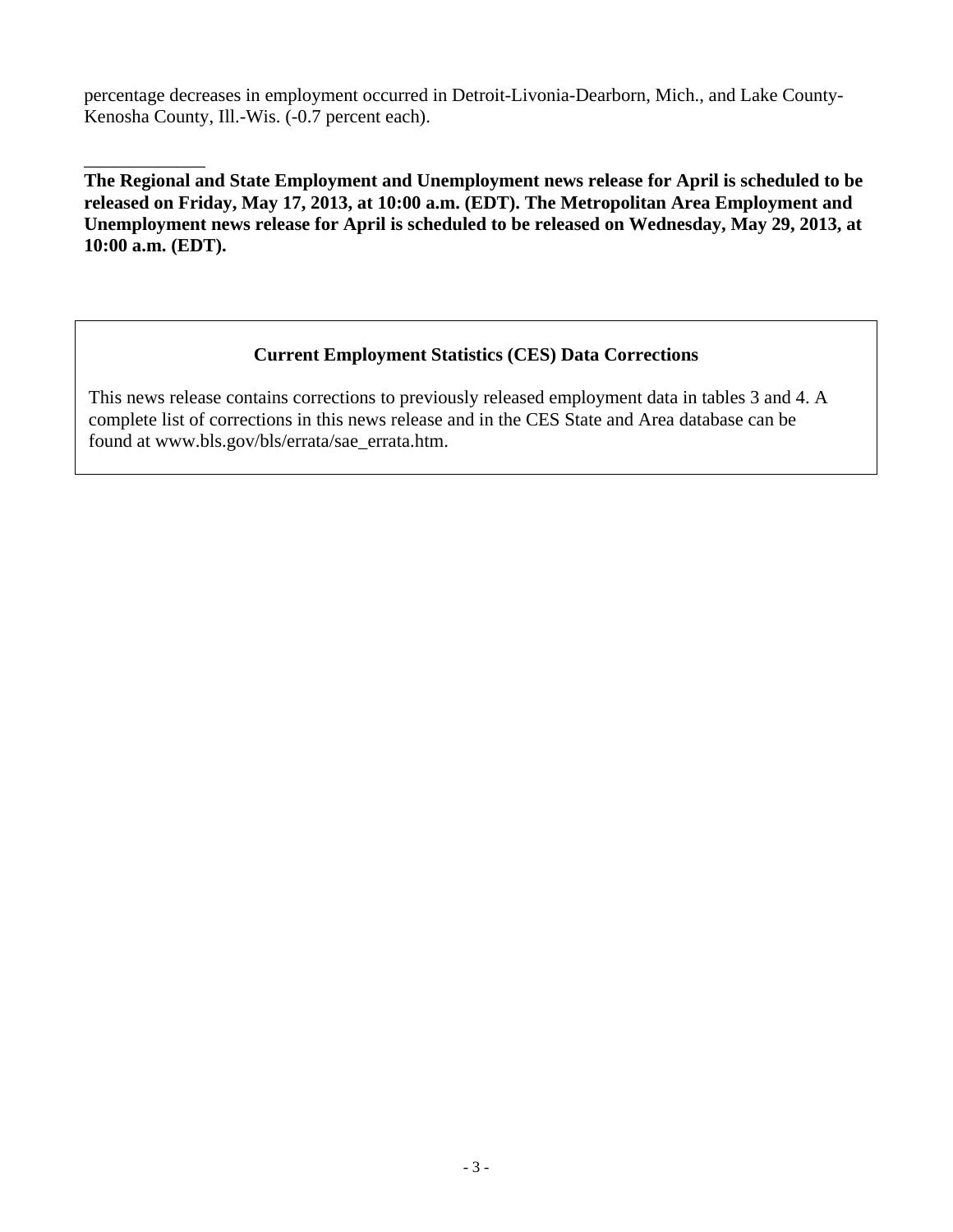percentage decreases in employment occurred in Detroit-Livonia-Dearborn, Mich., and Lake County-Kenosha County, Ill.-Wis. (-0.7 percent each).

_____________

**The Regional and State Employment and Unemployment news release for April is scheduled to be released on Friday, May 17, 2013, at 10:00 a.m. (EDT). The Metropolitan Area Employment and Unemployment news release for April is scheduled to be released on Wednesday, May 29, 2013, at 10:00 a.m. (EDT).**

**Current Employment Statistics (CES) Data Corrections**

This news release contains corrections to previously released employment data in tables 3 and 4. A complete list of corrections in this news release and in the CES State and Area database can be found at www.bls.gov/bls/errata/sae_errata.htm.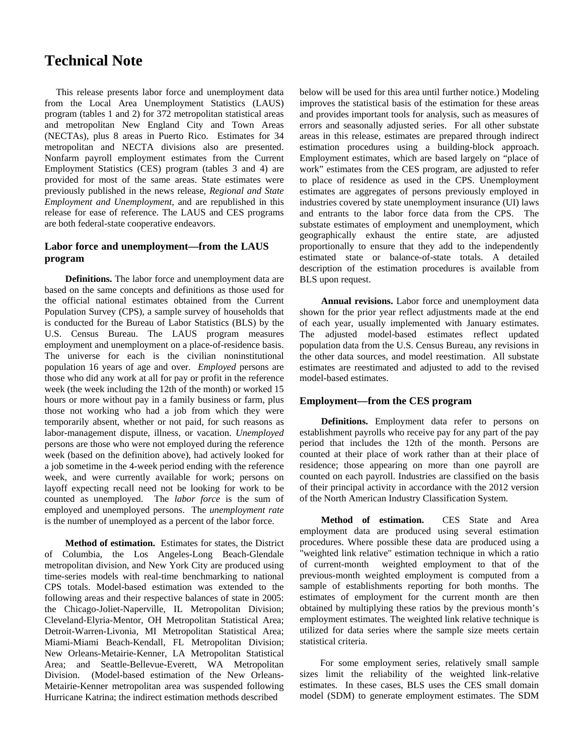# Technical Note

This release presents labor force and unemployment data from the Local Area Unemployment Statistics (LAUS) program (tables 1 and 2) for 372 metropolitan statistical areas and metropolitan New England City and Town Areas (NECTAs), plus 8 areas in Puerto Rico. Estimates for 34 metropolitan and NECTA divisions also are presented. Nonfarm payroll employment estimates from the Current Employment Statistics (CES) program (tables 3 and 4) are provided for most of the same areas. State estimates were previously published in the news release, *Regional and State Employment and Unemployment,* and are republished in this release for ease of reference. The LAUS and CES programs are both federal-state cooperative endeavors.

## Labor force and unemployment—from the LAUS program

**Definitions.** The labor force and unemployment data are based on the same concepts and definitions as those used for the official national estimates obtained from the Current Population Survey (CPS), a sample survey of households that is conducted for the Bureau of Labor Statistics (BLS) by the U.S. Census Bureau. The LAUS program measures employment and unemployment on a place-of-residence basis. The universe for each is the civilian noninstitutional population 16 years of age and over. *Employed* persons are those who did any work at all for pay or profit in the reference week (the week including the 12th of the month) or worked 15 hours or more without pay in a family business or farm, plus those not working who had a job from which they were temporarily absent, whether or not paid, for such reasons as labor-management dispute, illness, or vacation. *Unemployed* persons are those who were not employed during the reference week (based on the definition above), had actively looked for a job sometime in the 4-week period ending with the reference week, and were currently available for work; persons on layoff expecting recall need not be looking for work to be counted as unemployed. The *labor force* is the sum of employed and unemployed persons. The *unemployment rate* is the number of unemployed as a percent of the labor force.

**Method of estimation.** Estimates for states, the District of Columbia, the Los Angeles-Long Beach-Glendale metropolitan division, and New York City are produced using time-series models with real-time benchmarking to national CPS totals. Model-based estimation was extended to the following areas and their respective balances of state in 2005: the Chicago-Joliet-Naperville, IL Metropolitan Division; Cleveland-Elyria-Mentor, OH Metropolitan Statistical Area; Detroit-Warren-Livonia, MI Metropolitan Statistical Area; Miami-Miami Beach-Kendall, FL Metropolitan Division; New Orleans-Metairie-Kenner, LA Metropolitan Statistical Area; and Seattle-Bellevue-Everett, WA Metropolitan Division. (Model-based estimation of the New Orleans-Metairie-Kenner metropolitan area was suspended following Hurricane Katrina; the indirect estimation methods described below will be used for this area until further notice.) Modeling improves the statistical basis of the estimation for these areas and provides important tools for analysis, such as measures of errors and seasonally adjusted series. For all other substate areas in this release, estimates are prepared through indirect estimation procedures using a building-block approach. Employment estimates, which are based largely on "place of work" estimates from the CES program, are adjusted to refer to place of residence as used in the CPS. Unemployment estimates are aggregates of persons previously employed in industries covered by state unemployment insurance (UI) laws and entrants to the labor force data from the CPS. The substate estimates of employment and unemployment, which geographically exhaust the entire state, are adjusted proportionally to ensure that they add to the independently estimated state or balance-of-state totals. A detailed description of the estimation procedures is available from BLS upon request.

**Annual revisions.** Labor force and unemployment data shown for the prior year reflect adjustments made at the end of each year, usually implemented with January estimates. The adjusted model-based estimates reflect updated population data from the U.S. Census Bureau, any revisions in the other data sources, and model reestimation. All substate estimates are reestimated and adjusted to add to the revised model-based estimates.

## Employment—from the CES program

**Definitions.** Employment data refer to persons on establishment payrolls who receive pay for any part of the pay period that includes the 12th of the month. Persons are counted at their place of work rather than at their place of residence; those appearing on more than one payroll are counted on each payroll. Industries are classified on the basis of their principal activity in accordance with the 2012 version of the North American Industry Classification System.

**Method of estimation.** CES State and Area employment data are produced using several estimation procedures. Where possible these data are produced using a "weighted link relative" estimation technique in which a ratio of current-month weighted employment to that of the previous-month weighted employment is computed from a sample of establishments reporting for both months. The estimates of employment for the current month are then obtained by multiplying these ratios by the previous month's employment estimates. The weighted link relative technique is utilized for data series where the sample size meets certain statistical criteria.

For some employment series, relatively small sample sizes limit the reliability of the weighted link-relative estimates. In these cases, BLS uses the CES small domain model (SDM) to generate employment estimates. The SDM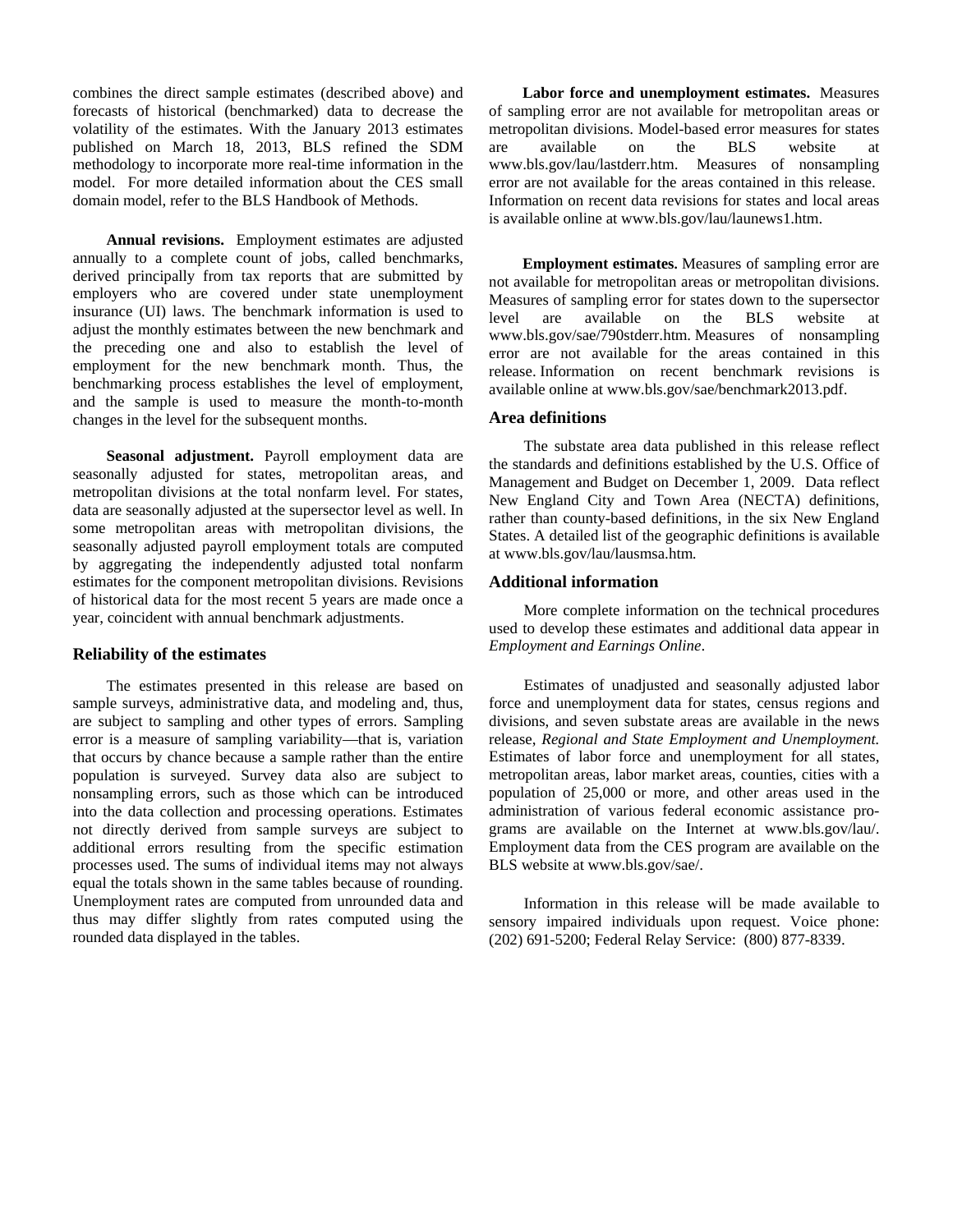combines the direct sample estimates (described above) and forecasts of historical (benchmarked) data to decrease the volatility of the estimates. With the January 2013 estimates published on March 18, 2013, BLS refined the SDM methodology to incorporate more real-time information in the model. For more detailed information about the CES small domain model, refer to the BLS Handbook of Methods.

**Annual revisions.** Employment estimates are adjusted annually to a complete count of jobs, called benchmarks, derived principally from tax reports that are submitted by employers who are covered under state unemployment insurance (UI) laws. The benchmark information is used to adjust the monthly estimates between the new benchmark and the preceding one and also to establish the level of employment for the new benchmark month. Thus, the benchmarking process establishes the level of employment, and the sample is used to measure the month-to-month changes in the level for the subsequent months.

**Seasonal adjustment.** Payroll employment data are seasonally adjusted for states, metropolitan areas, and metropolitan divisions at the total nonfarm level. For states, data are seasonally adjusted at the supersector level as well. In some metropolitan areas with metropolitan divisions, the seasonally adjusted payroll employment totals are computed by aggregating the independently adjusted total nonfarm estimates for the component metropolitan divisions. Revisions of historical data for the most recent 5 years are made once a year, coincident with annual benchmark adjustments.

## Reliability of the estimates

The estimates presented in this release are based on sample surveys, administrative data, and modeling and, thus, are subject to sampling and other types of errors. Sampling error is a measure of sampling variability—that is, variation that occurs by chance because a sample rather than the entire population is surveyed. Survey data also are subject to nonsampling errors, such as those which can be introduced into the data collection and processing operations. Estimates not directly derived from sample surveys are subject to additional errors resulting from the specific estimation processes used. The sums of individual items may not always equal the totals shown in the same tables because of rounding. Unemployment rates are computed from unrounded data and thus may differ slightly from rates computed using the rounded data displayed in the tables.

**Labor force and unemployment estimates.** Measures of sampling error are not available for metropolitan areas or metropolitan divisions. Model-based error measures for states are available on the BLS website at www.bls.gov/lau/lastderr.htm. Measures of nonsampling error are not available for the areas contained in this release. Information on recent data revisions for states and local areas is available online at www.bls.gov/lau/launews1.htm.

**Employment estimates.** Measures of sampling error are not available for metropolitan areas or metropolitan divisions. Measures of sampling error for states down to the supersector level are available on the BLS website at www.bls.gov/sae/790stderr.htm. Measures of nonsampling error are not available for the areas contained in this release. Information on recent benchmark revisions is available online at www.bls.gov/sae/benchmark2013.pdf.

## Area definitions

The substate area data published in this release reflect the standards and definitions established by the U.S. Office of Management and Budget on December 1, 2009. Data reflect New England City and Town Area (NECTA) definitions, rather than county-based definitions, in the six New England States. A detailed list of the geographic definitions is available at www.bls.gov/lau/lausmsa.htm.

## Additional information

More complete information on the technical procedures used to develop these estimates and additional data appear in *Employment and Earnings Online*.

Estimates of unadjusted and seasonally adjusted labor force and unemployment data for states, census regions and divisions, and seven substate areas are available in the news release, *Regional and State Employment and Unemployment.* Estimates of labor force and unemployment for all states, metropolitan areas, labor market areas, counties, cities with a population of 25,000 or more, and other areas used in the administration of various federal economic assistance programs are available on the Internet at www.bls.gov/lau/. Employment data from the CES program are available on the BLS website at www.bls.gov/sae/.

Information in this release will be made available to sensory impaired individuals upon request. Voice phone: (202) 691-5200; Federal Relay Service: (800) 877-8339.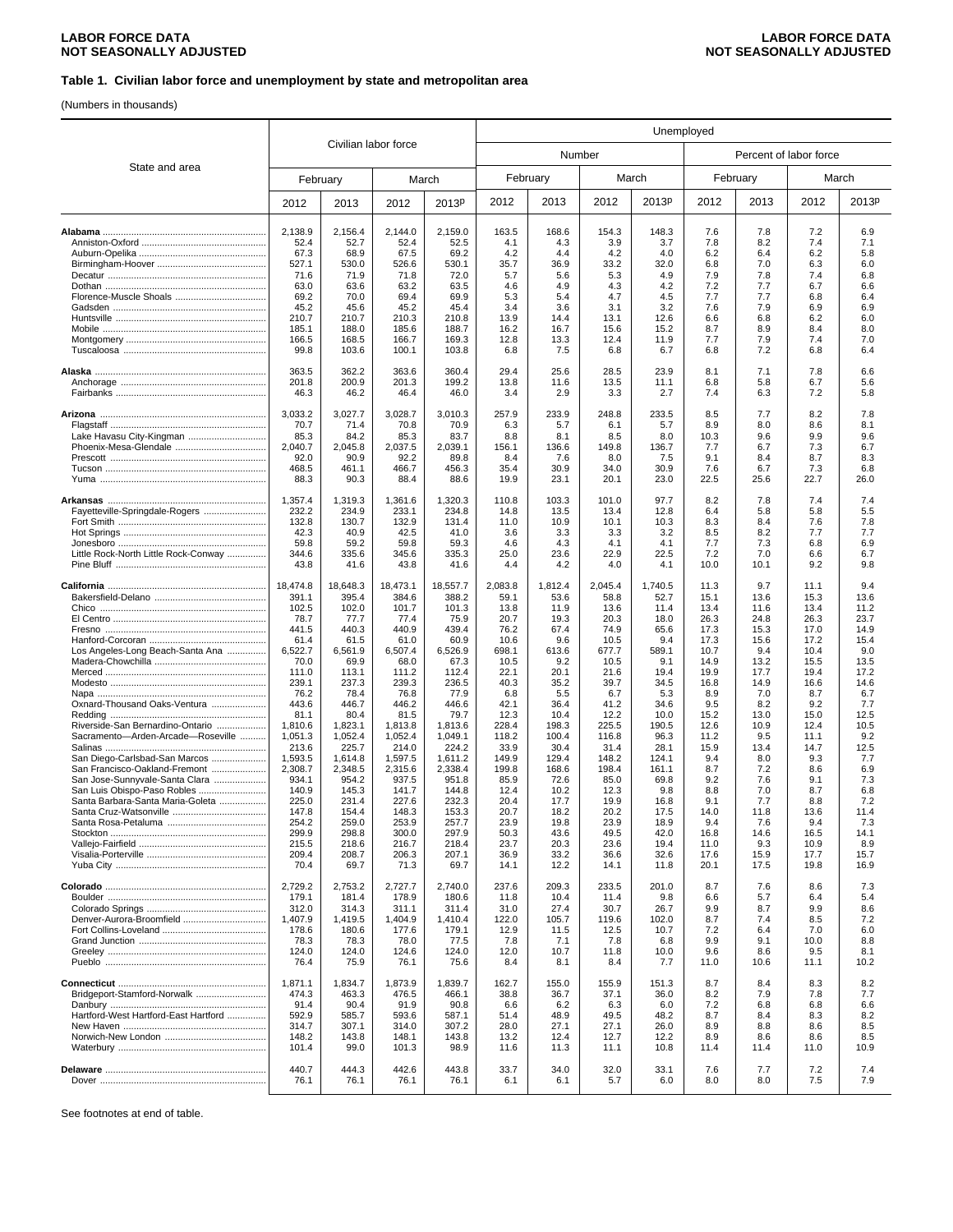**Table 1. Civilian labor force and unemployment by state and metropolitan area**

(Numbers in thousands)

| State and area | Civilian labor force | | | | Unemployed: Number | | | | Unemployed: Percent of labor force | | | |
|---|---|---|---|---|---|---|---|---|---|---|---|---|
| | February | | March | | February | | March | | February | | March | |
| | 2012 | 2013 | 2012 | 2013p | 2012 | 2013 | 2012 | 2013p | 2012 | 2013 | 2012 | 2013p |
| **Alabama** | 2,138.9 | 2,156.4 | 2,144.0 | 2,159.0 | 163.5 | 168.6 | 154.3 | 148.3 | 7.6 | 7.8 | 7.2 | 6.9 |
| Anniston-Oxford | 52.4 | 52.7 | 52.4 | 52.5 | 4.1 | 4.3 | 3.9 | 3.7 | 7.8 | 8.2 | 7.4 | 7.1 |
| Auburn-Opelika | 67.3 | 68.9 | 67.5 | 69.2 | 4.2 | 4.4 | 4.2 | 4.0 | 6.2 | 6.4 | 6.2 | 5.8 |
| Birmingham-Hoover | 527.1 | 530.0 | 526.6 | 530.1 | 35.7 | 36.9 | 33.2 | 32.0 | 6.8 | 7.0 | 6.3 | 6.0 |
| Decatur | 71.6 | 71.9 | 71.8 | 72.0 | 5.7 | 5.6 | 5.3 | 4.9 | 7.9 | 7.8 | 7.4 | 6.8 |
| Dothan | 63.0 | 63.6 | 63.2 | 63.5 | 4.6 | 4.9 | 4.3 | 4.2 | 7.2 | 7.7 | 6.7 | 6.6 |
| Florence-Muscle Shoals | 69.2 | 70.0 | 69.4 | 69.9 | 5.3 | 5.4 | 4.7 | 4.5 | 7.7 | 7.7 | 6.8 | 6.4 |
| Gadsden | 45.2 | 45.6 | 45.2 | 45.4 | 3.4 | 3.6 | 3.1 | 3.2 | 7.6 | 7.9 | 6.9 | 6.9 |
| Huntsville | 210.7 | 210.7 | 210.3 | 210.8 | 13.9 | 14.4 | 13.1 | 12.6 | 6.6 | 6.8 | 6.2 | 6.0 |
| Mobile | 185.1 | 188.0 | 185.6 | 188.7 | 16.2 | 16.7 | 15.6 | 15.2 | 8.7 | 8.9 | 8.4 | 8.0 |
| Montgomery | 166.5 | 168.5 | 166.7 | 169.3 | 12.8 | 13.3 | 12.4 | 11.9 | 7.7 | 7.9 | 7.4 | 7.0 |
| Tuscaloosa | 99.8 | 103.6 | 100.1 | 103.8 | 6.8 | 7.5 | 6.8 | 6.7 | 6.8 | 7.2 | 6.8 | 6.4 |
| **Alaska** | 363.5 | 362.2 | 363.6 | 360.4 | 29.4 | 25.6 | 28.5 | 23.9 | 8.1 | 7.1 | 7.8 | 6.6 |
| Anchorage | 201.8 | 200.9 | 201.3 | 199.2 | 13.8 | 11.6 | 13.5 | 11.1 | 6.8 | 5.8 | 6.7 | 5.6 |
| Fairbanks | 46.3 | 46.2 | 46.4 | 46.0 | 3.4 | 2.9 | 3.3 | 2.7 | 7.4 | 6.3 | 7.2 | 5.8 |
| **Arizona** | 3,033.2 | 3,027.7 | 3,028.7 | 3,010.3 | 257.9 | 233.9 | 248.8 | 233.5 | 8.5 | 7.7 | 8.2 | 7.8 |
| Flagstaff | 70.7 | 71.4 | 70.8 | 70.9 | 6.3 | 5.7 | 6.1 | 5.7 | 8.9 | 8.0 | 8.6 | 8.1 |
| Lake Havasu City-Kingman | 85.3 | 84.2 | 85.3 | 83.7 | 8.8 | 8.1 | 8.5 | 8.0 | 10.3 | 9.6 | 9.9 | 9.6 |
| Phoenix-Mesa-Glendale | 2,040.7 | 2,045.8 | 2,037.5 | 2,039.1 | 156.1 | 136.6 | 149.8 | 136.7 | 7.7 | 6.7 | 7.3 | 6.7 |
| Prescott | 92.0 | 90.9 | 92.2 | 89.8 | 8.4 | 7.6 | 8.0 | 7.5 | 9.1 | 8.4 | 8.7 | 8.3 |
| Tucson | 468.5 | 461.1 | 466.7 | 456.3 | 35.4 | 30.9 | 34.0 | 30.9 | 7.6 | 6.7 | 7.3 | 6.8 |
| Yuma | 88.3 | 90.3 | 88.4 | 88.6 | 19.9 | 23.1 | 20.1 | 23.0 | 22.5 | 25.6 | 22.7 | 26.0 |
| **Arkansas** | 1,357.4 | 1,319.3 | 1,361.6 | 1,320.3 | 110.8 | 103.3 | 101.0 | 97.7 | 8.2 | 7.8 | 7.4 | 7.4 |
| Fayetteville-Springdale-Rogers | 232.2 | 234.9 | 233.1 | 234.8 | 14.8 | 13.5 | 13.4 | 12.8 | 6.4 | 5.8 | 5.8 | 5.5 |
| Fort Smith | 132.8 | 130.7 | 132.9 | 131.4 | 11.0 | 10.9 | 10.1 | 10.3 | 8.3 | 8.4 | 7.6 | 7.8 |
| Hot Springs | 42.3 | 40.9 | 42.5 | 41.0 | 3.6 | 3.3 | 3.3 | 3.2 | 8.5 | 8.2 | 7.7 | 7.7 |
| Jonesboro | 59.8 | 59.2 | 59.8 | 59.3 | 4.6 | 4.3 | 4.1 | 4.1 | 7.7 | 7.3 | 6.8 | 6.9 |
| Little Rock-North Little Rock-Conway | 344.6 | 335.6 | 345.6 | 335.3 | 25.0 | 23.6 | 22.9 | 22.5 | 7.2 | 7.0 | 6.6 | 6.7 |
| Pine Bluff | 43.8 | 41.6 | 43.8 | 41.6 | 4.4 | 4.2 | 4.0 | 4.1 | 10.0 | 10.1 | 9.2 | 9.8 |
| **California** | 18,474.8 | 18,648.3 | 18,473.1 | 18,557.7 | 2,083.8 | 1,812.4 | 2,045.4 | 1,740.5 | 11.3 | 9.7 | 11.1 | 9.4 |
| Bakersfield-Delano | 391.1 | 395.4 | 384.6 | 388.2 | 59.1 | 53.6 | 58.8 | 52.7 | 15.1 | 13.6 | 15.3 | 13.6 |
| Chico | 102.5 | 102.0 | 101.7 | 101.3 | 13.8 | 11.9 | 13.6 | 11.4 | 13.4 | 11.6 | 13.4 | 11.2 |
| El Centro | 78.7 | 77.7 | 77.4 | 75.9 | 20.7 | 19.3 | 20.3 | 18.0 | 26.3 | 24.8 | 26.3 | 23.7 |
| Fresno | 441.5 | 440.3 | 440.9 | 439.4 | 76.2 | 67.4 | 74.9 | 65.6 | 17.3 | 15.3 | 17.0 | 14.9 |
| Hanford-Corcoran | 61.4 | 61.5 | 61.0 | 60.9 | 10.6 | 9.6 | 10.5 | 9.4 | 17.3 | 15.6 | 17.2 | 15.4 |
| Los Angeles-Long Beach-Santa Ana | 6,522.7 | 6,561.9 | 6,507.4 | 6,526.9 | 698.1 | 613.6 | 677.7 | 589.1 | 10.7 | 9.4 | 10.4 | 9.0 |
| Madera-Chowchilla | 70.0 | 69.9 | 68.0 | 67.3 | 10.5 | 9.2 | 10.5 | 9.1 | 14.9 | 13.2 | 15.5 | 13.5 |
| Merced | 111.0 | 113.1 | 111.2 | 112.4 | 22.1 | 20.1 | 21.6 | 19.4 | 19.9 | 17.7 | 19.4 | 17.2 |
| Modesto | 239.1 | 237.3 | 239.3 | 236.5 | 40.3 | 35.2 | 39.7 | 34.5 | 16.8 | 14.9 | 16.6 | 14.6 |
| Napa | 76.2 | 78.4 | 76.8 | 77.9 | 6.8 | 5.5 | 6.7 | 5.3 | 8.9 | 7.0 | 8.7 | 6.7 |
| Oxnard-Thousand Oaks-Ventura | 443.6 | 446.7 | 446.2 | 446.6 | 42.1 | 36.4 | 41.2 | 34.6 | 9.5 | 8.2 | 9.2 | 7.7 |
| Redding | 81.1 | 80.4 | 81.5 | 79.7 | 12.3 | 10.4 | 12.2 | 10.0 | 15.2 | 13.0 | 15.0 | 12.5 |
| Riverside-San Bernardino-Ontario | 1,810.6 | 1,823.1 | 1,813.8 | 1,813.6 | 228.4 | 198.3 | 225.5 | 190.5 | 12.6 | 10.9 | 12.4 | 10.5 |
| Sacramento—Arden-Arcade—Roseville | 1,051.3 | 1,052.4 | 1,052.4 | 1,049.1 | 118.2 | 100.4 | 116.8 | 96.3 | 11.2 | 9.5 | 11.1 | 9.2 |
| Salinas | 213.6 | 225.7 | 214.0 | 224.2 | 33.9 | 30.4 | 31.4 | 28.1 | 15.9 | 13.4 | 14.7 | 12.5 |
| San Diego-Carlsbad-San Marcos | 1,593.5 | 1,614.8 | 1,597.5 | 1,611.2 | 149.9 | 129.4 | 148.2 | 124.1 | 9.4 | 8.0 | 9.3 | 7.7 |
| San Francisco-Oakland-Fremont | 2,308.7 | 2,348.5 | 2,315.6 | 2,338.4 | 199.8 | 168.6 | 198.4 | 161.1 | 8.7 | 7.2 | 8.6 | 6.9 |
| San Jose-Sunnyvale-Santa Clara | 934.1 | 954.2 | 937.5 | 951.8 | 85.9 | 72.6 | 85.0 | 69.8 | 9.2 | 7.6 | 9.1 | 7.3 |
| San Luis Obispo-Paso Robles | 140.9 | 145.3 | 141.7 | 144.8 | 12.4 | 10.2 | 12.3 | 9.8 | 8.8 | 7.0 | 8.7 | 6.8 |
| Santa Barbara-Santa Maria-Goleta | 225.0 | 231.4 | 227.6 | 232.3 | 20.4 | 17.7 | 19.9 | 16.8 | 9.1 | 7.7 | 8.8 | 7.2 |
| Santa Cruz-Watsonville | 147.8 | 154.4 | 148.3 | 153.3 | 20.7 | 18.2 | 20.2 | 17.5 | 14.0 | 11.8 | 13.6 | 11.4 |
| Santa Rosa-Petaluma | 254.2 | 259.0 | 253.9 | 257.7 | 23.9 | 19.8 | 23.9 | 18.9 | 9.4 | 7.6 | 9.4 | 7.3 |
| Stockton | 299.9 | 298.8 | 300.0 | 297.9 | 50.3 | 43.6 | 49.5 | 42.0 | 16.8 | 14.6 | 16.5 | 14.1 |
| Vallejo-Fairfield | 215.5 | 218.6 | 216.7 | 218.4 | 23.7 | 20.3 | 23.6 | 19.4 | 11.0 | 9.3 | 10.9 | 8.9 |
| Visalia-Porterville | 209.4 | 208.7 | 206.3 | 207.1 | 36.9 | 33.2 | 36.6 | 32.6 | 17.6 | 15.9 | 17.7 | 15.7 |
| Yuba City | 70.4 | 69.7 | 71.3 | 69.7 | 14.1 | 12.2 | 14.1 | 11.8 | 20.1 | 17.5 | 19.8 | 16.9 |
| **Colorado** | 2,729.2 | 2,753.2 | 2,727.7 | 2,740.0 | 237.6 | 209.3 | 233.5 | 201.0 | 8.7 | 7.6 | 8.6 | 7.3 |
| Boulder | 179.1 | 181.4 | 178.9 | 180.6 | 11.8 | 10.4 | 11.4 | 9.8 | 6.6 | 5.7 | 6.4 | 5.4 |
| Colorado Springs | 312.0 | 314.3 | 311.1 | 311.4 | 31.0 | 27.4 | 30.7 | 26.7 | 9.9 | 8.7 | 9.9 | 8.6 |
| Denver-Aurora-Broomfield | 1,407.9 | 1,419.5 | 1,404.9 | 1,410.4 | 122.0 | 105.7 | 119.6 | 102.0 | 8.7 | 7.4 | 8.5 | 7.2 |
| Fort Collins-Loveland | 178.6 | 180.6 | 177.6 | 179.1 | 12.9 | 11.5 | 12.5 | 10.7 | 7.2 | 6.4 | 7.0 | 6.0 |
| Grand Junction | 78.3 | 78.3 | 78.0 | 77.5 | 7.8 | 7.1 | 7.8 | 6.8 | 9.9 | 9.1 | 10.0 | 8.8 |
| Greeley | 124.0 | 124.0 | 124.6 | 124.0 | 12.0 | 10.7 | 11.8 | 10.0 | 9.6 | 8.6 | 9.5 | 8.1 |
| Pueblo | 76.4 | 75.9 | 76.1 | 75.6 | 8.4 | 8.1 | 8.4 | 7.7 | 11.0 | 10.6 | 11.1 | 10.2 |
| **Connecticut** | 1,871.1 | 1,834.7 | 1,873.9 | 1,839.7 | 162.7 | 155.0 | 155.9 | 151.3 | 8.7 | 8.4 | 8.3 | 8.2 |
| Bridgeport-Stamford-Norwalk | 474.3 | 463.3 | 476.5 | 466.1 | 38.8 | 36.7 | 37.1 | 36.0 | 8.2 | 7.9 | 7.8 | 7.7 |
| Danbury | 91.4 | 90.4 | 91.9 | 90.8 | 6.6 | 6.2 | 6.3 | 6.0 | 7.2 | 6.8 | 6.8 | 6.6 |
| Hartford-West Hartford-East Hartford | 592.9 | 585.7 | 593.6 | 587.1 | 51.4 | 48.9 | 49.5 | 48.2 | 8.7 | 8.4 | 8.3 | 8.2 |
| New Haven | 314.7 | 307.1 | 314.0 | 307.2 | 28.0 | 27.1 | 27.1 | 26.0 | 8.9 | 8.8 | 8.6 | 8.5 |
| Norwich-New London | 148.2 | 143.8 | 148.1 | 143.8 | 13.2 | 12.4 | 12.7 | 12.2 | 8.9 | 8.6 | 8.6 | 8.5 |
| Waterbury | 101.4 | 99.0 | 101.3 | 98.9 | 11.6 | 11.3 | 11.1 | 10.8 | 11.4 | 11.4 | 11.0 | 10.9 |
| **Delaware** | 440.7 | 444.3 | 442.6 | 443.8 | 33.7 | 34.0 | 32.0 | 33.1 | 7.6 | 7.7 | 7.2 | 7.4 |
| Dover | 76.1 | 76.1 | 76.1 | 76.1 | 6.1 | 6.1 | 5.7 | 6.0 | 8.0 | 8.0 | 7.5 | 7.9 |

See footnotes at end of table.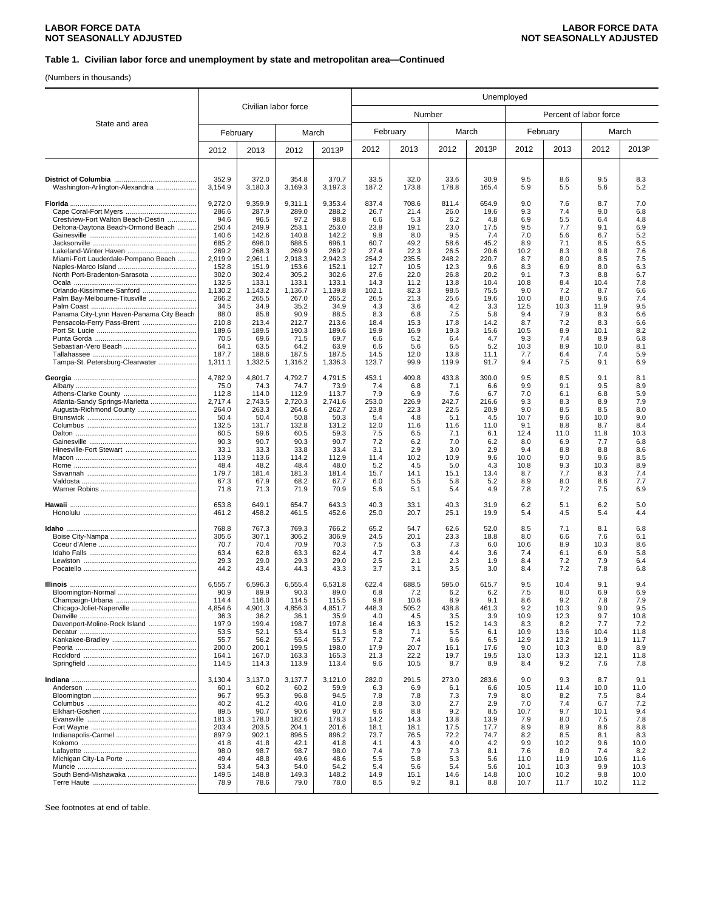**Table 1. Civilian labor force and unemployment by state and metropolitan area—Continued**

(Numbers in thousands)

| State and area | Civilian labor force | | | | Unemployed | | | | | | | |
|---|---|---|---|---|---|---|---|---|---|---|---|---|
| | | | | | Number | | | | Percent of labor force | | | |
| | February | | March | | February | | March | | February | | March | |
| | 2012 | 2013 | 2012 | 2013p | 2012 | 2013 | 2012 | 2013p | 2012 | 2013 | 2012 | 2013p |
| **District of Columbia** | 352.9 | 372.0 | 354.8 | 370.7 | 33.5 | 32.0 | 33.6 | 30.9 | 9.5 | 8.6 | 9.5 | 8.3 |
| Washington-Arlington-Alexandria | 3,154.9 | 3,180.3 | 3,169.3 | 3,197.3 | 187.2 | 173.8 | 178.8 | 165.4 | 5.9 | 5.5 | 5.6 | 5.2 |
| **Florida** | 9,272.0 | 9,359.9 | 9,311.1 | 9,353.4 | 837.4 | 708.6 | 811.4 | 654.9 | 9.0 | 7.6 | 8.7 | 7.0 |
| Cape Coral-Fort Myers | 286.6 | 287.9 | 289.0 | 288.2 | 26.7 | 21.4 | 26.0 | 19.6 | 9.3 | 7.4 | 9.0 | 6.8 |
| Crestview-Fort Walton Beach-Destin | 94.6 | 96.5 | 97.2 | 98.8 | 6.6 | 5.3 | 6.2 | 4.8 | 6.9 | 5.5 | 6.4 | 4.8 |
| Deltona-Daytona Beach-Ormond Beach | 250.4 | 249.9 | 253.1 | 253.0 | 23.8 | 19.1 | 23.0 | 17.5 | 9.5 | 7.7 | 9.1 | 6.9 |
| Gainesville | 140.6 | 142.6 | 140.8 | 142.2 | 9.8 | 8.0 | 9.5 | 7.4 | 7.0 | 5.6 | 6.7 | 5.2 |
| Jacksonville | 685.2 | 696.0 | 688.5 | 696.1 | 60.7 | 49.2 | 58.6 | 45.2 | 8.9 | 7.1 | 8.5 | 6.5 |
| Lakeland-Winter Haven | 269.2 | 268.3 | 269.9 | 269.2 | 27.4 | 22.3 | 26.5 | 20.6 | 10.2 | 8.3 | 9.8 | 7.6 |
| Miami-Fort Lauderdale-Pompano Beach | 2,919.9 | 2,961.1 | 2,918.3 | 2,942.3 | 254.2 | 235.5 | 248.2 | 220.7 | 8.7 | 8.0 | 8.5 | 7.5 |
| Naples-Marco Island | 152.8 | 151.9 | 153.6 | 152.1 | 12.7 | 10.5 | 12.3 | 9.6 | 8.3 | 6.9 | 8.0 | 6.3 |
| North Port-Bradenton-Sarasota | 302.0 | 302.4 | 305.2 | 302.6 | 27.6 | 22.0 | 26.8 | 20.2 | 9.1 | 7.3 | 8.8 | 6.7 |
| Ocala | 132.5 | 133.1 | 133.1 | 133.1 | 14.3 | 11.2 | 13.8 | 10.4 | 10.8 | 8.4 | 10.4 | 7.8 |
| Orlando-Kissimmee-Sanford | 1,130.2 | 1,143.2 | 1,136.7 | 1,139.8 | 102.1 | 82.3 | 98.5 | 75.5 | 9.0 | 7.2 | 8.7 | 6.6 |
| Palm Bay-Melbourne-Titusville | 266.2 | 265.5 | 267.0 | 265.2 | 26.5 | 21.3 | 25.6 | 19.6 | 10.0 | 8.0 | 9.6 | 7.4 |
| Palm Coast | 34.5 | 34.9 | 35.2 | 34.9 | 4.3 | 3.6 | 4.2 | 3.3 | 12.5 | 10.3 | 11.9 | 9.5 |
| Panama City-Lynn Haven-Panama City Beach | 88.0 | 85.8 | 90.9 | 88.5 | 8.3 | 6.8 | 7.5 | 5.8 | 9.4 | 7.9 | 8.3 | 6.6 |
| Pensacola-Ferry Pass-Brent | 210.8 | 213.4 | 212.7 | 213.6 | 18.4 | 15.3 | 17.8 | 14.2 | 8.7 | 7.2 | 8.3 | 6.6 |
| Port St. Lucie | 189.6 | 189.5 | 190.3 | 189.6 | 19.9 | 16.9 | 19.3 | 15.6 | 10.5 | 8.9 | 10.1 | 8.2 |
| Punta Gorda | 70.5 | 69.6 | 71.5 | 69.7 | 6.6 | 5.2 | 6.4 | 4.7 | 9.3 | 7.4 | 8.9 | 6.8 |
| Sebastian-Vero Beach | 64.1 | 63.5 | 64.2 | 63.9 | 6.6 | 5.6 | 6.5 | 5.2 | 10.3 | 8.9 | 10.0 | 8.1 |
| Tallahassee | 187.7 | 188.6 | 187.5 | 187.5 | 14.5 | 12.0 | 13.8 | 11.1 | 7.7 | 6.4 | 7.4 | 5.9 |
| Tampa-St. Petersburg-Clearwater | 1,311.1 | 1,332.5 | 1,316.2 | 1,336.3 | 123.7 | 99.9 | 119.9 | 91.7 | 9.4 | 7.5 | 9.1 | 6.9 |
| **Georgia** | 4,782.9 | 4,801.7 | 4,792.7 | 4,791.5 | 453.1 | 409.8 | 433.8 | 390.0 | 9.5 | 8.5 | 9.1 | 8.1 |
| Albany | 75.0 | 74.3 | 74.7 | 73.9 | 7.4 | 6.8 | 7.1 | 6.6 | 9.9 | 9.1 | 9.5 | 8.9 |
| Athens-Clarke County | 112.8 | 114.0 | 112.9 | 113.7 | 7.9 | 6.9 | 7.6 | 6.7 | 7.0 | 6.1 | 6.8 | 5.9 |
| Atlanta-Sandy Springs-Marietta | 2,717.4 | 2,743.5 | 2,720.3 | 2,741.6 | 253.0 | 226.9 | 242.7 | 216.6 | 9.3 | 8.3 | 8.9 | 7.9 |
| Augusta-Richmond County | 264.0 | 263.3 | 264.6 | 262.7 | 23.8 | 22.3 | 22.5 | 20.9 | 9.0 | 8.5 | 8.5 | 8.0 |
| Brunswick | 50.4 | 50.4 | 50.8 | 50.3 | 5.4 | 4.8 | 5.1 | 4.5 | 10.7 | 9.6 | 10.0 | 9.0 |
| Columbus | 132.5 | 131.7 | 132.8 | 131.2 | 12.0 | 11.6 | 11.6 | 11.0 | 9.1 | 8.8 | 8.7 | 8.4 |
| Dalton | 60.5 | 59.6 | 60.5 | 59.3 | 7.5 | 6.5 | 7.1 | 6.1 | 12.4 | 11.0 | 11.8 | 10.3 |
| Gainesville | 90.3 | 90.7 | 90.3 | 90.7 | 7.2 | 6.2 | 7.0 | 6.2 | 8.0 | 6.9 | 7.7 | 6.8 |
| Hinesville-Fort Stewart | 33.1 | 33.3 | 33.8 | 33.4 | 3.1 | 2.9 | 3.0 | 2.9 | 9.4 | 8.8 | 8.8 | 8.6 |
| Macon | 113.9 | 113.6 | 114.2 | 112.9 | 11.4 | 10.2 | 10.9 | 9.6 | 10.0 | 9.0 | 9.6 | 8.5 |
| Rome | 48.4 | 48.2 | 48.4 | 48.0 | 5.2 | 4.5 | 5.0 | 4.3 | 10.8 | 9.3 | 10.3 | 8.9 |
| Savannah | 179.7 | 181.4 | 181.3 | 181.4 | 15.7 | 14.1 | 15.1 | 13.4 | 8.7 | 7.7 | 8.3 | 7.4 |
| Valdosta | 67.3 | 67.9 | 68.2 | 67.7 | 6.0 | 5.5 | 5.8 | 5.2 | 8.9 | 8.0 | 8.6 | 7.7 |
| Warner Robins | 71.8 | 71.3 | 71.9 | 70.9 | 5.6 | 5.1 | 5.4 | 4.9 | 7.8 | 7.2 | 7.5 | 6.9 |
| **Hawaii** | 653.8 | 649.1 | 654.7 | 643.3 | 40.3 | 33.1 | 40.3 | 31.9 | 6.2 | 5.1 | 6.2 | 5.0 |
| Honolulu | 461.2 | 458.2 | 461.5 | 452.6 | 25.0 | 20.7 | 25.1 | 19.9 | 5.4 | 4.5 | 5.4 | 4.4 |
| **Idaho** | 768.8 | 767.3 | 769.3 | 766.2 | 65.2 | 54.7 | 62.6 | 52.0 | 8.5 | 7.1 | 8.1 | 6.8 |
| Boise City-Nampa | 305.6 | 307.1 | 306.2 | 306.9 | 24.5 | 20.1 | 23.3 | 18.8 | 8.0 | 6.6 | 7.6 | 6.1 |
| Coeur d'Alene | 70.7 | 70.4 | 70.9 | 70.3 | 7.5 | 6.3 | 7.3 | 6.0 | 10.6 | 8.9 | 10.3 | 8.6 |
| Idaho Falls | 63.4 | 62.8 | 63.3 | 62.4 | 4.7 | 3.8 | 4.4 | 3.6 | 7.4 | 6.1 | 6.9 | 5.8 |
| Lewiston | 29.3 | 29.0 | 29.3 | 29.0 | 2.5 | 2.1 | 2.3 | 1.9 | 8.4 | 7.2 | 7.9 | 6.4 |
| Pocatello | 44.2 | 43.4 | 44.3 | 43.3 | 3.7 | 3.1 | 3.5 | 3.0 | 8.4 | 7.2 | 7.8 | 6.8 |
| **Illinois** | 6,555.7 | 6,596.3 | 6,555.4 | 6,531.8 | 622.4 | 688.5 | 595.0 | 615.7 | 9.5 | 10.4 | 9.1 | 9.4 |
| Bloomington-Normal | 90.9 | 89.9 | 90.3 | 89.0 | 6.8 | 7.2 | 6.2 | 6.2 | 7.5 | 8.0 | 6.9 | 6.9 |
| Champaign-Urbana | 114.4 | 116.0 | 114.5 | 115.5 | 9.8 | 10.6 | 8.9 | 9.1 | 8.6 | 9.2 | 7.8 | 7.9 |
| Chicago-Joliet-Naperville | 4,854.6 | 4,901.3 | 4,856.3 | 4,851.7 | 448.3 | 505.2 | 438.8 | 461.3 | 9.2 | 10.3 | 9.0 | 9.5 |
| Danville | 36.3 | 36.2 | 36.1 | 35.9 | 4.0 | 4.5 | 3.5 | 3.9 | 10.9 | 12.3 | 9.7 | 10.8 |
| Davenport-Moline-Rock Island | 197.9 | 199.4 | 198.7 | 197.8 | 16.4 | 16.3 | 15.2 | 14.3 | 8.3 | 8.2 | 7.7 | 7.2 |
| Decatur | 53.5 | 52.1 | 53.4 | 51.3 | 5.8 | 7.1 | 5.5 | 6.1 | 10.9 | 13.6 | 10.4 | 11.8 |
| Kankakee-Bradley | 55.7 | 56.2 | 55.4 | 55.7 | 7.2 | 7.4 | 6.6 | 6.5 | 12.9 | 13.2 | 11.9 | 11.7 |
| Peoria | 200.0 | 200.1 | 199.5 | 198.0 | 17.9 | 20.7 | 16.1 | 17.6 | 9.0 | 10.3 | 8.0 | 8.9 |
| Rockford | 164.1 | 167.0 | 163.3 | 165.3 | 21.3 | 22.2 | 19.7 | 19.5 | 13.0 | 13.3 | 12.1 | 11.8 |
| Springfield | 114.5 | 114.3 | 113.9 | 113.4 | 9.6 | 10.5 | 8.7 | 8.9 | 8.4 | 9.2 | 7.6 | 7.8 |
| **Indiana** | 3,130.4 | 3,137.0 | 3,137.7 | 3,121.0 | 282.0 | 291.5 | 273.0 | 283.6 | 9.0 | 9.3 | 8.7 | 9.1 |
| Anderson | 60.1 | 60.2 | 60.2 | 59.9 | 6.3 | 6.9 | 6.1 | 6.6 | 10.5 | 11.4 | 10.0 | 11.0 |
| Bloomington | 96.7 | 95.3 | 96.8 | 94.5 | 7.8 | 7.8 | 7.3 | 7.9 | 8.0 | 8.2 | 7.5 | 8.4 |
| Columbus | 40.2 | 41.2 | 40.6 | 41.0 | 2.8 | 3.0 | 2.7 | 2.9 | 7.0 | 7.4 | 6.7 | 7.2 |
| Elkhart-Goshen | 89.5 | 90.7 | 90.6 | 90.7 | 9.6 | 8.8 | 9.2 | 8.5 | 10.7 | 9.7 | 10.1 | 9.4 |
| Evansville | 181.3 | 178.0 | 182.6 | 178.3 | 14.2 | 14.3 | 13.8 | 13.9 | 7.9 | 8.0 | 7.5 | 7.8 |
| Fort Wayne | 203.4 | 203.5 | 204.1 | 201.6 | 18.1 | 18.1 | 17.5 | 17.7 | 8.9 | 8.9 | 8.6 | 8.8 |
| Indianapolis-Carmel | 897.9 | 902.1 | 896.5 | 896.2 | 73.7 | 76.5 | 72.2 | 74.7 | 8.2 | 8.5 | 8.1 | 8.3 |
| Kokomo | 41.8 | 41.8 | 42.1 | 41.8 | 4.1 | 4.3 | 4.0 | 4.2 | 9.9 | 10.2 | 9.6 | 10.0 |
| Lafayette | 98.0 | 98.7 | 98.7 | 98.0 | 7.4 | 7.9 | 7.3 | 8.1 | 7.6 | 8.0 | 7.4 | 8.2 |
| Michigan City-La Porte | 49.4 | 48.8 | 49.6 | 48.6 | 5.5 | 5.8 | 5.3 | 5.6 | 11.0 | 11.9 | 10.6 | 11.6 |
| Muncie | 53.4 | 54.3 | 54.0 | 54.2 | 5.4 | 5.6 | 5.4 | 5.6 | 10.1 | 10.3 | 9.9 | 10.3 |
| South Bend-Mishawaka | 149.5 | 148.8 | 149.3 | 148.2 | 14.9 | 15.1 | 14.6 | 14.8 | 10.0 | 10.2 | 9.8 | 10.0 |
| Terre Haute | 78.9 | 78.6 | 79.0 | 78.0 | 8.5 | 9.2 | 8.1 | 8.8 | 10.7 | 11.7 | 10.2 | 11.2 |

See footnotes at end of table.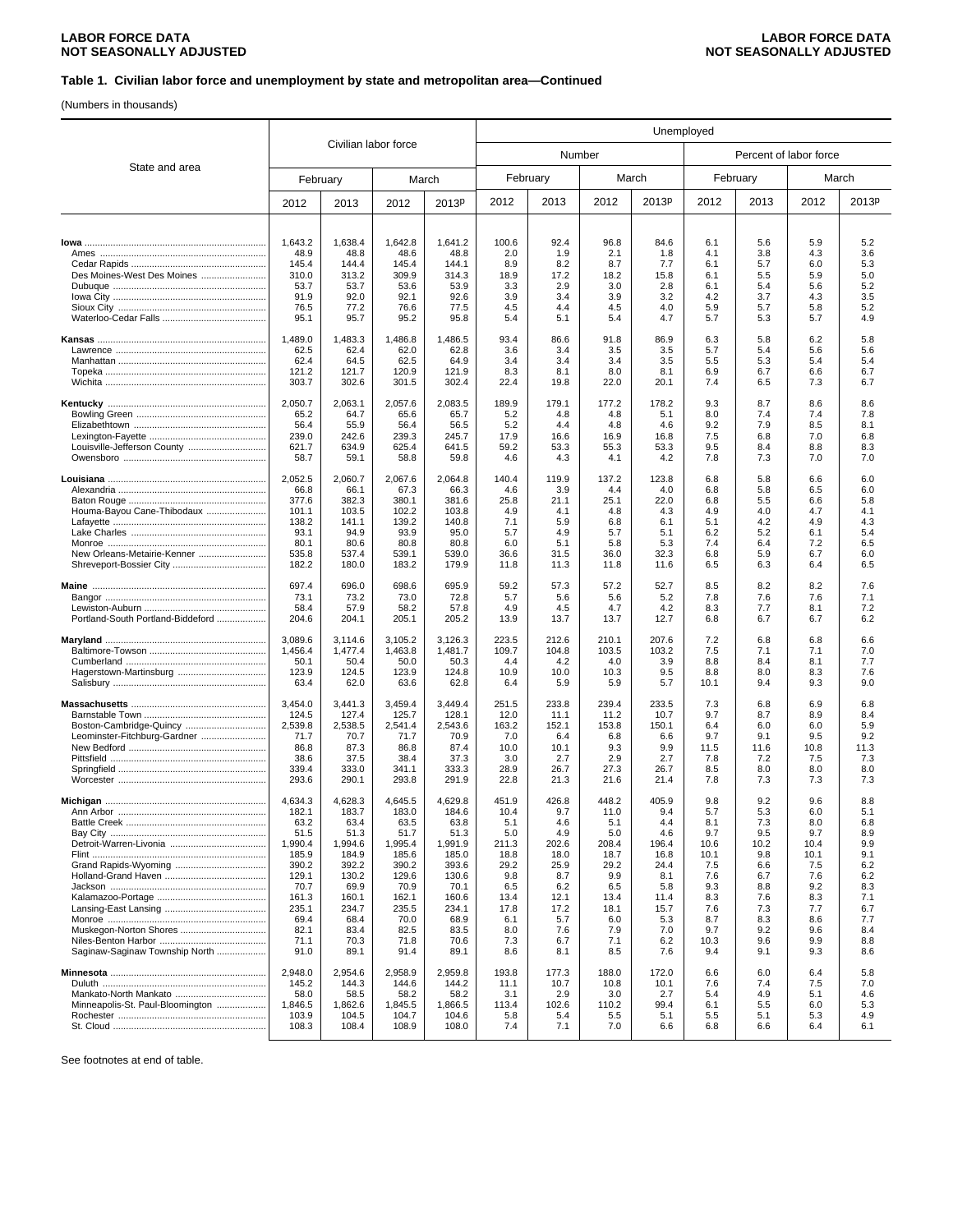LABOR FORCE DATA
NOT SEASONALLY ADJUSTED

### Table 1. Civilian labor force and unemployment by state and metropolitan area—Continued

(Numbers in thousands)

| State and area | Civilian labor force | | | | Unemployed | | | | | | | |
|---|---|---|---|---|---|---|---|---|---|---|---|---|
| | | | | | Number | | | | Percent of labor force | | | |
| | February | | March | | February | | March | | February | | March | |
| | 2012 | 2013 | 2012 | 2013p | 2012 | 2013 | 2012 | 2013p | 2012 | 2013 | 2012 | 2013p |
| **Iowa** | 1,643.2 | 1,638.4 | 1,642.8 | 1,641.2 | 100.6 | 92.4 | 96.8 | 84.6 | 6.1 | 5.6 | 5.9 | 5.2 |
| Ames | 48.9 | 48.8 | 48.6 | 48.8 | 2.0 | 1.9 | 2.1 | 1.8 | 4.1 | 3.8 | 4.3 | 3.6 |
| Cedar Rapids | 145.4 | 144.4 | 145.4 | 144.1 | 8.9 | 8.2 | 8.7 | 7.7 | 6.1 | 5.7 | 6.0 | 5.3 |
| Des Moines-West Des Moines | 310.0 | 313.2 | 309.9 | 314.3 | 18.9 | 17.2 | 18.2 | 15.8 | 6.1 | 5.5 | 5.9 | 5.0 |
| Dubuque | 53.7 | 53.7 | 53.6 | 53.9 | 3.3 | 2.9 | 3.0 | 2.8 | 6.1 | 5.4 | 5.6 | 5.2 |
| Iowa City | 91.9 | 92.0 | 92.1 | 92.6 | 3.9 | 3.4 | 3.9 | 3.2 | 4.2 | 3.7 | 4.3 | 3.5 |
| Sioux City | 76.5 | 77.2 | 76.6 | 77.5 | 4.5 | 4.4 | 4.5 | 4.0 | 5.9 | 5.7 | 5.8 | 5.2 |
| Waterloo-Cedar Falls | 95.1 | 95.7 | 95.2 | 95.8 | 5.4 | 5.1 | 5.4 | 4.7 | 5.7 | 5.3 | 5.7 | 4.9 |
| **Kansas** | 1,489.0 | 1,483.3 | 1,486.8 | 1,486.5 | 93.4 | 86.6 | 91.8 | 86.9 | 6.3 | 5.8 | 6.2 | 5.8 |
| Lawrence | 62.5 | 62.4 | 62.0 | 62.8 | 3.6 | 3.4 | 3.5 | 3.5 | 5.7 | 5.4 | 5.6 | 5.6 |
| Manhattan | 62.4 | 64.5 | 62.5 | 64.9 | 3.4 | 3.4 | 3.4 | 3.5 | 5.5 | 5.3 | 5.4 | 5.4 |
| Topeka | 121.2 | 121.7 | 120.9 | 121.9 | 8.3 | 8.1 | 8.0 | 8.1 | 6.9 | 6.7 | 6.6 | 6.7 |
| Wichita | 303.7 | 302.6 | 301.5 | 302.4 | 22.4 | 19.8 | 22.0 | 20.1 | 7.4 | 6.5 | 7.3 | 6.7 |
| **Kentucky** | 2,050.7 | 2,063.1 | 2,057.6 | 2,083.5 | 189.9 | 179.1 | 177.2 | 178.2 | 9.3 | 8.7 | 8.6 | 8.6 |
| Bowling Green | 65.2 | 64.7 | 65.6 | 65.7 | 5.2 | 4.8 | 4.8 | 5.1 | 8.0 | 7.4 | 7.4 | 7.8 |
| Elizabethtown | 56.4 | 55.9 | 56.4 | 56.5 | 5.2 | 4.4 | 4.8 | 4.6 | 9.2 | 7.9 | 8.5 | 8.1 |
| Lexington-Fayette | 239.0 | 242.6 | 239.3 | 245.7 | 17.9 | 16.6 | 16.9 | 16.8 | 7.5 | 6.8 | 7.0 | 6.8 |
| Louisville-Jefferson County | 621.7 | 634.9 | 625.4 | 641.5 | 59.2 | 53.3 | 55.3 | 53.3 | 9.5 | 8.4 | 8.8 | 8.3 |
| Owensboro | 58.7 | 59.1 | 58.8 | 59.8 | 4.6 | 4.3 | 4.1 | 4.2 | 7.8 | 7.3 | 7.0 | 7.0 |
| **Louisiana** | 2,052.5 | 2,060.7 | 2,067.6 | 2,064.8 | 140.4 | 119.9 | 137.2 | 123.8 | 6.8 | 5.8 | 6.6 | 6.0 |
| Alexandria | 66.8 | 66.1 | 67.3 | 66.3 | 4.6 | 3.9 | 4.4 | 4.0 | 6.8 | 5.8 | 6.5 | 6.0 |
| Baton Rouge | 377.6 | 382.3 | 380.1 | 381.6 | 25.8 | 21.1 | 25.1 | 22.0 | 6.8 | 5.5 | 6.6 | 5.8 |
| Houma-Bayou Cane-Thibodaux | 101.1 | 103.5 | 102.2 | 103.8 | 4.9 | 4.1 | 4.8 | 4.3 | 4.9 | 4.0 | 4.7 | 4.1 |
| Lafayette | 138.2 | 141.1 | 139.2 | 140.8 | 7.1 | 5.9 | 6.8 | 6.1 | 5.1 | 4.2 | 4.9 | 4.3 |
| Lake Charles | 93.1 | 94.9 | 93.9 | 95.0 | 5.7 | 4.9 | 5.7 | 5.1 | 6.2 | 5.2 | 6.1 | 5.4 |
| Monroe | 80.1 | 80.6 | 80.8 | 80.8 | 6.0 | 5.1 | 5.8 | 5.3 | 7.4 | 6.4 | 7.2 | 6.5 |
| New Orleans-Metairie-Kenner | 535.8 | 537.4 | 539.1 | 539.0 | 36.6 | 31.5 | 36.0 | 32.3 | 6.8 | 5.9 | 6.7 | 6.0 |
| Shreveport-Bossier City | 182.2 | 180.0 | 183.2 | 179.9 | 11.8 | 11.3 | 11.8 | 11.6 | 6.5 | 6.3 | 6.4 | 6.5 |
| **Maine** | 697.4 | 696.0 | 698.6 | 695.9 | 59.2 | 57.3 | 57.2 | 52.7 | 8.5 | 8.2 | 8.2 | 7.6 |
| Bangor | 73.1 | 73.2 | 73.0 | 72.8 | 5.7 | 5.6 | 5.6 | 5.2 | 7.8 | 7.6 | 7.6 | 7.1 |
| Lewiston-Auburn | 58.4 | 57.9 | 58.2 | 57.8 | 4.9 | 4.5 | 4.7 | 4.2 | 8.3 | 7.7 | 8.1 | 7.2 |
| Portland-South Portland-Biddeford | 204.6 | 204.1 | 205.1 | 205.2 | 13.9 | 13.7 | 13.7 | 12.7 | 6.8 | 6.7 | 6.7 | 6.2 |
| **Maryland** | 3,089.6 | 3,114.6 | 3,105.2 | 3,126.3 | 223.5 | 212.6 | 210.1 | 207.6 | 7.2 | 6.8 | 6.8 | 6.6 |
| Baltimore-Towson | 1,456.4 | 1,477.4 | 1,463.8 | 1,481.7 | 109.7 | 104.8 | 103.5 | 103.2 | 7.5 | 7.1 | 7.1 | 7.0 |
| Cumberland | 50.1 | 50.4 | 50.0 | 50.3 | 4.4 | 4.2 | 4.0 | 3.9 | 8.8 | 8.4 | 8.1 | 7.7 |
| Hagerstown-Martinsburg | 123.9 | 124.5 | 123.9 | 124.8 | 10.9 | 10.0 | 10.3 | 9.5 | 8.8 | 8.0 | 8.3 | 7.6 |
| Salisbury | 63.4 | 62.0 | 63.6 | 62.8 | 6.4 | 5.9 | 5.9 | 5.7 | 10.1 | 9.4 | 9.3 | 9.0 |
| **Massachusetts** | 3,454.0 | 3,441.3 | 3,459.4 | 3,449.4 | 251.5 | 233.8 | 239.4 | 233.5 | 7.3 | 6.8 | 6.9 | 6.8 |
| Barnstable Town | 124.5 | 127.4 | 125.7 | 128.1 | 12.0 | 11.1 | 11.2 | 10.7 | 9.7 | 8.7 | 8.9 | 8.4 |
| Boston-Cambridge-Quincy | 2,539.8 | 2,538.5 | 2,541.4 | 2,543.6 | 163.2 | 152.1 | 153.8 | 150.1 | 6.4 | 6.0 | 6.0 | 5.9 |
| Leominster-Fitchburg-Gardner | 71.7 | 70.7 | 71.7 | 70.9 | 7.0 | 6.4 | 6.8 | 6.6 | 9.7 | 9.1 | 9.5 | 9.2 |
| New Bedford | 86.8 | 87.3 | 86.8 | 87.4 | 10.0 | 10.1 | 9.3 | 9.9 | 11.5 | 11.6 | 10.8 | 11.3 |
| Pittsfield | 38.6 | 37.5 | 38.4 | 37.3 | 3.0 | 2.7 | 2.9 | 2.7 | 7.8 | 7.2 | 7.5 | 7.3 |
| Springfield | 339.4 | 333.0 | 341.1 | 333.3 | 28.9 | 26.7 | 27.3 | 26.7 | 8.5 | 8.0 | 8.0 | 8.0 |
| Worcester | 293.6 | 290.1 | 293.8 | 291.9 | 22.8 | 21.3 | 21.6 | 21.4 | 7.8 | 7.3 | 7.3 | 7.3 |
| **Michigan** | 4,634.3 | 4,628.3 | 4,645.5 | 4,629.8 | 451.9 | 426.8 | 448.2 | 405.9 | 9.8 | 9.2 | 9.6 | 8.8 |
| Ann Arbor | 182.1 | 183.7 | 183.0 | 184.6 | 10.4 | 9.7 | 11.0 | 9.4 | 5.7 | 5.3 | 6.0 | 5.1 |
| Battle Creek | 63.2 | 63.4 | 63.5 | 63.8 | 5.1 | 4.6 | 5.1 | 4.4 | 8.1 | 7.3 | 8.0 | 6.8 |
| Bay City | 51.5 | 51.3 | 51.7 | 51.3 | 5.0 | 4.9 | 5.0 | 4.6 | 9.7 | 9.5 | 9.7 | 8.9 |
| Detroit-Warren-Livonia | 1,990.4 | 1,994.6 | 1,995.4 | 1,991.9 | 211.3 | 202.6 | 208.4 | 196.4 | 10.6 | 10.2 | 10.4 | 9.9 |
| Flint | 185.9 | 184.9 | 185.6 | 185.0 | 18.8 | 18.0 | 18.7 | 16.8 | 10.1 | 9.8 | 10.1 | 9.1 |
| Grand Rapids-Wyoming | 390.2 | 392.2 | 390.2 | 393.6 | 29.2 | 25.9 | 29.2 | 24.4 | 7.5 | 6.6 | 7.5 | 6.2 |
| Holland-Grand Haven | 129.1 | 130.2 | 129.6 | 130.6 | 9.8 | 8.7 | 9.9 | 8.1 | 7.6 | 6.7 | 7.6 | 6.2 |
| Jackson | 70.7 | 69.9 | 70.9 | 70.1 | 6.5 | 6.2 | 6.5 | 5.8 | 9.3 | 8.8 | 9.2 | 8.3 |
| Kalamazoo-Portage | 161.3 | 160.1 | 162.1 | 160.6 | 13.4 | 12.1 | 13.4 | 11.4 | 8.3 | 7.6 | 8.3 | 7.1 |
| Lansing-East Lansing | 235.1 | 234.7 | 235.5 | 234.1 | 17.8 | 17.2 | 18.1 | 15.7 | 7.6 | 7.3 | 7.7 | 6.7 |
| Monroe | 69.4 | 68.4 | 70.0 | 68.9 | 6.1 | 5.7 | 6.0 | 5.3 | 8.7 | 8.3 | 8.6 | 7.7 |
| Muskegon-Norton Shores | 82.1 | 83.4 | 82.5 | 83.5 | 8.0 | 7.6 | 7.9 | 7.0 | 9.7 | 9.2 | 9.6 | 8.4 |
| Niles-Benton Harbor | 71.1 | 70.3 | 71.8 | 70.6 | 7.3 | 6.7 | 7.1 | 6.2 | 10.3 | 9.6 | 9.9 | 8.8 |
| Saginaw-Saginaw Township North | 91.0 | 89.1 | 91.4 | 89.1 | 8.6 | 8.1 | 8.5 | 7.6 | 9.4 | 9.1 | 9.3 | 8.6 |
| **Minnesota** | 2,948.0 | 2,954.6 | 2,958.9 | 2,959.8 | 193.8 | 177.3 | 188.0 | 172.0 | 6.6 | 6.0 | 6.4 | 5.8 |
| Duluth | 145.2 | 144.3 | 144.6 | 144.2 | 11.1 | 10.7 | 10.8 | 10.1 | 7.6 | 7.4 | 7.5 | 7.0 |
| Mankato-North Mankato | 58.0 | 58.5 | 58.2 | 58.2 | 3.1 | 2.9 | 3.0 | 2.7 | 5.4 | 4.9 | 5.1 | 4.6 |
| Minneapolis-St. Paul-Bloomington | 1,846.5 | 1,862.6 | 1,845.5 | 1,866.5 | 113.4 | 102.6 | 110.2 | 99.4 | 6.1 | 5.5 | 6.0 | 5.3 |
| Rochester | 103.9 | 104.5 | 104.7 | 104.6 | 5.8 | 5.4 | 5.5 | 5.1 | 5.5 | 5.1 | 5.3 | 4.9 |
| St. Cloud | 108.3 | 108.4 | 108.9 | 108.0 | 7.4 | 7.1 | 7.0 | 6.6 | 6.8 | 6.6 | 6.4 | 6.1 |

See footnotes at end of table.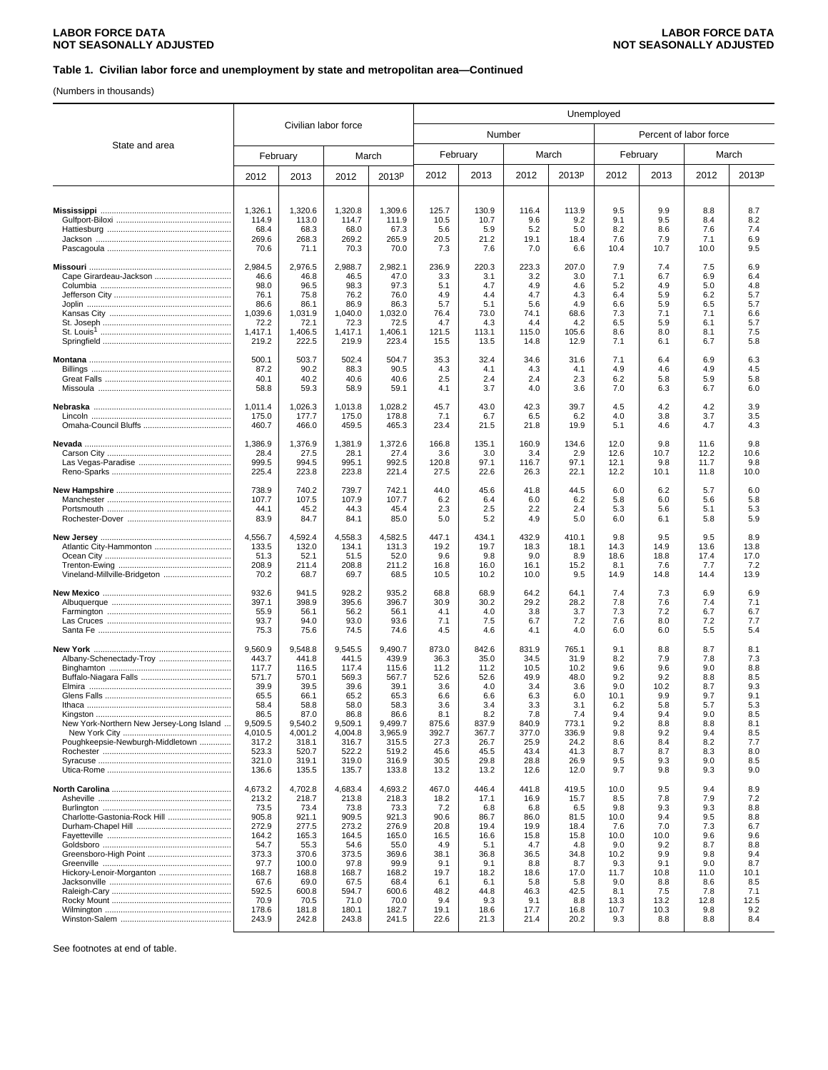## Table 1. Civilian labor force and unemployment by state and metropolitan area—Continued

(Numbers in thousands)

| State and area | Civilian labor force | | | | Unemployed | | | | | | | |
|---|---|---|---|---|---|---|---|---|---|---|---|---|
| | | | | | Number | | | | Percent of labor force | | | |
| | February | | March | | February | | March | | February | | March | |
| | 2012 | 2013 | 2012 | 2013p | 2012 | 2013 | 2012 | 2013p | 2012 | 2013 | 2012 | 2013p |
| **Mississippi** | 1,326.1 | 1,320.6 | 1,320.8 | 1,309.6 | 125.7 | 130.9 | 116.4 | 113.9 | 9.5 | 9.9 | 8.8 | 8.7 |
| Gulfport-Biloxi | 114.9 | 113.0 | 114.7 | 111.9 | 10.5 | 10.7 | 9.6 | 9.2 | 9.1 | 9.5 | 8.4 | 8.2 |
| Hattiesburg | 68.4 | 68.3 | 68.0 | 67.3 | 5.6 | 5.9 | 5.2 | 5.0 | 8.2 | 8.6 | 7.6 | 7.4 |
| Jackson | 269.6 | 268.3 | 269.2 | 265.9 | 20.5 | 21.2 | 19.1 | 18.4 | 7.6 | 7.9 | 7.1 | 6.9 |
| Pascagoula | 70.6 | 71.1 | 70.3 | 70.0 | 7.3 | 7.6 | 7.0 | 6.6 | 10.4 | 10.7 | 10.0 | 9.5 |
| **Missouri** | 2,984.5 | 2,976.5 | 2,988.7 | 2,982.1 | 236.9 | 220.3 | 223.3 | 207.0 | 7.9 | 7.4 | 7.5 | 6.9 |
| Cape Girardeau-Jackson | 46.6 | 46.8 | 46.5 | 47.0 | 3.3 | 3.1 | 3.2 | 3.0 | 7.1 | 6.7 | 6.9 | 6.4 |
| Columbia | 98.0 | 96.5 | 98.3 | 97.3 | 5.1 | 4.7 | 4.9 | 4.6 | 5.2 | 4.9 | 5.0 | 4.8 |
| Jefferson City | 76.1 | 75.8 | 76.2 | 76.0 | 4.9 | 4.4 | 4.7 | 4.3 | 6.4 | 5.9 | 6.2 | 5.7 |
| Joplin | 86.6 | 86.1 | 86.9 | 86.3 | 5.7 | 5.1 | 5.6 | 4.9 | 6.6 | 5.9 | 6.5 | 5.7 |
| Kansas City | 1,039.6 | 1,031.9 | 1,040.0 | 1,032.0 | 76.4 | 73.0 | 74.1 | 68.6 | 7.3 | 7.1 | 7.1 | 6.6 |
| St. Joseph | 72.2 | 72.1 | 72.3 | 72.5 | 4.7 | 4.3 | 4.4 | 4.2 | 6.5 | 5.9 | 6.1 | 5.7 |
| St. Louis[1] | 1,417.1 | 1,406.5 | 1,417.1 | 1,406.1 | 121.5 | 113.1 | 115.0 | 105.6 | 8.6 | 8.0 | 8.1 | 7.5 |
| Springfield | 219.2 | 222.5 | 219.9 | 223.4 | 15.5 | 13.5 | 14.8 | 12.9 | 7.1 | 6.1 | 6.7 | 5.8 |
| **Montana** | 500.1 | 503.7 | 502.4 | 504.7 | 35.3 | 32.4 | 34.6 | 31.6 | 7.1 | 6.4 | 6.9 | 6.3 |
| Billings | 87.2 | 90.2 | 88.3 | 90.5 | 4.3 | 4.1 | 4.3 | 4.1 | 4.9 | 4.6 | 4.9 | 4.5 |
| Great Falls | 40.1 | 40.2 | 40.6 | 40.6 | 2.5 | 2.4 | 2.4 | 2.3 | 6.2 | 5.8 | 5.9 | 5.8 |
| Missoula | 58.8 | 59.3 | 58.9 | 59.1 | 4.1 | 3.7 | 4.0 | 3.6 | 7.0 | 6.3 | 6.7 | 6.0 |
| **Nebraska** | 1,011.4 | 1,026.3 | 1,013.8 | 1,028.2 | 45.7 | 43.0 | 42.3 | 39.7 | 4.5 | 4.2 | 4.2 | 3.9 |
| Lincoln | 175.0 | 177.7 | 175.0 | 178.8 | 7.1 | 6.7 | 6.5 | 6.2 | 4.0 | 3.8 | 3.7 | 3.5 |
| Omaha-Council Bluffs | 460.7 | 466.0 | 459.5 | 465.3 | 23.4 | 21.5 | 21.8 | 19.9 | 5.1 | 4.6 | 4.7 | 4.3 |
| **Nevada** | 1,386.9 | 1,376.9 | 1,381.9 | 1,372.6 | 166.8 | 135.1 | 160.9 | 134.6 | 12.0 | 9.8 | 11.6 | 9.8 |
| Carson City | 28.4 | 27.5 | 28.1 | 27.4 | 3.6 | 3.0 | 3.4 | 2.9 | 12.6 | 10.7 | 12.2 | 10.6 |
| Las Vegas-Paradise | 999.5 | 994.5 | 995.1 | 992.5 | 120.8 | 97.1 | 116.7 | 97.1 | 12.1 | 9.8 | 11.7 | 9.8 |
| Reno-Sparks | 225.4 | 223.8 | 223.8 | 221.4 | 27.5 | 22.6 | 26.3 | 22.1 | 12.2 | 10.1 | 11.8 | 10.0 |
| **New Hampshire** | 738.9 | 740.2 | 739.7 | 742.1 | 44.0 | 45.6 | 41.8 | 44.5 | 6.0 | 6.2 | 5.7 | 6.0 |
| Manchester | 107.7 | 107.5 | 107.9 | 107.7 | 6.2 | 6.4 | 6.0 | 6.2 | 5.8 | 6.0 | 5.6 | 5.8 |
| Portsmouth | 44.1 | 45.2 | 44.3 | 45.4 | 2.3 | 2.5 | 2.2 | 2.4 | 5.3 | 5.6 | 5.1 | 5.3 |
| Rochester-Dover | 83.9 | 84.7 | 84.1 | 85.0 | 5.0 | 5.2 | 4.9 | 5.0 | 6.0 | 6.1 | 5.8 | 5.9 |
| **New Jersey** | 4,556.7 | 4,592.4 | 4,558.3 | 4,582.5 | 447.1 | 434.1 | 432.9 | 410.1 | 9.8 | 9.5 | 9.5 | 8.9 |
| Atlantic City-Hammonton | 133.5 | 132.0 | 134.1 | 131.3 | 19.2 | 19.7 | 18.3 | 18.1 | 14.3 | 14.9 | 13.6 | 13.8 |
| Ocean City | 51.3 | 52.1 | 51.5 | 52.0 | 9.6 | 9.8 | 9.0 | 8.9 | 18.6 | 18.8 | 17.4 | 17.0 |
| Trenton-Ewing | 208.9 | 211.4 | 208.8 | 211.2 | 16.8 | 16.0 | 16.1 | 15.2 | 8.1 | 7.6 | 7.7 | 7.2 |
| Vineland-Millville-Bridgeton | 70.2 | 68.7 | 69.7 | 68.5 | 10.5 | 10.2 | 10.0 | 9.5 | 14.9 | 14.8 | 14.4 | 13.9 |
| **New Mexico** | 932.6 | 941.5 | 928.2 | 935.2 | 68.8 | 68.9 | 64.2 | 64.1 | 7.4 | 7.3 | 6.9 | 6.9 |
| Albuquerque | 397.1 | 398.9 | 395.6 | 396.7 | 30.9 | 30.2 | 29.2 | 28.2 | 7.8 | 7.6 | 7.4 | 7.1 |
| Farmington | 55.9 | 56.1 | 56.2 | 56.1 | 4.1 | 4.0 | 3.8 | 3.7 | 7.3 | 7.2 | 6.7 | 6.7 |
| Las Cruces | 93.7 | 94.0 | 93.0 | 93.6 | 7.1 | 7.5 | 6.7 | 7.2 | 7.6 | 8.0 | 7.2 | 7.7 |
| Santa Fe | 75.3 | 75.6 | 74.5 | 74.6 | 4.5 | 4.6 | 4.1 | 4.0 | 6.0 | 6.0 | 5.5 | 5.4 |
| **New York** | 9,560.9 | 9,548.8 | 9,545.5 | 9,490.7 | 873.0 | 842.6 | 831.9 | 765.1 | 9.1 | 8.8 | 8.7 | 8.1 |
| Albany-Schenectady-Troy | 443.7 | 441.8 | 441.5 | 439.9 | 36.3 | 35.0 | 34.5 | 31.9 | 8.2 | 7.9 | 7.8 | 7.3 |
| Binghamton | 117.7 | 116.5 | 117.4 | 115.6 | 11.2 | 11.2 | 10.5 | 10.2 | 9.6 | 9.6 | 9.0 | 8.8 |
| Buffalo-Niagara Falls | 571.7 | 570.1 | 569.3 | 567.7 | 52.6 | 52.6 | 49.9 | 48.0 | 9.2 | 9.2 | 8.8 | 8.5 |
| Elmira | 39.9 | 39.5 | 39.6 | 39.1 | 3.6 | 4.0 | 3.4 | 3.6 | 9.0 | 10.2 | 8.7 | 9.3 |
| Glens Falls | 65.5 | 66.1 | 65.2 | 65.3 | 6.6 | 6.6 | 6.3 | 6.0 | 10.1 | 9.9 | 9.7 | 9.1 |
| Ithaca | 58.4 | 58.8 | 58.0 | 58.3 | 3.6 | 3.4 | 3.3 | 3.1 | 6.2 | 5.8 | 5.7 | 5.3 |
| Kingston | 86.5 | 87.0 | 86.8 | 86.6 | 8.1 | 8.2 | 7.8 | 7.4 | 9.4 | 9.4 | 9.0 | 8.5 |
| New York-Northern New Jersey-Long Island | 9,509.5 | 9,540.2 | 9,509.1 | 9,499.7 | 875.6 | 837.9 | 840.9 | 773.1 | 9.2 | 8.8 | 8.8 | 8.1 |
| New York City | 4,010.5 | 4,001.2 | 4,004.8 | 3,965.9 | 392.7 | 367.7 | 377.0 | 336.9 | 9.8 | 9.2 | 9.4 | 8.5 |
| Poughkeepsie-Newburgh-Middletown | 317.2 | 318.1 | 316.7 | 315.5 | 27.3 | 26.7 | 25.9 | 24.2 | 8.6 | 8.4 | 8.2 | 7.7 |
| Rochester | 523.3 | 520.7 | 522.2 | 519.2 | 45.6 | 45.5 | 43.4 | 41.3 | 8.7 | 8.7 | 8.3 | 8.0 |
| Syracuse | 321.0 | 319.1 | 319.0 | 316.9 | 30.5 | 29.8 | 28.8 | 26.9 | 9.5 | 9.3 | 9.0 | 8.5 |
| Utica-Rome | 136.6 | 135.5 | 135.7 | 133.8 | 13.2 | 13.2 | 12.6 | 12.0 | 9.7 | 9.8 | 9.3 | 9.0 |
| **North Carolina** | 4,673.2 | 4,702.8 | 4,683.4 | 4,693.2 | 467.0 | 446.4 | 441.8 | 419.5 | 10.0 | 9.5 | 9.4 | 8.9 |
| Asheville | 213.2 | 218.7 | 213.8 | 218.3 | 18.2 | 17.1 | 16.9 | 15.7 | 8.5 | 7.8 | 7.9 | 7.2 |
| Burlington | 73.5 | 73.4 | 73.8 | 73.3 | 7.2 | 6.8 | 6.8 | 6.5 | 9.8 | 9.3 | 9.3 | 8.8 |
| Charlotte-Gastonia-Rock Hill | 905.8 | 921.1 | 909.5 | 921.3 | 90.6 | 86.7 | 86.0 | 81.5 | 10.0 | 9.4 | 9.5 | 8.8 |
| Durham-Chapel Hill | 272.9 | 277.5 | 273.2 | 276.9 | 20.8 | 19.4 | 19.9 | 18.4 | 7.6 | 7.0 | 7.3 | 6.7 |
| Fayetteville | 164.2 | 165.3 | 164.5 | 165.0 | 16.5 | 16.6 | 15.8 | 15.8 | 10.0 | 10.0 | 9.6 | 9.6 |
| Goldsboro | 54.7 | 55.3 | 54.6 | 55.0 | 4.9 | 5.1 | 4.7 | 4.8 | 9.0 | 9.2 | 8.7 | 8.8 |
| Greensboro-High Point | 373.3 | 370.6 | 373.5 | 369.6 | 38.1 | 36.8 | 36.5 | 34.8 | 10.2 | 9.9 | 9.8 | 9.4 |
| Greenville | 97.7 | 100.0 | 97.8 | 99.9 | 9.1 | 9.1 | 8.8 | 8.7 | 9.3 | 9.1 | 9.0 | 8.7 |
| Hickory-Lenoir-Morganton | 168.7 | 168.8 | 168.7 | 168.2 | 19.7 | 18.2 | 18.6 | 17.0 | 11.7 | 10.8 | 11.0 | 10.1 |
| Jacksonville | 67.6 | 69.0 | 67.5 | 68.4 | 6.1 | 6.1 | 5.8 | 5.8 | 9.0 | 8.8 | 8.6 | 8.5 |
| Raleigh-Cary | 592.5 | 600.8 | 594.7 | 600.6 | 48.2 | 44.8 | 46.3 | 42.5 | 8.1 | 7.5 | 7.8 | 7.1 |
| Rocky Mount | 70.9 | 70.5 | 71.0 | 70.0 | 9.4 | 9.3 | 9.1 | 8.8 | 13.3 | 13.2 | 12.8 | 12.5 |
| Wilmington | 178.6 | 181.8 | 180.1 | 182.7 | 19.1 | 18.6 | 17.7 | 16.8 | 10.7 | 10.3 | 9.8 | 9.2 |
| Winston-Salem | 243.9 | 242.8 | 243.8 | 241.5 | 22.6 | 21.3 | 21.4 | 20.2 | 9.3 | 8.8 | 8.8 | 8.4 |

See footnotes at end of table.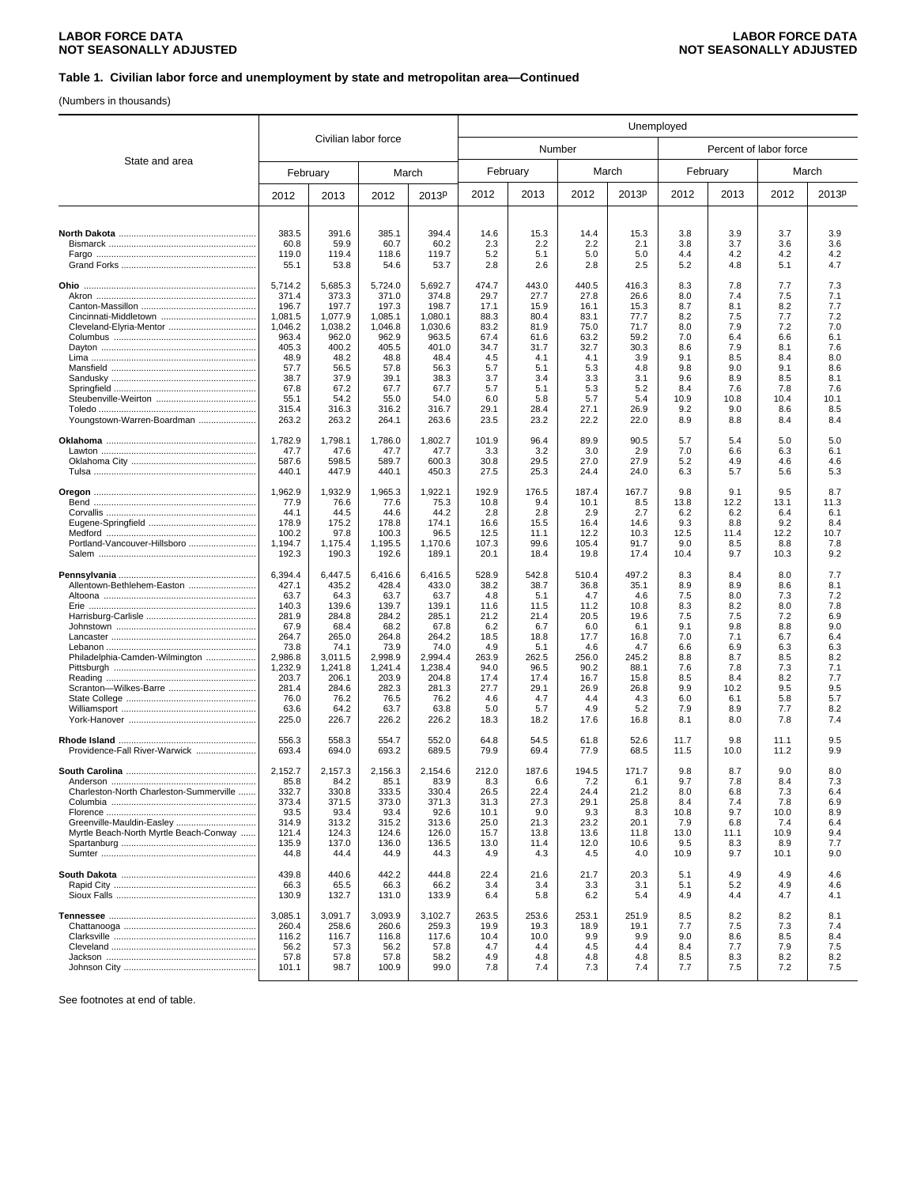LABOR FORCE DATA
NOT SEASONALLY ADJUSTED

**Table 1. Civilian labor force and unemployment by state and metropolitan area—Continued**

(Numbers in thousands)

| State and area | Civilian labor force | | | | Unemployed | | | | | | | |
|---|---|---|---|---|---|---|---|---|---|---|---|---|
| | | | | | Number | | | | Percent of labor force | | | |
| | February | | March | | February | | March | | February | | March | |
| | 2012 | 2013 | 2012 | 2013p | 2012 | 2013 | 2012 | 2013p | 2012 | 2013 | 2012 | 2013p |
| **North Dakota** | 383.5 | 391.6 | 385.1 | 394.4 | 14.6 | 15.3 | 14.4 | 15.3 | 3.8 | 3.9 | 3.7 | 3.9 |
| Bismarck | 60.8 | 59.9 | 60.7 | 60.2 | 2.3 | 2.2 | 2.2 | 2.1 | 3.8 | 3.7 | 3.6 | 3.6 |
| Fargo | 119.0 | 119.4 | 118.6 | 119.7 | 5.2 | 5.1 | 5.0 | 5.0 | 4.4 | 4.2 | 4.2 | 4.2 |
| Grand Forks | 55.1 | 53.8 | 54.6 | 53.7 | 2.8 | 2.6 | 2.8 | 2.5 | 5.2 | 4.8 | 5.1 | 4.7 |
| **Ohio** | 5,714.2 | 5,685.3 | 5,724.0 | 5,692.7 | 474.7 | 443.0 | 440.5 | 416.3 | 8.3 | 7.8 | 7.7 | 7.3 |
| Akron | 371.4 | 373.3 | 371.0 | 374.8 | 29.7 | 27.7 | 27.8 | 26.6 | 8.0 | 7.4 | 7.5 | 7.1 |
| Canton-Massillon | 196.7 | 197.7 | 197.3 | 198.7 | 17.1 | 15.9 | 16.1 | 15.3 | 8.7 | 8.1 | 8.2 | 7.7 |
| Cincinnati-Middletown | 1,081.5 | 1,077.9 | 1,085.1 | 1,080.1 | 88.3 | 80.4 | 83.1 | 77.7 | 8.2 | 7.5 | 7.7 | 7.2 |
| Cleveland-Elyria-Mentor | 1,046.2 | 1,038.2 | 1,046.8 | 1,030.6 | 83.2 | 81.9 | 75.0 | 71.7 | 8.0 | 7.9 | 7.2 | 7.0 |
| Columbus | 963.4 | 962.0 | 962.9 | 963.5 | 67.4 | 61.6 | 63.2 | 59.2 | 7.0 | 6.4 | 6.6 | 6.1 |
| Dayton | 405.3 | 400.2 | 405.5 | 401.0 | 34.7 | 31.7 | 32.7 | 30.3 | 8.6 | 7.9 | 8.1 | 7.6 |
| Lima | 48.9 | 48.2 | 48.8 | 48.4 | 4.5 | 4.1 | 4.1 | 3.9 | 9.1 | 8.5 | 8.4 | 8.0 |
| Mansfield | 57.7 | 56.5 | 57.8 | 56.3 | 5.7 | 5.1 | 5.3 | 4.8 | 9.8 | 9.0 | 9.1 | 8.6 |
| Sandusky | 38.7 | 37.9 | 39.1 | 38.3 | 3.7 | 3.4 | 3.3 | 3.1 | 9.6 | 8.9 | 8.5 | 8.1 |
| Springfield | 67.8 | 67.2 | 67.7 | 67.7 | 5.7 | 5.1 | 5.3 | 5.2 | 8.4 | 7.6 | 7.8 | 7.6 |
| Steubenville-Weirton | 55.1 | 54.2 | 55.0 | 54.0 | 6.0 | 5.8 | 5.7 | 5.4 | 10.9 | 10.8 | 10.4 | 10.1 |
| Toledo | 315.4 | 316.3 | 316.2 | 316.7 | 29.1 | 28.4 | 27.1 | 26.9 | 9.2 | 9.0 | 8.6 | 8.5 |
| Youngstown-Warren-Boardman | 263.2 | 263.2 | 264.1 | 263.6 | 23.5 | 23.2 | 22.2 | 22.0 | 8.9 | 8.8 | 8.4 | 8.4 |
| **Oklahoma** | 1,782.9 | 1,798.1 | 1,786.0 | 1,802.7 | 101.9 | 96.4 | 89.9 | 90.5 | 5.7 | 5.4 | 5.0 | 5.0 |
| Lawton | 47.7 | 47.6 | 47.7 | 47.7 | 3.3 | 3.2 | 3.0 | 2.9 | 7.0 | 6.6 | 6.3 | 6.1 |
| Oklahoma City | 587.6 | 598.5 | 589.7 | 600.3 | 30.8 | 29.5 | 27.0 | 27.9 | 5.2 | 4.9 | 4.6 | 4.6 |
| Tulsa | 440.1 | 447.9 | 440.1 | 450.3 | 27.5 | 25.3 | 24.4 | 24.0 | 6.3 | 5.7 | 5.6 | 5.3 |
| **Oregon** | 1,962.9 | 1,932.9 | 1,965.3 | 1,922.1 | 192.9 | 176.5 | 187.4 | 167.7 | 9.8 | 9.1 | 9.5 | 8.7 |
| Bend | 77.9 | 76.6 | 77.6 | 75.3 | 10.8 | 9.4 | 10.1 | 8.5 | 13.8 | 12.2 | 13.1 | 11.3 |
| Corvallis | 44.1 | 44.5 | 44.6 | 44.2 | 2.8 | 2.8 | 2.9 | 2.7 | 6.2 | 6.2 | 6.4 | 6.1 |
| Eugene-Springfield | 178.9 | 175.2 | 178.8 | 174.1 | 16.6 | 15.5 | 16.4 | 14.6 | 9.3 | 8.8 | 9.2 | 8.4 |
| Medford | 100.2 | 97.8 | 100.3 | 96.5 | 12.5 | 11.1 | 12.2 | 10.3 | 12.5 | 11.4 | 12.2 | 10.7 |
| Portland-Vancouver-Hillsboro | 1,194.7 | 1,175.4 | 1,195.5 | 1,170.6 | 107.3 | 99.6 | 105.4 | 91.7 | 9.0 | 8.5 | 8.8 | 7.8 |
| Salem | 192.3 | 190.3 | 192.6 | 189.1 | 20.1 | 18.4 | 19.8 | 17.4 | 10.4 | 9.7 | 10.3 | 9.2 |
| **Pennsylvania** | 6,394.4 | 6,447.5 | 6,416.6 | 6,416.5 | 528.9 | 542.8 | 510.4 | 497.2 | 8.3 | 8.4 | 8.0 | 7.7 |
| Allentown-Bethlehem-Easton | 427.1 | 435.2 | 428.4 | 433.0 | 38.2 | 38.7 | 36.8 | 35.1 | 8.9 | 8.9 | 8.6 | 8.1 |
| Altoona | 63.7 | 64.3 | 63.7 | 63.7 | 4.8 | 5.1 | 4.7 | 4.6 | 7.5 | 8.0 | 7.3 | 7.2 |
| Erie | 140.3 | 139.6 | 139.7 | 139.1 | 11.6 | 11.5 | 11.2 | 10.8 | 8.3 | 8.2 | 8.0 | 7.8 |
| Harrisburg-Carlisle | 281.9 | 284.8 | 284.2 | 285.1 | 21.2 | 21.4 | 20.5 | 19.6 | 7.5 | 7.5 | 7.2 | 6.9 |
| Johnstown | 67.9 | 68.4 | 68.2 | 67.8 | 6.2 | 6.7 | 6.0 | 6.1 | 9.1 | 9.8 | 8.8 | 9.0 |
| Lancaster | 264.7 | 265.0 | 264.8 | 264.2 | 18.5 | 18.8 | 17.7 | 16.8 | 7.0 | 7.1 | 6.7 | 6.4 |
| Lebanon | 73.8 | 74.1 | 73.9 | 74.0 | 4.9 | 5.1 | 4.6 | 4.7 | 6.6 | 6.9 | 6.3 | 6.3 |
| Philadelphia-Camden-Wilmington | 2,986.8 | 3,011.5 | 2,998.9 | 2,994.4 | 263.9 | 262.5 | 256.0 | 245.2 | 8.8 | 8.7 | 8.5 | 8.2 |
| Pittsburgh | 1,232.9 | 1,241.8 | 1,241.4 | 1,238.4 | 94.0 | 96.5 | 90.2 | 88.1 | 7.6 | 7.8 | 7.3 | 7.1 |
| Reading | 203.7 | 206.1 | 203.9 | 204.8 | 17.4 | 17.4 | 16.7 | 15.8 | 8.5 | 8.4 | 8.2 | 7.7 |
| Scranton—Wilkes-Barre | 281.4 | 284.6 | 282.3 | 281.3 | 27.7 | 29.1 | 26.9 | 26.8 | 9.9 | 10.2 | 9.5 | 9.5 |
| State College | 76.0 | 76.2 | 76.5 | 76.2 | 4.6 | 4.7 | 4.4 | 4.3 | 6.0 | 6.1 | 5.8 | 5.7 |
| Williamsport | 63.6 | 64.2 | 63.7 | 63.8 | 5.0 | 5.7 | 4.9 | 5.2 | 7.9 | 8.9 | 7.7 | 8.2 |
| York-Hanover | 225.0 | 226.7 | 226.2 | 226.2 | 18.3 | 18.2 | 17.6 | 16.8 | 8.1 | 8.0 | 7.8 | 7.4 |
| **Rhode Island** | 556.3 | 558.3 | 554.7 | 552.0 | 64.8 | 54.5 | 61.8 | 52.6 | 11.7 | 9.8 | 11.1 | 9.5 |
| Providence-Fall River-Warwick | 693.4 | 694.0 | 693.2 | 689.5 | 79.9 | 69.4 | 77.9 | 68.5 | 11.5 | 10.0 | 11.2 | 9.9 |
| **South Carolina** | 2,152.7 | 2,157.3 | 2,156.3 | 2,154.6 | 212.0 | 187.6 | 194.5 | 171.7 | 9.8 | 8.7 | 9.0 | 8.0 |
| Anderson | 85.8 | 84.2 | 85.1 | 83.9 | 8.3 | 6.6 | 7.2 | 6.1 | 9.7 | 7.8 | 8.4 | 7.3 |
| Charleston-North Charleston-Summerville | 332.7 | 330.8 | 333.5 | 330.4 | 26.5 | 22.4 | 24.4 | 21.2 | 8.0 | 6.8 | 7.3 | 6.4 |
| Columbia | 373.4 | 371.5 | 373.0 | 371.3 | 31.3 | 27.3 | 29.1 | 25.8 | 8.4 | 7.4 | 7.8 | 6.9 |
| Florence | 93.5 | 93.4 | 93.4 | 92.6 | 10.1 | 9.0 | 9.3 | 8.3 | 10.8 | 9.7 | 10.0 | 8.9 |
| Greenville-Mauldin-Easley | 314.9 | 313.2 | 315.2 | 313.6 | 25.0 | 21.3 | 23.2 | 20.1 | 7.9 | 6.8 | 7.4 | 6.4 |
| Myrtle Beach-North Myrtle Beach-Conway | 121.4 | 124.3 | 124.6 | 126.0 | 15.7 | 13.8 | 13.6 | 11.8 | 13.0 | 11.1 | 10.9 | 9.4 |
| Spartanburg | 135.9 | 137.0 | 136.0 | 136.5 | 13.0 | 11.4 | 12.0 | 10.6 | 9.5 | 8.3 | 8.9 | 7.7 |
| Sumter | 44.8 | 44.4 | 44.9 | 44.3 | 4.9 | 4.3 | 4.5 | 4.0 | 10.9 | 9.7 | 10.1 | 9.0 |
| **South Dakota** | 439.8 | 440.6 | 442.2 | 444.8 | 22.4 | 21.6 | 21.7 | 20.3 | 5.1 | 4.9 | 4.9 | 4.6 |
| Rapid City | 66.3 | 65.5 | 66.3 | 66.2 | 3.4 | 3.4 | 3.3 | 3.1 | 5.1 | 5.2 | 4.9 | 4.6 |
| Sioux Falls | 130.9 | 132.7 | 131.0 | 133.9 | 6.4 | 5.8 | 6.2 | 5.4 | 4.9 | 4.4 | 4.7 | 4.1 |
| **Tennessee** | 3,085.1 | 3,091.7 | 3,093.9 | 3,102.7 | 263.5 | 253.6 | 253.1 | 251.9 | 8.5 | 8.2 | 8.2 | 8.1 |
| Chattanooga | 260.4 | 258.6 | 260.6 | 259.3 | 19.9 | 19.3 | 18.9 | 19.1 | 7.7 | 7.5 | 7.3 | 7.4 |
| Clarksville | 116.2 | 116.7 | 116.8 | 117.6 | 10.4 | 10.0 | 9.9 | 9.9 | 9.0 | 8.6 | 8.5 | 8.4 |
| Cleveland | 56.2 | 57.3 | 56.2 | 57.8 | 4.7 | 4.4 | 4.5 | 4.4 | 8.4 | 7.7 | 7.9 | 7.5 |
| Jackson | 57.8 | 57.8 | 57.8 | 58.2 | 4.9 | 4.8 | 4.8 | 4.8 | 8.5 | 8.3 | 8.2 | 8.2 |
| Johnson City | 101.1 | 98.7 | 100.9 | 99.0 | 7.8 | 7.4 | 7.3 | 7.4 | 7.7 | 7.5 | 7.2 | 7.5 |

See footnotes at end of table.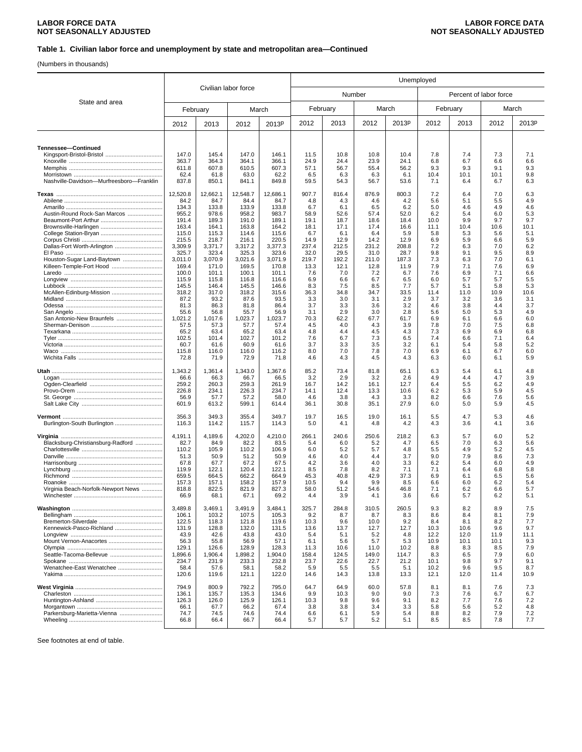## Table 1. Civilian labor force and unemployment by state and metropolitan area—Continued

(Numbers in thousands)

| State and area | Civilian labor force | | | | Unemployed | | | | | | | |
|---|---|---|---|---|---|---|---|---|---|---|---|---|
| | | | | | Number | | | | Percent of labor force | | | |
| | February | | March | | February | | March | | February | | March | |
| | 2012 | 2013 | 2012 | 2013p | 2012 | 2013 | 2012 | 2013p | 2012 | 2013 | 2012 | 2013p |
| **Tennessee—Continued** | | | | | | | | | | | | |
| Kingsport-Bristol-Bristol | 147.0 | 145.4 | 147.0 | 146.1 | 11.5 | 10.8 | 10.8 | 10.4 | 7.8 | 7.4 | 7.3 | 7.1 |
| Knoxville | 363.7 | 364.3 | 364.1 | 366.1 | 24.9 | 24.4 | 23.9 | 24.1 | 6.8 | 6.7 | 6.6 | 6.6 |
| Memphis | 611.8 | 607.8 | 610.5 | 607.3 | 57.1 | 56.7 | 55.4 | 56.2 | 9.3 | 9.3 | 9.1 | 9.3 |
| Morristown | 62.4 | 61.8 | 63.0 | 62.2 | 6.5 | 6.3 | 6.3 | 6.1 | 10.4 | 10.1 | 10.1 | 9.8 |
| Nashville-Davidson—Murfreesboro—Franklin | 837.8 | 850.1 | 841.1 | 849.8 | 59.5 | 54.3 | 56.7 | 53.6 | 7.1 | 6.4 | 6.7 | 6.3 |
| **Texas** | 12,520.8 | 12,662.1 | 12,548.7 | 12,686.1 | 907.7 | 816.4 | 876.9 | 800.3 | 7.2 | 6.4 | 7.0 | 6.3 |
| Abilene | 84.2 | 84.7 | 84.4 | 84.7 | 4.8 | 4.3 | 4.6 | 4.2 | 5.6 | 5.1 | 5.5 | 4.9 |
| Amarillo | 134.3 | 133.8 | 133.9 | 133.8 | 6.7 | 6.1 | 6.5 | 6.2 | 5.0 | 4.6 | 4.9 | 4.6 |
| Austin-Round Rock-San Marcos | 955.2 | 978.6 | 958.2 | 983.7 | 58.9 | 52.6 | 57.4 | 52.0 | 6.2 | 5.4 | 6.0 | 5.3 |
| Beaumont-Port Arthur | 191.4 | 189.3 | 191.0 | 189.1 | 19.1 | 18.7 | 18.6 | 18.4 | 10.0 | 9.9 | 9.7 | 9.7 |
| Brownsville-Harlingen | 163.4 | 164.1 | 163.8 | 164.2 | 18.1 | 17.1 | 17.4 | 16.6 | 11.1 | 10.4 | 10.6 | 10.1 |
| College Station-Bryan | 115.0 | 115.3 | 114.6 | 115.6 | 6.7 | 6.1 | 6.4 | 5.9 | 5.8 | 5.3 | 5.6 | 5.1 |
| Corpus Christi | 215.5 | 218.7 | 216.1 | 220.5 | 14.9 | 12.9 | 14.2 | 12.9 | 6.9 | 5.9 | 6.6 | 5.9 |
| Dallas-Fort Worth-Arlington | 3,309.9 | 3,371.7 | 3,317.2 | 3,377.3 | 237.4 | 212.5 | 231.2 | 208.8 | 7.2 | 6.3 | 7.0 | 6.2 |
| El Paso | 325.7 | 323.4 | 325.3 | 323.6 | 32.0 | 29.5 | 31.0 | 28.7 | 9.8 | 9.1 | 9.5 | 8.9 |
| Houston-Sugar Land-Baytown | 3,011.0 | 3,070.9 | 3,021.6 | 3,071.9 | 219.7 | 192.2 | 211.0 | 187.3 | 7.3 | 6.3 | 7.0 | 6.1 |
| Killeen-Temple-Fort Hood | 169.4 | 171.0 | 169.5 | 170.8 | 13.3 | 12.1 | 12.8 | 11.9 | 7.9 | 7.1 | 7.6 | 6.9 |
| Laredo | 100.0 | 101.1 | 100.1 | 101.1 | 7.6 | 7.0 | 7.2 | 6.7 | 7.6 | 6.9 | 7.1 | 6.6 |
| Longview | 115.9 | 115.8 | 116.8 | 116.6 | 6.9 | 6.6 | 6.7 | 6.5 | 6.0 | 5.7 | 5.7 | 5.5 |
| Lubbock | 145.5 | 146.4 | 145.5 | 146.6 | 8.3 | 7.5 | 8.5 | 7.7 | 5.7 | 5.1 | 5.8 | 5.3 |
| McAllen-Edinburg-Mission | 318.2 | 317.0 | 318.2 | 315.6 | 36.3 | 34.8 | 34.7 | 33.5 | 11.4 | 11.0 | 10.9 | 10.6 |
| Midland | 87.2 | 93.2 | 87.6 | 93.5 | 3.3 | 3.0 | 3.1 | 2.9 | 3.7 | 3.2 | 3.6 | 3.1 |
| Odessa | 81.3 | 86.3 | 81.8 | 86.4 | 3.7 | 3.3 | 3.6 | 3.2 | 4.6 | 3.8 | 4.4 | 3.7 |
| San Angelo | 55.6 | 56.8 | 55.7 | 56.9 | 3.1 | 2.9 | 3.0 | 2.8 | 5.6 | 5.0 | 5.3 | 4.9 |
| San Antonio-New Braunfels | 1,021.2 | 1,017.6 | 1,023.7 | 1,023.7 | 70.3 | 62.2 | 67.7 | 61.7 | 6.9 | 6.1 | 6.6 | 6.0 |
| Sherman-Denison | 57.5 | 57.3 | 57.7 | 57.4 | 4.5 | 4.0 | 4.3 | 3.9 | 7.8 | 7.0 | 7.5 | 6.8 |
| Texarkana | 65.2 | 63.4 | 65.2 | 63.4 | 4.8 | 4.4 | 4.5 | 4.3 | 7.3 | 6.9 | 6.9 | 6.8 |
| Tyler | 102.5 | 101.4 | 102.7 | 101.2 | 7.6 | 6.7 | 7.3 | 6.5 | 7.4 | 6.6 | 7.1 | 6.4 |
| Victoria | 60.7 | 61.6 | 60.9 | 61.6 | 3.7 | 3.3 | 3.5 | 3.2 | 6.1 | 5.4 | 5.8 | 5.2 |
| Waco | 115.8 | 116.0 | 116.0 | 116.2 | 8.0 | 7.0 | 7.8 | 7.0 | 6.9 | 6.1 | 6.7 | 6.0 |
| Wichita Falls | 72.8 | 71.9 | 72.9 | 71.8 | 4.6 | 4.3 | 4.5 | 4.3 | 6.3 | 6.0 | 6.1 | 5.9 |
| **Utah** | 1,343.2 | 1,361.4 | 1,343.0 | 1,367.6 | 85.2 | 73.4 | 81.8 | 65.1 | 6.3 | 5.4 | 6.1 | 4.8 |
| Logan | 66.6 | 66.3 | 66.7 | 66.5 | 3.2 | 2.9 | 3.2 | 2.6 | 4.9 | 4.4 | 4.7 | 3.9 |
| Ogden-Clearfield | 259.2 | 260.3 | 259.3 | 261.9 | 16.7 | 14.2 | 16.1 | 12.7 | 6.4 | 5.5 | 6.2 | 4.9 |
| Provo-Orem | 226.8 | 234.1 | 226.3 | 234.7 | 14.1 | 12.4 | 13.3 | 10.6 | 6.2 | 5.3 | 5.9 | 4.5 |
| St. George | 56.9 | 57.7 | 57.2 | 58.0 | 4.6 | 3.8 | 4.3 | 3.3 | 8.2 | 6.6 | 7.6 | 5.6 |
| Salt Lake City | 601.9 | 613.2 | 599.1 | 614.4 | 36.1 | 30.8 | 35.1 | 27.9 | 6.0 | 5.0 | 5.9 | 4.5 |
| **Vermont** | 356.3 | 349.3 | 355.4 | 349.7 | 19.7 | 16.5 | 19.0 | 16.1 | 5.5 | 4.7 | 5.3 | 4.6 |
| Burlington-South Burlington | 116.3 | 114.2 | 115.7 | 114.3 | 5.0 | 4.1 | 4.8 | 4.2 | 4.3 | 3.6 | 4.1 | 3.6 |
| **Virginia** | 4,191.1 | 4,189.6 | 4,202.0 | 4,210.0 | 266.1 | 240.6 | 250.6 | 218.2 | 6.3 | 5.7 | 6.0 | 5.2 |
| Blacksburg-Christiansburg-Radford | 82.7 | 84.9 | 82.2 | 83.5 | 5.4 | 6.0 | 5.2 | 4.7 | 6.5 | 7.0 | 6.3 | 5.6 |
| Charlottesville | 110.2 | 105.9 | 110.2 | 106.9 | 6.0 | 5.2 | 5.7 | 4.8 | 5.5 | 4.9 | 5.2 | 4.5 |
| Danville | 51.3 | 50.9 | 51.2 | 50.9 | 4.6 | 4.0 | 4.4 | 3.7 | 9.0 | 7.9 | 8.6 | 7.3 |
| Harrisonburg | 67.8 | 67.7 | 67.2 | 67.5 | 4.2 | 3.6 | 4.0 | 3.3 | 6.2 | 5.4 | 6.0 | 4.9 |
| Lynchburg | 119.9 | 122.1 | 120.4 | 122.1 | 8.5 | 7.8 | 8.2 | 7.1 | 7.1 | 6.4 | 6.8 | 5.8 |
| Richmond | 659.5 | 664.5 | 662.2 | 664.9 | 45.3 | 40.8 | 42.9 | 37.3 | 6.9 | 6.1 | 6.5 | 5.6 |
| Roanoke | 157.3 | 157.1 | 158.2 | 157.9 | 10.5 | 9.4 | 9.9 | 8.5 | 6.6 | 6.0 | 6.2 | 5.4 |
| Virginia Beach-Norfolk-Newport News | 818.8 | 822.5 | 821.9 | 827.3 | 58.0 | 51.2 | 54.6 | 46.8 | 7.1 | 6.2 | 6.6 | 5.7 |
| Winchester | 66.9 | 68.1 | 67.1 | 69.2 | 4.4 | 3.9 | 4.1 | 3.6 | 6.6 | 5.7 | 6.2 | 5.1 |
| **Washington** | 3,489.8 | 3,469.1 | 3,491.9 | 3,484.1 | 325.7 | 284.8 | 310.5 | 260.5 | 9.3 | 8.2 | 8.9 | 7.5 |
| Bellingham | 106.1 | 103.2 | 107.5 | 105.3 | 9.2 | 8.7 | 8.7 | 8.3 | 8.6 | 8.4 | 8.1 | 7.9 |
| Bremerton-Silverdale | 122.5 | 118.3 | 121.8 | 119.6 | 10.3 | 9.6 | 10.0 | 9.2 | 8.4 | 8.1 | 8.2 | 7.7 |
| Kennewick-Pasco-Richland | 131.9 | 128.8 | 132.0 | 131.5 | 13.6 | 13.7 | 12.7 | 12.7 | 10.3 | 10.6 | 9.6 | 9.7 |
| Longview | 43.9 | 42.6 | 43.8 | 43.0 | 5.4 | 5.1 | 5.2 | 4.8 | 12.2 | 12.0 | 11.9 | 11.1 |
| Mount Vernon-Anacortes | 56.3 | 55.8 | 56.9 | 57.1 | 6.1 | 5.6 | 5.7 | 5.3 | 10.9 | 10.1 | 10.1 | 9.3 |
| Olympia | 129.1 | 126.6 | 128.9 | 128.3 | 11.3 | 10.6 | 11.0 | 10.2 | 8.8 | 8.3 | 8.5 | 7.9 |
| Seattle-Tacoma-Bellevue | 1,896.6 | 1,906.4 | 1,898.2 | 1,904.0 | 158.4 | 124.5 | 149.0 | 114.7 | 8.3 | 6.5 | 7.9 | 6.0 |
| Spokane | 234.7 | 231.9 | 233.3 | 232.8 | 23.7 | 22.6 | 22.7 | 21.2 | 10.1 | 9.8 | 9.7 | 9.1 |
| Wenatchee-East Wenatchee | 58.4 | 57.6 | 58.1 | 58.2 | 5.9 | 5.5 | 5.5 | 5.1 | 10.2 | 9.6 | 9.5 | 8.7 |
| Yakima | 120.6 | 119.6 | 121.1 | 122.0 | 14.6 | 14.3 | 13.8 | 13.3 | 12.1 | 12.0 | 11.4 | 10.9 |
| **West Virginia** | 794.9 | 800.9 | 792.2 | 795.0 | 64.7 | 64.9 | 60.0 | 57.8 | 8.1 | 8.1 | 7.6 | 7.3 |
| Charleston | 136.1 | 135.7 | 135.3 | 134.6 | 9.9 | 10.3 | 9.0 | 9.0 | 7.3 | 7.6 | 6.7 | 6.7 |
| Huntington-Ashland | 126.3 | 126.0 | 125.9 | 126.1 | 10.3 | 9.8 | 9.6 | 9.1 | 8.2 | 7.7 | 7.6 | 7.2 |
| Morgantown | 66.1 | 67.7 | 66.2 | 67.4 | 3.8 | 3.8 | 3.4 | 3.3 | 5.8 | 5.6 | 5.2 | 4.8 |
| Parkersburg-Marietta-Vienna | 74.7 | 74.5 | 74.6 | 74.4 | 6.6 | 6.1 | 5.9 | 5.4 | 8.8 | 8.2 | 7.9 | 7.2 |
| Wheeling | 66.8 | 66.4 | 66.7 | 66.4 | 5.7 | 5.7 | 5.2 | 5.1 | 8.5 | 8.5 | 7.8 | 7.7 |

See footnotes at end of table.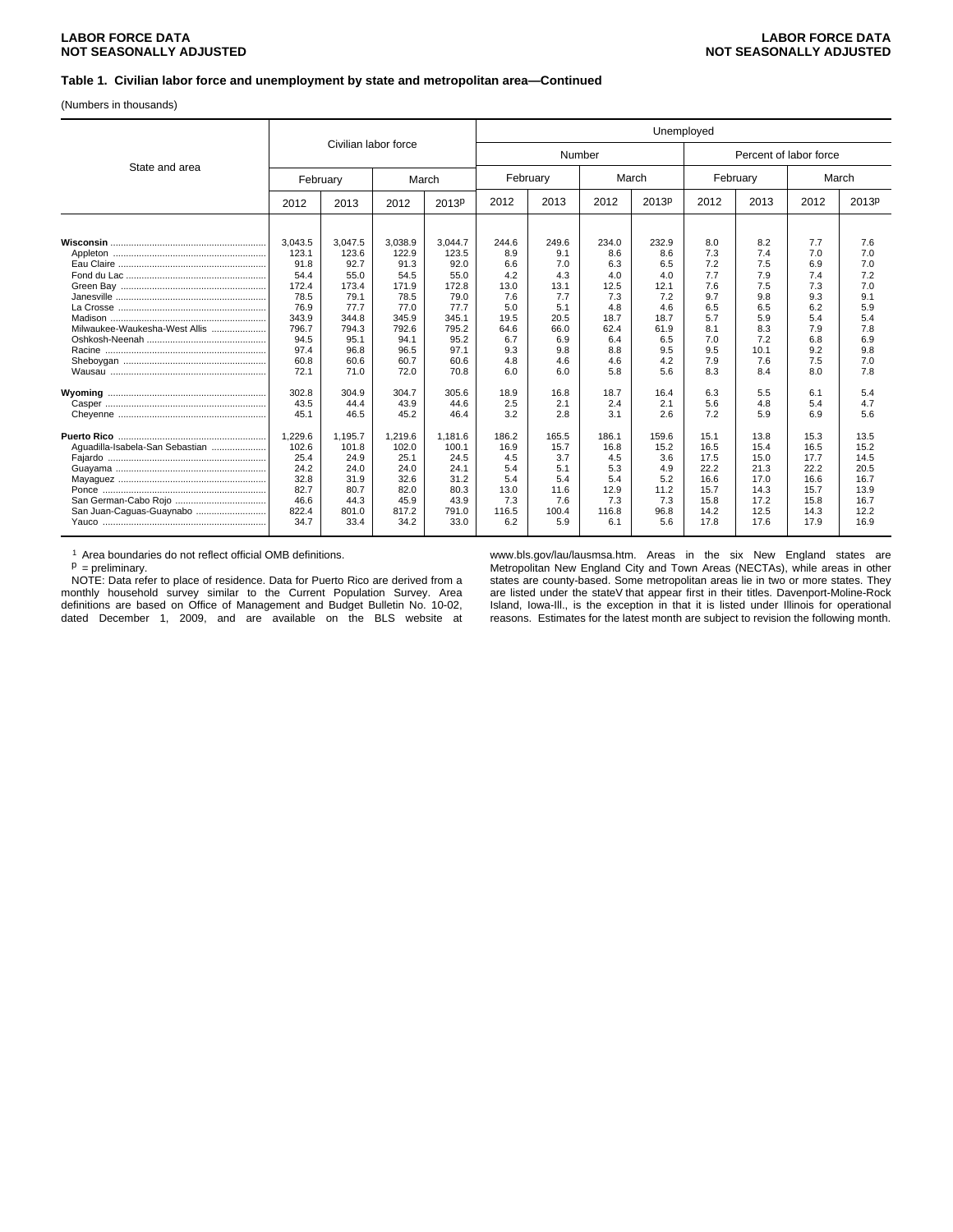**LABOR FORCE DATA**
**NOT SEASONALLY ADJUSTED**

### Table 1. Civilian labor force and unemployment by state and metropolitan area—Continued

(Numbers in thousands)

| State and area | Civilian labor force | | | | Unemployed | | | | | | | |
|---|---|---|---|---|---|---|---|---|---|---|---|---|
| | | | | | Number | | | | Percent of labor force | | | |
| | February | | March | | February | | March | | February | | March | |
| | 2012 | 2013 | 2012 | 2013p | 2012 | 2013 | 2012 | 2013p | 2012 | 2013 | 2012 | 2013p |
| **Wisconsin** | 3,043.5 | 3,047.5 | 3,038.9 | 3,044.7 | 244.6 | 249.6 | 234.0 | 232.9 | 8.0 | 8.2 | 7.7 | 7.6 |
| Appleton | 123.1 | 123.6 | 122.9 | 123.5 | 8.9 | 9.1 | 8.6 | 8.6 | 7.3 | 7.4 | 7.0 | 7.0 |
| Eau Claire | 91.8 | 92.7 | 91.3 | 92.0 | 6.6 | 7.0 | 6.3 | 6.5 | 7.2 | 7.5 | 6.9 | 7.0 |
| Fond du Lac | 54.4 | 55.0 | 54.5 | 55.0 | 4.2 | 4.3 | 4.0 | 4.0 | 7.7 | 7.9 | 7.4 | 7.2 |
| Green Bay | 172.4 | 173.4 | 171.9 | 172.8 | 13.0 | 13.1 | 12.5 | 12.1 | 7.6 | 7.5 | 7.3 | 7.0 |
| Janesville | 78.5 | 79.1 | 78.5 | 79.0 | 7.6 | 7.7 | 7.3 | 7.2 | 9.7 | 9.8 | 9.3 | 9.1 |
| La Crosse | 76.9 | 77.7 | 77.0 | 77.7 | 5.0 | 5.1 | 4.8 | 4.6 | 6.5 | 6.5 | 6.2 | 5.9 |
| Madison | 343.9 | 344.8 | 345.9 | 345.1 | 19.5 | 20.5 | 18.7 | 18.7 | 5.7 | 5.9 | 5.4 | 5.4 |
| Milwaukee-Waukesha-West Allis | 796.7 | 794.3 | 792.6 | 795.2 | 64.6 | 66.0 | 62.4 | 61.9 | 8.1 | 8.3 | 7.9 | 7.8 |
| Oshkosh-Neenah | 94.5 | 95.1 | 94.1 | 95.2 | 6.7 | 6.9 | 6.4 | 6.5 | 7.0 | 7.2 | 6.8 | 6.9 |
| Racine | 97.4 | 96.8 | 96.5 | 97.1 | 9.3 | 9.8 | 8.8 | 9.5 | 9.5 | 10.1 | 9.2 | 9.8 |
| Sheboygan | 60.8 | 60.6 | 60.7 | 60.6 | 4.8 | 4.6 | 4.6 | 4.2 | 7.9 | 7.6 | 7.5 | 7.0 |
| Wausau | 72.1 | 71.0 | 72.0 | 70.8 | 6.0 | 6.0 | 5.8 | 5.6 | 8.3 | 8.4 | 8.0 | 7.8 |
| **Wyoming** | 302.8 | 304.9 | 304.7 | 305.6 | 18.9 | 16.8 | 18.7 | 16.4 | 6.3 | 5.5 | 6.1 | 5.4 |
| Casper | 43.5 | 44.4 | 43.9 | 44.6 | 2.5 | 2.1 | 2.4 | 2.1 | 5.6 | 4.8 | 5.4 | 4.7 |
| Cheyenne | 45.1 | 46.5 | 45.2 | 46.4 | 3.2 | 2.8 | 3.1 | 2.6 | 7.2 | 5.9 | 6.9 | 5.6 |
| **Puerto Rico** | 1,229.6 | 1,195.7 | 1,219.6 | 1,181.6 | 186.2 | 165.5 | 186.1 | 159.6 | 15.1 | 13.8 | 15.3 | 13.5 |
| Aguadilla-Isabela-San Sebastian | 102.6 | 101.8 | 102.0 | 100.1 | 16.9 | 15.7 | 16.8 | 15.2 | 16.5 | 15.4 | 16.5 | 15.2 |
| Fajardo | 25.4 | 24.9 | 25.1 | 24.5 | 4.5 | 3.7 | 4.5 | 3.6 | 17.5 | 15.0 | 17.7 | 14.5 |
| Guayama | 24.2 | 24.0 | 24.0 | 24.1 | 5.4 | 5.1 | 5.3 | 4.9 | 22.2 | 21.3 | 22.2 | 20.5 |
| Mayaguez | 32.8 | 31.9 | 32.6 | 31.2 | 5.4 | 5.4 | 5.4 | 5.2 | 16.6 | 17.0 | 16.6 | 16.7 |
| Ponce | 82.7 | 80.7 | 82.0 | 80.3 | 13.0 | 11.6 | 12.9 | 11.2 | 15.7 | 14.3 | 15.7 | 13.9 |
| San German-Cabo Rojo | 46.6 | 44.3 | 45.9 | 43.9 | 7.3 | 7.6 | 7.3 | 7.3 | 15.8 | 17.2 | 15.8 | 16.7 |
| San Juan-Caguas-Guaynabo | 822.4 | 801.0 | 817.2 | 791.0 | 116.5 | 100.4 | 116.8 | 96.8 | 14.2 | 12.5 | 14.3 | 12.2 |
| Yauco | 34.7 | 33.4 | 34.2 | 33.0 | 6.2 | 5.9 | 6.1 | 5.6 | 17.8 | 17.6 | 17.9 | 16.9 |

[1] Area boundaries do not reflect official OMB definitions.

p = preliminary.

NOTE: Data refer to place of residence. Data for Puerto Rico are derived from a monthly household survey similar to the Current Population Survey. Area definitions are based on Office of Management and Budget Bulletin No. 10-02, dated December 1, 2009, and are available on the BLS website at www.bls.gov/lau/lausmsa.htm. Areas in the six New England states are Metropolitan New England City and Town Areas (NECTAs), while areas in other states are county-based. Some metropolitan areas lie in two or more states. They are listed under the stateV that appear first in their titles. Davenport-Moline-Rock Island, Iowa-Ill., is the exception in that it is listed under Illinois for operational reasons. Estimates for the latest month are subject to revision the following month.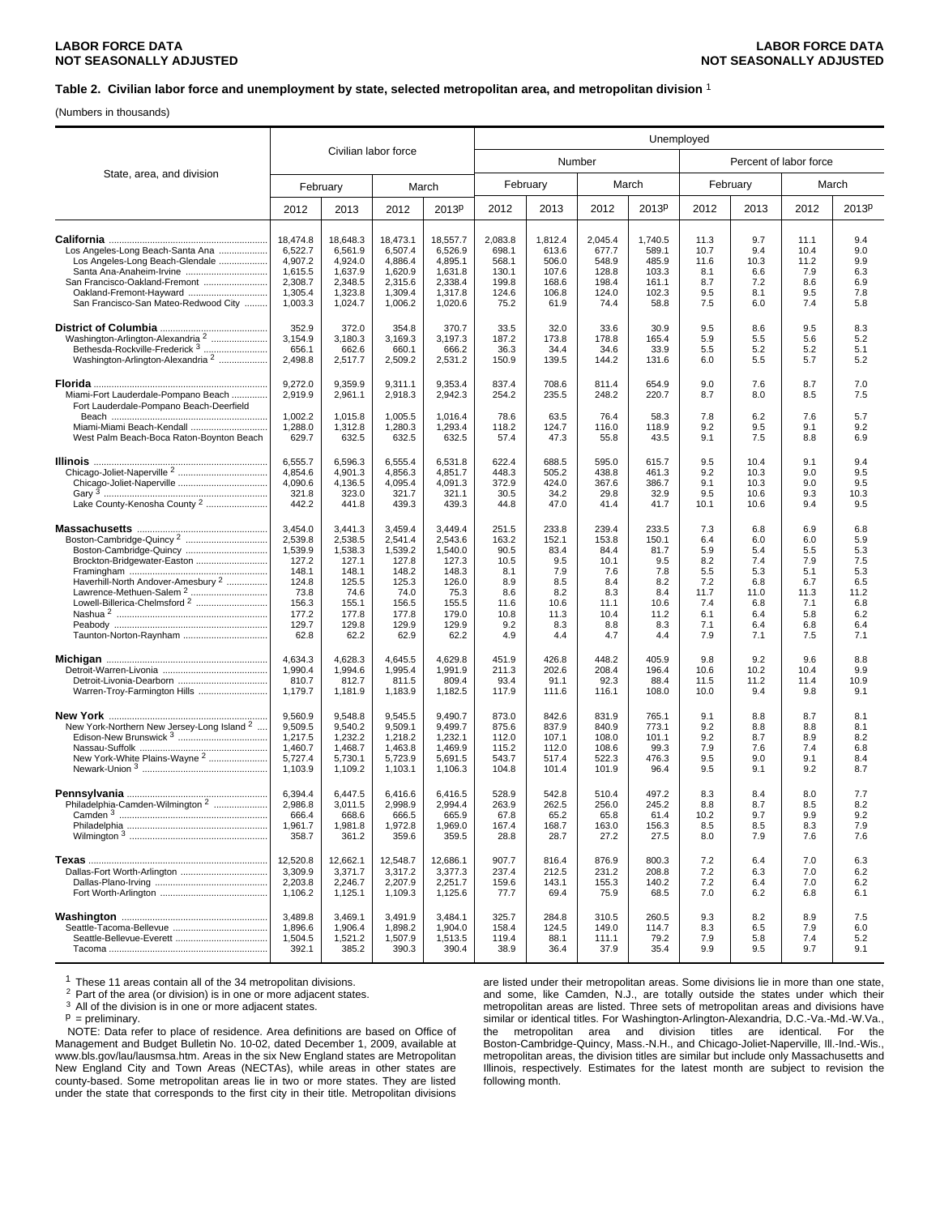### Table 2. Civilian labor force and unemployment by state, selected metropolitan area, and metropolitan division [1]

(Numbers in thousands)

| State, area, and division | Civilian labor force | | | | Unemployed | | | | | | | |
|---|---|---|---|---|---|---|---|---|---|---|---|---|
| | | | | | Number | | | | Percent of labor force | | | |
| | February | | March | | February | | March | | February | | March | |
| | 2012 | 2013 | 2012 | 2013p | 2012 | 2013 | 2012 | 2013p | 2012 | 2013 | 2012 | 2013p |
| **California** | 18,474.8 | 18,648.3 | 18,473.1 | 18,557.7 | 2,083.8 | 1,812.4 | 2,045.4 | 1,740.5 | 11.3 | 9.7 | 11.1 | 9.4 |
| Los Angeles-Long Beach-Santa Ana | 6,522.7 | 6,561.9 | 6,507.4 | 6,526.9 | 698.1 | 613.6 | 677.7 | 589.1 | 10.7 | 9.4 | 10.4 | 9.0 |
| Los Angeles-Long Beach-Glendale | 4,907.2 | 4,924.0 | 4,886.4 | 4,895.1 | 568.1 | 506.0 | 548.9 | 485.9 | 11.6 | 10.3 | 11.2 | 9.9 |
| Santa Ana-Anaheim-Irvine | 1,615.5 | 1,637.9 | 1,620.9 | 1,631.8 | 130.1 | 107.6 | 128.8 | 103.3 | 8.1 | 6.6 | 7.9 | 6.3 |
| San Francisco-Oakland-Fremont | 2,308.7 | 2,348.5 | 2,315.6 | 2,338.4 | 199.8 | 168.6 | 198.4 | 161.1 | 8.7 | 7.2 | 8.6 | 6.9 |
| Oakland-Fremont-Hayward | 1,305.4 | 1,323.8 | 1,309.4 | 1,317.8 | 124.6 | 106.8 | 124.0 | 102.3 | 9.5 | 8.1 | 9.5 | 7.8 |
| San Francisco-San Mateo-Redwood City | 1,003.3 | 1,024.7 | 1,006.2 | 1,020.6 | 75.2 | 61.9 | 74.4 | 58.8 | 7.5 | 6.0 | 7.4 | 5.8 |
| **District of Columbia** | 352.9 | 372.0 | 354.8 | 370.7 | 33.5 | 32.0 | 33.6 | 30.9 | 9.5 | 8.6 | 9.5 | 8.3 |
| Washington-Arlington-Alexandria [2] | 3,154.9 | 3,180.3 | 3,169.3 | 3,197.3 | 187.2 | 173.8 | 178.8 | 165.4 | 5.9 | 5.5 | 5.6 | 5.2 |
| Bethesda-Rockville-Frederick [3] | 656.1 | 662.6 | 660.1 | 666.2 | 36.3 | 34.4 | 34.6 | 33.9 | 5.5 | 5.2 | 5.2 | 5.1 |
| Washington-Arlington-Alexandria [2] | 2,498.8 | 2,517.7 | 2,509.2 | 2,531.2 | 150.9 | 139.5 | 144.2 | 131.6 | 6.0 | 5.5 | 5.7 | 5.2 |
| **Florida** | 9,272.0 | 9,359.9 | 9,311.1 | 9,353.4 | 837.4 | 708.6 | 811.4 | 654.9 | 9.0 | 7.6 | 8.7 | 7.0 |
| Miami-Fort Lauderdale-Pompano Beach | 2,919.9 | 2,961.1 | 2,918.3 | 2,942.3 | 254.2 | 235.5 | 248.2 | 220.7 | 8.7 | 8.0 | 8.5 | 7.5 |
| Fort Lauderdale-Pompano Beach-Deerfield Beach | 1,002.2 | 1,015.8 | 1,005.5 | 1,016.4 | 78.6 | 63.5 | 76.4 | 58.3 | 7.8 | 6.2 | 7.6 | 5.7 |
| Miami-Miami Beach-Kendall | 1,288.0 | 1,312.8 | 1,280.3 | 1,293.4 | 118.2 | 124.7 | 116.0 | 118.9 | 9.2 | 9.5 | 9.1 | 9.2 |
| West Palm Beach-Boca Raton-Boynton Beach | 629.7 | 632.5 | 632.5 | 632.5 | 57.4 | 47.3 | 55.8 | 43.5 | 9.1 | 7.5 | 8.8 | 6.9 |
| **Illinois** | 6,555.7 | 6,596.3 | 6,555.4 | 6,531.8 | 622.4 | 688.5 | 595.0 | 615.7 | 9.5 | 10.4 | 9.1 | 9.4 |
| Chicago-Joliet-Naperville [2] | 4,854.6 | 4,901.3 | 4,856.3 | 4,851.7 | 448.3 | 505.2 | 438.8 | 461.3 | 9.2 | 10.3 | 9.0 | 9.5 |
| Chicago-Joliet-Naperville | 4,090.6 | 4,136.5 | 4,095.4 | 4,091.3 | 372.9 | 424.0 | 367.6 | 386.7 | 9.1 | 10.3 | 9.0 | 9.5 |
| Gary [3] | 321.8 | 323.0 | 321.7 | 321.1 | 30.5 | 34.2 | 29.8 | 32.9 | 9.5 | 10.6 | 9.3 | 10.3 |
| Lake County-Kenosha County [2] | 442.2 | 441.8 | 439.3 | 439.3 | 44.8 | 47.0 | 41.4 | 41.7 | 10.1 | 10.6 | 9.4 | 9.5 |
| **Massachusetts** | 3,454.0 | 3,441.3 | 3,459.4 | 3,449.4 | 251.5 | 233.8 | 239.4 | 233.5 | 7.3 | 6.8 | 6.9 | 6.8 |
| Boston-Cambridge-Quincy [2] | 2,539.8 | 2,538.5 | 2,541.4 | 2,543.6 | 163.2 | 152.1 | 153.8 | 150.1 | 6.4 | 6.0 | 6.0 | 5.9 |
| Boston-Cambridge-Quincy | 1,539.9 | 1,538.3 | 1,539.2 | 1,540.0 | 90.5 | 83.4 | 84.4 | 81.7 | 5.9 | 5.4 | 5.5 | 5.3 |
| Brockton-Bridgewater-Easton | 127.2 | 127.1 | 127.8 | 127.3 | 10.5 | 9.5 | 10.1 | 9.5 | 8.2 | 7.4 | 7.9 | 7.5 |
| Framingham | 148.1 | 148.1 | 148.2 | 148.3 | 8.1 | 7.9 | 7.6 | 7.8 | 5.5 | 5.3 | 5.1 | 5.3 |
| Haverhill-North Andover-Amesbury [2] | 124.8 | 125.5 | 125.3 | 126.0 | 8.9 | 8.5 | 8.4 | 8.2 | 7.2 | 6.8 | 6.7 | 6.5 |
| Lawrence-Methuen-Salem [2] | 73.8 | 74.6 | 74.0 | 75.3 | 8.6 | 8.2 | 8.3 | 8.4 | 11.7 | 11.0 | 11.3 | 11.2 |
| Lowell-Billerica-Chelmsford [2] | 156.3 | 155.1 | 156.5 | 155.5 | 11.6 | 10.6 | 11.1 | 10.6 | 7.4 | 6.8 | 7.1 | 6.8 |
| Nashua [2] | 177.2 | 177.8 | 177.8 | 179.0 | 10.8 | 11.3 | 10.4 | 11.2 | 6.1 | 6.4 | 5.8 | 6.2 |
| Peabody | 129.7 | 129.8 | 129.9 | 129.9 | 9.2 | 8.3 | 8.8 | 8.3 | 7.1 | 6.4 | 6.8 | 6.4 |
| Taunton-Norton-Raynham | 62.8 | 62.2 | 62.9 | 62.2 | 4.9 | 4.4 | 4.7 | 4.4 | 7.9 | 7.1 | 7.5 | 7.1 |
| **Michigan** | 4,634.3 | 4,628.3 | 4,645.5 | 4,629.8 | 451.9 | 426.8 | 448.2 | 405.9 | 9.8 | 9.2 | 9.6 | 8.8 |
| Detroit-Warren-Livonia | 1,990.4 | 1,994.6 | 1,995.4 | 1,991.9 | 211.3 | 202.6 | 208.4 | 196.4 | 10.6 | 10.2 | 10.4 | 9.9 |
| Detroit-Livonia-Dearborn | 810.7 | 812.7 | 811.5 | 809.4 | 93.4 | 91.1 | 92.3 | 88.4 | 11.5 | 11.2 | 11.4 | 10.9 |
| Warren-Troy-Farmington Hills | 1,179.7 | 1,181.9 | 1,183.9 | 1,182.5 | 117.9 | 111.6 | 116.1 | 108.0 | 10.0 | 9.4 | 9.8 | 9.1 |
| **New York** | 9,560.9 | 9,548.8 | 9,545.5 | 9,490.7 | 873.0 | 842.6 | 831.9 | 765.1 | 9.1 | 8.8 | 8.7 | 8.1 |
| New York-Northern New Jersey-Long Island [2] | 9,509.5 | 9,540.2 | 9,509.1 | 9,499.7 | 875.6 | 837.9 | 840.9 | 773.1 | 9.2 | 8.8 | 8.8 | 8.1 |
| Edison-New Brunswick [3] | 1,217.5 | 1,232.2 | 1,218.2 | 1,232.1 | 112.0 | 107.1 | 108.0 | 101.1 | 9.2 | 8.7 | 8.9 | 8.2 |
| Nassau-Suffolk | 1,460.7 | 1,468.7 | 1,463.8 | 1,469.9 | 115.2 | 112.0 | 108.6 | 99.3 | 7.9 | 7.6 | 7.4 | 6.8 |
| New York-White Plains-Wayne [2] | 5,727.4 | 5,730.1 | 5,723.9 | 5,691.5 | 543.7 | 517.4 | 522.3 | 476.3 | 9.5 | 9.0 | 9.1 | 8.4 |
| Newark-Union [3] | 1,103.9 | 1,109.2 | 1,103.1 | 1,106.3 | 104.8 | 101.4 | 101.9 | 96.4 | 9.5 | 9.1 | 9.2 | 8.7 |
| **Pennsylvania** | 6,394.4 | 6,447.5 | 6,416.6 | 6,416.5 | 528.9 | 542.8 | 510.4 | 497.2 | 8.3 | 8.4 | 8.0 | 7.7 |
| Philadelphia-Camden-Wilmington [2] | 2,986.8 | 3,011.5 | 2,998.9 | 2,994.4 | 263.9 | 262.5 | 256.0 | 245.2 | 8.8 | 8.7 | 8.5 | 8.2 |
| Camden [3] | 666.4 | 668.6 | 666.5 | 665.9 | 67.8 | 65.2 | 65.8 | 61.4 | 10.2 | 9.7 | 9.9 | 9.2 |
| Philadelphia | 1,961.7 | 1,981.8 | 1,972.8 | 1,969.0 | 167.4 | 168.7 | 163.0 | 156.3 | 8.5 | 8.5 | 8.3 | 7.9 |
| Wilmington [3] | 358.7 | 361.2 | 359.6 | 359.5 | 28.8 | 28.7 | 27.2 | 27.5 | 8.0 | 7.9 | 7.6 | 7.6 |
| **Texas** | 12,520.8 | 12,662.1 | 12,548.7 | 12,686.1 | 907.7 | 816.4 | 876.9 | 800.3 | 7.2 | 6.4 | 7.0 | 6.3 |
| Dallas-Fort Worth-Arlington | 3,309.9 | 3,371.7 | 3,317.2 | 3,377.3 | 237.4 | 212.5 | 231.2 | 208.8 | 7.2 | 6.3 | 7.0 | 6.2 |
| Dallas-Plano-Irving | 2,203.8 | 2,246.7 | 2,207.9 | 2,251.7 | 159.6 | 143.1 | 155.3 | 140.2 | 7.2 | 6.4 | 7.0 | 6.2 |
| Fort Worth-Arlington | 1,106.2 | 1,125.1 | 1,109.3 | 1,125.6 | 77.7 | 69.4 | 75.9 | 68.5 | 7.0 | 6.2 | 6.8 | 6.1 |
| **Washington** | 3,489.8 | 3,469.1 | 3,491.9 | 3,484.1 | 325.7 | 284.8 | 310.5 | 260.5 | 9.3 | 8.2 | 8.9 | 7.5 |
| Seattle-Tacoma-Bellevue | 1,896.6 | 1,906.4 | 1,898.2 | 1,904.0 | 158.4 | 124.5 | 149.0 | 114.7 | 8.3 | 6.5 | 7.9 | 6.0 |
| Seattle-Bellevue-Everett | 1,504.5 | 1,521.2 | 1,507.9 | 1,513.5 | 119.4 | 88.1 | 111.1 | 79.2 | 7.9 | 5.8 | 7.4 | 5.2 |
| Tacoma | 392.1 | 385.2 | 390.3 | 390.4 | 38.9 | 36.4 | 37.9 | 35.4 | 9.9 | 9.5 | 9.7 | 9.1 |

[1] These 11 areas contain all of the 34 metropolitan divisions.
[2] Part of the area (or division) is in one or more adjacent states.
[3] All of the division is in one or more adjacent states.
p = preliminary.

NOTE: Data refer to place of residence. Area definitions are based on Office of Management and Budget Bulletin No. 10-02, dated December 1, 2009, available at www.bls.gov/lau/lausmsa.htm. Areas in the six New England states are Metropolitan New England City and Town Areas (NECTAs), while areas in other states are county-based. Some metropolitan areas lie in two or more states. They are listed under the state that corresponds to the first city in their title. Metropolitan divisions are listed under their metropolitan areas. Some divisions lie in more than one state, and some, like Camden, N.J., are totally outside the states under which their metropolitan areas are listed. Three sets of metropolitan areas and divisions have similar or identical titles. For Washington-Arlington-Alexandria, D.C.-Va.-Md.-W.Va., the metropolitan area and division titles are identical. For the Boston-Cambridge-Quincy, Mass.-N.H., and Chicago-Joliet-Naperville, Ill.-Ind.-Wis., metropolitan areas, the division titles are similar but include only Massachusetts and Illinois, respectively. Estimates for the latest month are subject to revision the following month.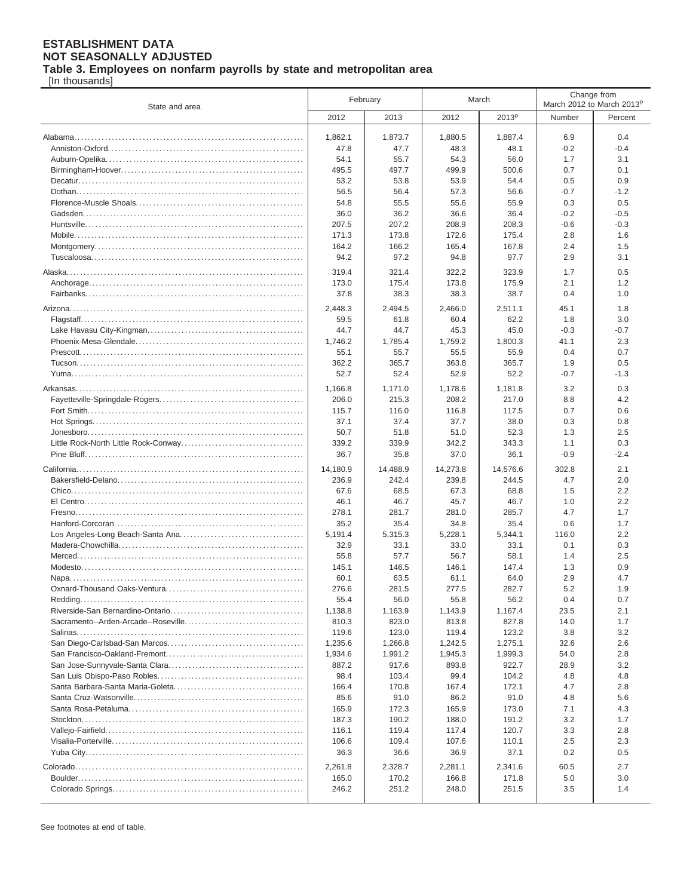**ESTABLISHMENT DATA**
**NOT SEASONALLY ADJUSTED**
**Table 3. Employees on nonfarm payrolls by state and metropolitan area**
[In thousands]

| State and area | February | | March | | Change from March 2012 to March 2013p | |
|---|---|---|---|---|---|---|
| | 2012 | 2013 | 2012 | 2013p | Number | Percent |
| Alabama | 1,862.1 | 1,873.7 | 1,880.5 | 1,887.4 | 6.9 | 0.4 |
| Anniston-Oxford | 47.8 | 47.7 | 48.3 | 48.1 | -0.2 | -0.4 |
| Auburn-Opelika | 54.1 | 55.7 | 54.3 | 56.0 | 1.7 | 3.1 |
| Birmingham-Hoover | 495.5 | 497.7 | 499.9 | 500.6 | 0.7 | 0.1 |
| Decatur | 53.2 | 53.8 | 53.9 | 54.4 | 0.5 | 0.9 |
| Dothan | 56.5 | 56.4 | 57.3 | 56.6 | -0.7 | -1.2 |
| Florence-Muscle Shoals | 54.8 | 55.5 | 55.6 | 55.9 | 0.3 | 0.5 |
| Gadsden | 36.0 | 36.2 | 36.6 | 36.4 | -0.2 | -0.5 |
| Huntsville | 207.5 | 207.2 | 208.9 | 208.3 | -0.6 | -0.3 |
| Mobile | 171.3 | 173.8 | 172.6 | 175.4 | 2.8 | 1.6 |
| Montgomery | 164.2 | 166.2 | 165.4 | 167.8 | 2.4 | 1.5 |
| Tuscaloosa | 94.2 | 97.2 | 94.8 | 97.7 | 2.9 | 3.1 |
| Alaska | 319.4 | 321.4 | 322.2 | 323.9 | 1.7 | 0.5 |
| Anchorage | 173.0 | 175.4 | 173.8 | 175.9 | 2.1 | 1.2 |
| Fairbanks | 37.8 | 38.3 | 38.3 | 38.7 | 0.4 | 1.0 |
| Arizona | 2,448.3 | 2,494.5 | 2,466.0 | 2,511.1 | 45.1 | 1.8 |
| Flagstaff | 59.5 | 61.8 | 60.4 | 62.2 | 1.8 | 3.0 |
| Lake Havasu City-Kingman | 44.7 | 44.7 | 45.3 | 45.0 | -0.3 | -0.7 |
| Phoenix-Mesa-Glendale | 1,746.2 | 1,785.4 | 1,759.2 | 1,800.3 | 41.1 | 2.3 |
| Prescott | 55.1 | 55.7 | 55.5 | 55.9 | 0.4 | 0.7 |
| Tucson | 362.2 | 365.7 | 363.8 | 365.7 | 1.9 | 0.5 |
| Yuma | 52.7 | 52.4 | 52.9 | 52.2 | -0.7 | -1.3 |
| Arkansas | 1,166.8 | 1,171.0 | 1,178.6 | 1,181.8 | 3.2 | 0.3 |
| Fayetteville-Springdale-Rogers | 206.0 | 215.3 | 208.2 | 217.0 | 8.8 | 4.2 |
| Fort Smith | 115.7 | 116.0 | 116.8 | 117.5 | 0.7 | 0.6 |
| Hot Springs | 37.1 | 37.4 | 37.7 | 38.0 | 0.3 | 0.8 |
| Jonesboro | 50.7 | 51.8 | 51.0 | 52.3 | 1.3 | 2.5 |
| Little Rock-North Little Rock-Conway | 339.2 | 339.9 | 342.2 | 343.3 | 1.1 | 0.3 |
| Pine Bluff | 36.7 | 35.8 | 37.0 | 36.1 | -0.9 | -2.4 |
| California | 14,180.9 | 14,488.9 | 14,273.8 | 14,576.6 | 302.8 | 2.1 |
| Bakersfield-Delano | 236.9 | 242.4 | 239.8 | 244.5 | 4.7 | 2.0 |
| Chico | 67.6 | 68.5 | 67.3 | 68.8 | 1.5 | 2.2 |
| El Centro | 46.1 | 46.7 | 45.7 | 46.7 | 1.0 | 2.2 |
| Fresno | 278.1 | 281.7 | 281.0 | 285.7 | 4.7 | 1.7 |
| Hanford-Corcoran | 35.2 | 35.4 | 34.8 | 35.4 | 0.6 | 1.7 |
| Los Angeles-Long Beach-Santa Ana | 5,191.4 | 5,315.3 | 5,228.1 | 5,344.1 | 116.0 | 2.2 |
| Madera-Chowchilla | 32.9 | 33.1 | 33.0 | 33.1 | 0.1 | 0.3 |
| Merced | 55.8 | 57.7 | 56.7 | 58.1 | 1.4 | 2.5 |
| Modesto | 145.1 | 146.5 | 146.1 | 147.4 | 1.3 | 0.9 |
| Napa | 60.1 | 63.5 | 61.1 | 64.0 | 2.9 | 4.7 |
| Oxnard-Thousand Oaks-Ventura | 276.6 | 281.5 | 277.5 | 282.7 | 5.2 | 1.9 |
| Redding | 55.4 | 56.0 | 55.8 | 56.2 | 0.4 | 0.7 |
| Riverside-San Bernardino-Ontario | 1,138.8 | 1,163.9 | 1,143.9 | 1,167.4 | 23.5 | 2.1 |
| Sacramento--Arden-Arcade--Roseville | 810.3 | 823.0 | 813.8 | 827.8 | 14.0 | 1.7 |
| Salinas | 119.6 | 123.0 | 119.4 | 123.2 | 3.8 | 3.2 |
| San Diego-Carlsbad-San Marcos | 1,235.6 | 1,266.8 | 1,242.5 | 1,275.1 | 32.6 | 2.6 |
| San Francisco-Oakland-Fremont | 1,934.6 | 1,991.2 | 1,945.3 | 1,999.3 | 54.0 | 2.8 |
| San Jose-Sunnyvale-Santa Clara | 887.2 | 917.6 | 893.8 | 922.7 | 28.9 | 3.2 |
| San Luis Obispo-Paso Robles | 98.4 | 103.4 | 99.4 | 104.2 | 4.8 | 4.8 |
| Santa Barbara-Santa Maria-Goleta | 166.4 | 170.8 | 167.4 | 172.1 | 4.7 | 2.8 |
| Santa Cruz-Watsonville | 85.6 | 91.0 | 86.2 | 91.0 | 4.8 | 5.6 |
| Santa Rosa-Petaluma | 165.9 | 172.3 | 165.9 | 173.0 | 7.1 | 4.3 |
| Stockton | 187.3 | 190.2 | 188.0 | 191.2 | 3.2 | 1.7 |
| Vallejo-Fairfield | 116.1 | 119.4 | 117.4 | 120.7 | 3.3 | 2.8 |
| Visalia-Porterville | 106.6 | 109.4 | 107.6 | 110.1 | 2.5 | 2.3 |
| Yuba City | 36.3 | 36.6 | 36.9 | 37.1 | 0.2 | 0.5 |
| Colorado | 2,261.8 | 2,328.7 | 2,281.1 | 2,341.6 | 60.5 | 2.7 |
| Boulder | 165.0 | 170.2 | 166.8 | 171.8 | 5.0 | 3.0 |
| Colorado Springs | 246.2 | 251.2 | 248.0 | 251.5 | 3.5 | 1.4 |

See footnotes at end of table.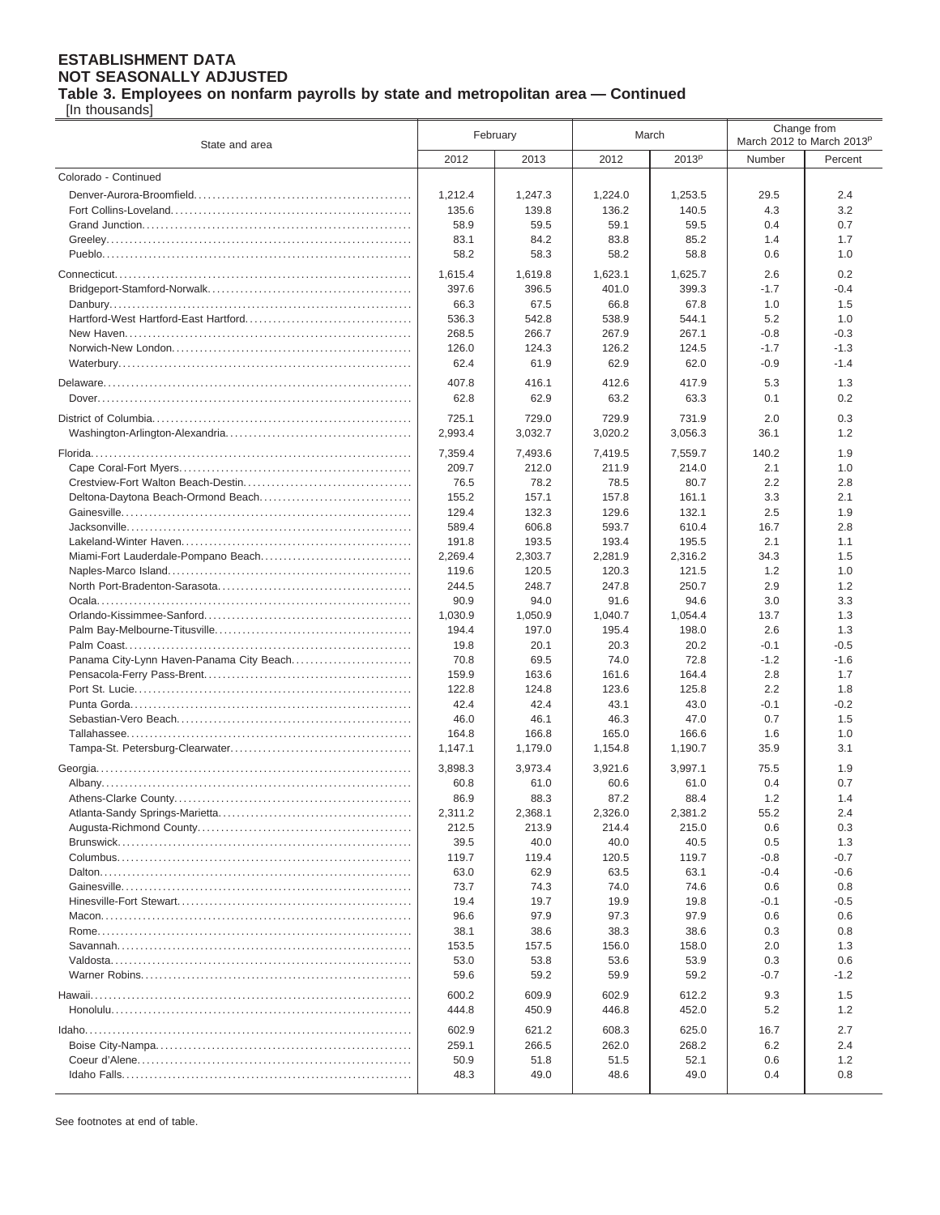**ESTABLISHMENT DATA**
**NOT SEASONALLY ADJUSTED**
**Table 3. Employees on nonfarm payrolls by state and metropolitan area — Continued**
[In thousands]

| State and area | February | | March | | Change from March 2012 to March 2013[p] | |
|---|---|---|---|---|---|---|
| | 2012 | 2013 | 2012 | 2013[p] | Number | Percent |
| Colorado - Continued | | | | | | |
| Denver-Aurora-Broomfield | 1,212.4 | 1,247.3 | 1,224.0 | 1,253.5 | 29.5 | 2.4 |
| Fort Collins-Loveland | 135.6 | 139.8 | 136.2 | 140.5 | 4.3 | 3.2 |
| Grand Junction | 58.9 | 59.5 | 59.1 | 59.5 | 0.4 | 0.7 |
| Greeley | 83.1 | 84.2 | 83.8 | 85.2 | 1.4 | 1.7 |
| Pueblo | 58.2 | 58.3 | 58.2 | 58.8 | 0.6 | 1.0 |
| Connecticut | 1,615.4 | 1,619.8 | 1,623.1 | 1,625.7 | 2.6 | 0.2 |
| Bridgeport-Stamford-Norwalk | 397.6 | 396.5 | 401.0 | 399.3 | -1.7 | -0.4 |
| Danbury | 66.3 | 67.5 | 66.8 | 67.8 | 1.0 | 1.5 |
| Hartford-West Hartford-East Hartford | 536.3 | 542.8 | 538.9 | 544.1 | 5.2 | 1.0 |
| New Haven | 268.5 | 266.7 | 267.9 | 267.1 | -0.8 | -0.3 |
| Norwich-New London | 126.0 | 124.3 | 126.2 | 124.5 | -1.7 | -1.3 |
| Waterbury | 62.4 | 61.9 | 62.9 | 62.0 | -0.9 | -1.4 |
| Delaware | 407.8 | 416.1 | 412.6 | 417.9 | 5.3 | 1.3 |
| Dover | 62.8 | 62.9 | 63.2 | 63.3 | 0.1 | 0.2 |
| District of Columbia | 725.1 | 729.0 | 729.9 | 731.9 | 2.0 | 0.3 |
| Washington-Arlington-Alexandria | 2,993.4 | 3,032.7 | 3,020.2 | 3,056.3 | 36.1 | 1.2 |
| Florida | 7,359.4 | 7,493.6 | 7,419.5 | 7,559.7 | 140.2 | 1.9 |
| Cape Coral-Fort Myers | 209.7 | 212.0 | 211.9 | 214.0 | 2.1 | 1.0 |
| Crestview-Fort Walton Beach-Destin | 76.5 | 78.2 | 78.5 | 80.7 | 2.2 | 2.8 |
| Deltona-Daytona Beach-Ormond Beach | 155.2 | 157.1 | 157.8 | 161.1 | 3.3 | 2.1 |
| Gainesville | 129.4 | 132.3 | 129.6 | 132.1 | 2.5 | 1.9 |
| Jacksonville | 589.4 | 606.8 | 593.7 | 610.4 | 16.7 | 2.8 |
| Lakeland-Winter Haven | 191.8 | 193.5 | 193.4 | 195.5 | 2.1 | 1.1 |
| Miami-Fort Lauderdale-Pompano Beach | 2,269.4 | 2,303.7 | 2,281.9 | 2,316.2 | 34.3 | 1.5 |
| Naples-Marco Island | 119.6 | 120.5 | 120.3 | 121.5 | 1.2 | 1.0 |
| North Port-Bradenton-Sarasota | 244.5 | 248.7 | 247.8 | 250.7 | 2.9 | 1.2 |
| Ocala | 90.9 | 94.0 | 91.6 | 94.6 | 3.0 | 3.3 |
| Orlando-Kissimmee-Sanford | 1,030.9 | 1,050.9 | 1,040.7 | 1,054.4 | 13.7 | 1.3 |
| Palm Bay-Melbourne-Titusville | 194.4 | 197.0 | 195.4 | 198.0 | 2.6 | 1.3 |
| Palm Coast | 19.8 | 20.1 | 20.3 | 20.2 | -0.1 | -0.5 |
| Panama City-Lynn Haven-Panama City Beach | 70.8 | 69.5 | 74.0 | 72.8 | -1.2 | -1.6 |
| Pensacola-Ferry Pass-Brent | 159.9 | 163.6 | 161.6 | 164.4 | 2.8 | 1.7 |
| Port St. Lucie | 122.8 | 124.8 | 123.6 | 125.8 | 2.2 | 1.8 |
| Punta Gorda | 42.4 | 42.4 | 43.1 | 43.0 | -0.1 | -0.2 |
| Sebastian-Vero Beach | 46.0 | 46.1 | 46.3 | 47.0 | 0.7 | 1.5 |
| Tallahassee | 164.8 | 166.8 | 165.0 | 166.6 | 1.6 | 1.0 |
| Tampa-St. Petersburg-Clearwater | 1,147.1 | 1,179.0 | 1,154.8 | 1,190.7 | 35.9 | 3.1 |
| Georgia | 3,898.3 | 3,973.4 | 3,921.6 | 3,997.1 | 75.5 | 1.9 |
| Albany | 60.8 | 61.0 | 60.6 | 61.0 | 0.4 | 0.7 |
| Athens-Clarke County | 86.9 | 88.3 | 87.2 | 88.4 | 1.2 | 1.4 |
| Atlanta-Sandy Springs-Marietta | 2,311.2 | 2,368.1 | 2,326.0 | 2,381.2 | 55.2 | 2.4 |
| Augusta-Richmond County | 212.5 | 213.9 | 214.4 | 215.0 | 0.6 | 0.3 |
| Brunswick | 39.5 | 40.0 | 40.0 | 40.5 | 0.5 | 1.3 |
| Columbus | 119.7 | 119.4 | 120.5 | 119.7 | -0.8 | -0.7 |
| Dalton | 63.0 | 62.9 | 63.5 | 63.1 | -0.4 | -0.6 |
| Gainesville | 73.7 | 74.3 | 74.0 | 74.6 | 0.6 | 0.8 |
| Hinesville-Fort Stewart | 19.4 | 19.7 | 19.9 | 19.8 | -0.1 | -0.5 |
| Macon | 96.6 | 97.9 | 97.3 | 97.9 | 0.6 | 0.6 |
| Rome | 38.1 | 38.6 | 38.3 | 38.6 | 0.3 | 0.8 |
| Savannah | 153.5 | 157.5 | 156.0 | 158.0 | 2.0 | 1.3 |
| Valdosta | 53.0 | 53.8 | 53.6 | 53.9 | 0.3 | 0.6 |
| Warner Robins | 59.6 | 59.2 | 59.9 | 59.2 | -0.7 | -1.2 |
| Hawaii | 600.2 | 609.9 | 602.9 | 612.2 | 9.3 | 1.5 |
| Honolulu | 444.8 | 450.9 | 446.8 | 452.0 | 5.2 | 1.2 |
| Idaho | 602.9 | 621.2 | 608.3 | 625.0 | 16.7 | 2.7 |
| Boise City-Nampa | 259.1 | 266.5 | 262.0 | 268.2 | 6.2 | 2.4 |
| Coeur d'Alene | 50.9 | 51.8 | 51.5 | 52.1 | 0.6 | 1.2 |
| Idaho Falls | 48.3 | 49.0 | 48.6 | 49.0 | 0.4 | 0.8 |

See footnotes at end of table.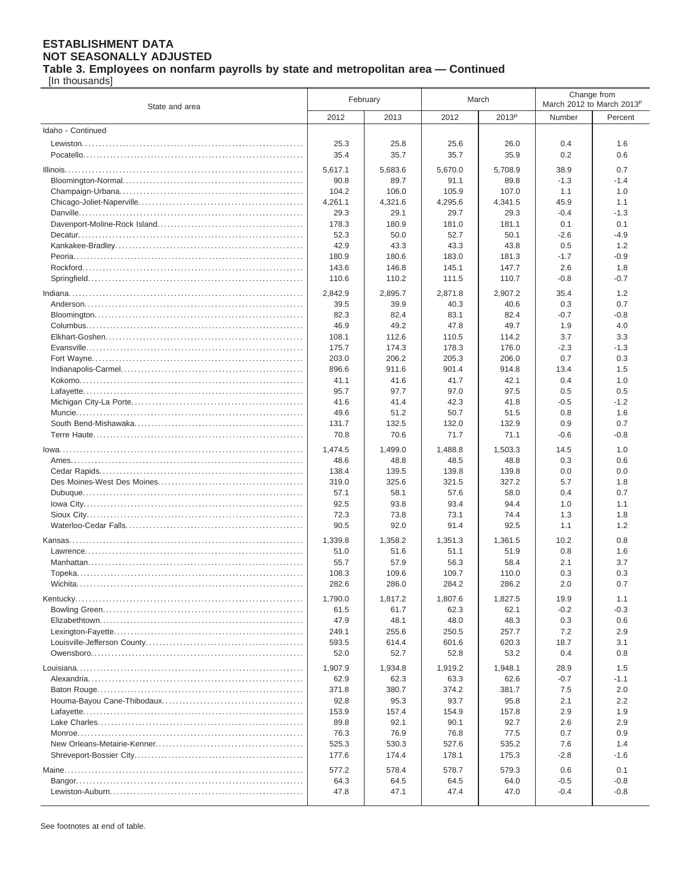**ESTABLISHMENT DATA**
**NOT SEASONALLY ADJUSTED**
**Table 3. Employees on nonfarm payrolls by state and metropolitan area — Continued**
[In thousands]

| State and area | February | | March | | Change from March 2012 to March 2013[p] | |
|---|---|---|---|---|---|---|
| | 2012 | 2013 | 2012 | 2013[p] | Number | Percent |
| Idaho - Continued | | | | | | |
| Lewiston | 25.3 | 25.8 | 25.6 | 26.0 | 0.4 | 1.6 |
| Pocatello | 35.4 | 35.7 | 35.7 | 35.9 | 0.2 | 0.6 |
| Illinois | 5,617.1 | 5,683.6 | 5,670.0 | 5,708.9 | 38.9 | 0.7 |
| Bloomington-Normal | 90.8 | 89.7 | 91.1 | 89.8 | -1.3 | -1.4 |
| Champaign-Urbana | 104.2 | 106.0 | 105.9 | 107.0 | 1.1 | 1.0 |
| Chicago-Joliet-Naperville | 4,261.1 | 4,321.6 | 4,295.6 | 4,341.5 | 45.9 | 1.1 |
| Danville | 29.3 | 29.1 | 29.7 | 29.3 | -0.4 | -1.3 |
| Davenport-Moline-Rock Island | 178.3 | 180.9 | 181.0 | 181.1 | 0.1 | 0.1 |
| Decatur | 52.3 | 50.0 | 52.7 | 50.1 | -2.6 | -4.9 |
| Kankakee-Bradley | 42.9 | 43.3 | 43.3 | 43.8 | 0.5 | 1.2 |
| Peoria | 180.9 | 180.6 | 183.0 | 181.3 | -1.7 | -0.9 |
| Rockford | 143.6 | 146.8 | 145.1 | 147.7 | 2.6 | 1.8 |
| Springfield | 110.6 | 110.2 | 111.5 | 110.7 | -0.8 | -0.7 |
| Indiana | 2,842.9 | 2,895.7 | 2,871.8 | 2,907.2 | 35.4 | 1.2 |
| Anderson | 39.5 | 39.9 | 40.3 | 40.6 | 0.3 | 0.7 |
| Bloomington | 82.3 | 82.4 | 83.1 | 82.4 | -0.7 | -0.8 |
| Columbus | 46.9 | 49.2 | 47.8 | 49.7 | 1.9 | 4.0 |
| Elkhart-Goshen | 108.1 | 112.6 | 110.5 | 114.2 | 3.7 | 3.3 |
| Evansville | 175.7 | 174.3 | 178.3 | 176.0 | -2.3 | -1.3 |
| Fort Wayne | 203.0 | 206.2 | 205.3 | 206.0 | 0.7 | 0.3 |
| Indianapolis-Carmel | 896.6 | 911.6 | 901.4 | 914.8 | 13.4 | 1.5 |
| Kokomo | 41.1 | 41.6 | 41.7 | 42.1 | 0.4 | 1.0 |
| Lafayette | 95.7 | 97.7 | 97.0 | 97.5 | 0.5 | 0.5 |
| Michigan City-La Porte | 41.6 | 41.4 | 42.3 | 41.8 | -0.5 | -1.2 |
| Muncie | 49.6 | 51.2 | 50.7 | 51.5 | 0.8 | 1.6 |
| South Bend-Mishawaka | 131.7 | 132.5 | 132.0 | 132.9 | 0.9 | 0.7 |
| Terre Haute | 70.8 | 70.6 | 71.7 | 71.1 | -0.6 | -0.8 |
| Iowa | 1,474.5 | 1,499.0 | 1,488.8 | 1,503.3 | 14.5 | 1.0 |
| Ames | 48.6 | 48.8 | 48.5 | 48.8 | 0.3 | 0.6 |
| Cedar Rapids | 138.4 | 139.5 | 139.8 | 139.8 | 0.0 | 0.0 |
| Des Moines-West Des Moines | 319.0 | 325.6 | 321.5 | 327.2 | 5.7 | 1.8 |
| Dubuque | 57.1 | 58.1 | 57.6 | 58.0 | 0.4 | 0.7 |
| Iowa City | 92.5 | 93.8 | 93.4 | 94.4 | 1.0 | 1.1 |
| Sioux City | 72.3 | 73.8 | 73.1 | 74.4 | 1.3 | 1.8 |
| Waterloo-Cedar Falls | 90.5 | 92.0 | 91.4 | 92.5 | 1.1 | 1.2 |
| Kansas | 1,339.8 | 1,358.2 | 1,351.3 | 1,361.5 | 10.2 | 0.8 |
| Lawrence | 51.0 | 51.6 | 51.1 | 51.9 | 0.8 | 1.6 |
| Manhattan | 55.7 | 57.9 | 56.3 | 58.4 | 2.1 | 3.7 |
| Topeka | 108.3 | 109.6 | 109.7 | 110.0 | 0.3 | 0.3 |
| Wichita | 282.6 | 286.0 | 284.2 | 286.2 | 2.0 | 0.7 |
| Kentucky | 1,790.0 | 1,817.2 | 1,807.6 | 1,827.5 | 19.9 | 1.1 |
| Bowling Green | 61.5 | 61.7 | 62.3 | 62.1 | -0.2 | -0.3 |
| Elizabethtown | 47.9 | 48.1 | 48.0 | 48.3 | 0.3 | 0.6 |
| Lexington-Fayette | 249.1 | 255.6 | 250.5 | 257.7 | 7.2 | 2.9 |
| Louisville-Jefferson County | 593.5 | 614.4 | 601.6 | 620.3 | 18.7 | 3.1 |
| Owensboro | 52.0 | 52.7 | 52.8 | 53.2 | 0.4 | 0.8 |
| Louisiana | 1,907.9 | 1,934.8 | 1,919.2 | 1,948.1 | 28.9 | 1.5 |
| Alexandria | 62.9 | 62.3 | 63.3 | 62.6 | -0.7 | -1.1 |
| Baton Rouge | 371.8 | 380.7 | 374.2 | 381.7 | 7.5 | 2.0 |
| Houma-Bayou Cane-Thibodaux | 92.8 | 95.3 | 93.7 | 95.8 | 2.1 | 2.2 |
| Lafayette | 153.9 | 157.4 | 154.9 | 157.8 | 2.9 | 1.9 |
| Lake Charles | 89.8 | 92.1 | 90.1 | 92.7 | 2.6 | 2.9 |
| Monroe | 76.3 | 76.9 | 76.8 | 77.5 | 0.7 | 0.9 |
| New Orleans-Metairie-Kenner | 525.3 | 530.3 | 527.6 | 535.2 | 7.6 | 1.4 |
| Shreveport-Bossier City | 177.6 | 174.4 | 178.1 | 175.3 | -2.8 | -1.6 |
| Maine | 577.2 | 578.4 | 578.7 | 579.3 | 0.6 | 0.1 |
| Bangor | 64.3 | 64.5 | 64.5 | 64.0 | -0.5 | -0.8 |
| Lewiston-Auburn | 47.8 | 47.1 | 47.4 | 47.0 | -0.4 | -0.8 |

See footnotes at end of table.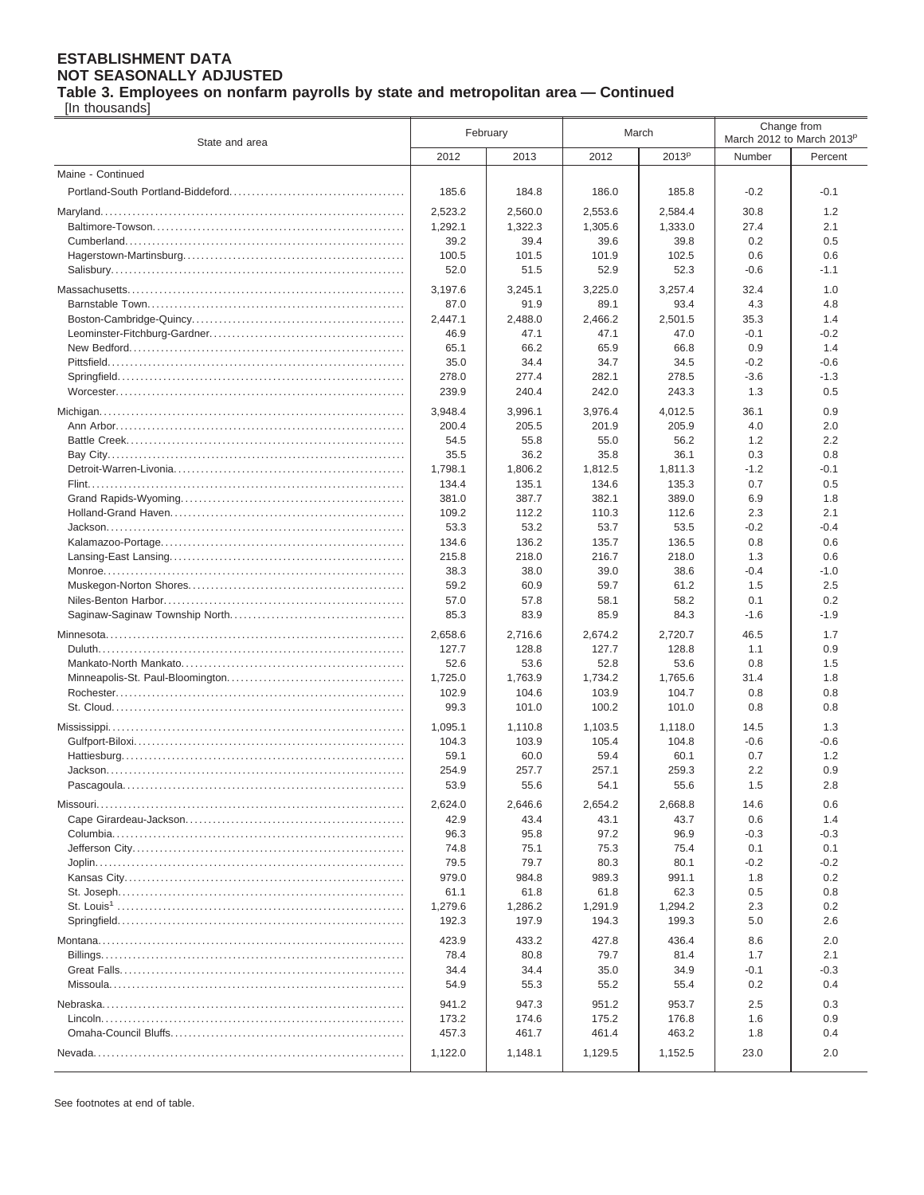**ESTABLISHMENT DATA**
**NOT SEASONALLY ADJUSTED**
**Table 3. Employees on nonfarm payrolls by state and metropolitan area — Continued**
[In thousands]

| State and area | February | | March | | Change from March 2012 to March 2013[p] | |
|---|---|---|---|---|---|---|
| | 2012 | 2013 | 2012 | 2013[p] | Number | Percent |
| Maine - Continued | | | | | | |
| Portland-South Portland-Biddeford | 185.6 | 184.8 | 186.0 | 185.8 | -0.2 | -0.1 |
| Maryland | 2,523.2 | 2,560.0 | 2,553.6 | 2,584.4 | 30.8 | 1.2 |
| Baltimore-Towson | 1,292.1 | 1,322.3 | 1,305.6 | 1,333.0 | 27.4 | 2.1 |
| Cumberland | 39.2 | 39.4 | 39.6 | 39.8 | 0.2 | 0.5 |
| Hagerstown-Martinsburg | 100.5 | 101.5 | 101.9 | 102.5 | 0.6 | 0.6 |
| Salisbury | 52.0 | 51.5 | 52.9 | 52.3 | -0.6 | -1.1 |
| Massachusetts | 3,197.6 | 3,245.1 | 3,225.0 | 3,257.4 | 32.4 | 1.0 |
| Barnstable Town | 87.0 | 91.9 | 89.1 | 93.4 | 4.3 | 4.8 |
| Boston-Cambridge-Quincy | 2,447.1 | 2,488.0 | 2,466.2 | 2,501.5 | 35.3 | 1.4 |
| Leominster-Fitchburg-Gardner | 46.9 | 47.1 | 47.1 | 47.0 | -0.1 | -0.2 |
| New Bedford | 65.1 | 66.2 | 65.9 | 66.8 | 0.9 | 1.4 |
| Pittsfield | 35.0 | 34.4 | 34.7 | 34.5 | -0.2 | -0.6 |
| Springfield | 278.0 | 277.4 | 282.1 | 278.5 | -3.6 | -1.3 |
| Worcester | 239.9 | 240.4 | 242.0 | 243.3 | 1.3 | 0.5 |
| Michigan | 3,948.4 | 3,996.1 | 3,976.4 | 4,012.5 | 36.1 | 0.9 |
| Ann Arbor | 200.4 | 205.5 | 201.9 | 205.9 | 4.0 | 2.0 |
| Battle Creek | 54.5 | 55.8 | 55.0 | 56.2 | 1.2 | 2.2 |
| Bay City | 35.5 | 36.2 | 35.8 | 36.1 | 0.3 | 0.8 |
| Detroit-Warren-Livonia | 1,798.1 | 1,806.2 | 1,812.5 | 1,811.3 | -1.2 | -0.1 |
| Flint | 134.4 | 135.1 | 134.6 | 135.3 | 0.7 | 0.5 |
| Grand Rapids-Wyoming | 381.0 | 387.7 | 382.1 | 389.0 | 6.9 | 1.8 |
| Holland-Grand Haven | 109.2 | 112.2 | 110.3 | 112.6 | 2.3 | 2.1 |
| Jackson | 53.3 | 53.2 | 53.7 | 53.5 | -0.2 | -0.4 |
| Kalamazoo-Portage | 134.6 | 136.2 | 135.7 | 136.5 | 0.8 | 0.6 |
| Lansing-East Lansing | 215.8 | 218.0 | 216.7 | 218.0 | 1.3 | 0.6 |
| Monroe | 38.3 | 38.0 | 39.0 | 38.6 | -0.4 | -1.0 |
| Muskegon-Norton Shores | 59.2 | 60.9 | 59.7 | 61.2 | 1.5 | 2.5 |
| Niles-Benton Harbor | 57.0 | 57.8 | 58.1 | 58.2 | 0.1 | 0.2 |
| Saginaw-Saginaw Township North | 85.3 | 83.9 | 85.9 | 84.3 | -1.6 | -1.9 |
| Minnesota | 2,658.6 | 2,716.6 | 2,674.2 | 2,720.7 | 46.5 | 1.7 |
| Duluth | 127.7 | 128.8 | 127.7 | 128.8 | 1.1 | 0.9 |
| Mankato-North Mankato | 52.6 | 53.6 | 52.8 | 53.6 | 0.8 | 1.5 |
| Minneapolis-St. Paul-Bloomington | 1,725.0 | 1,763.9 | 1,734.2 | 1,765.6 | 31.4 | 1.8 |
| Rochester | 102.9 | 104.6 | 103.9 | 104.7 | 0.8 | 0.8 |
| St. Cloud | 99.3 | 101.0 | 100.2 | 101.0 | 0.8 | 0.8 |
| Mississippi | 1,095.1 | 1,110.8 | 1,103.5 | 1,118.0 | 14.5 | 1.3 |
| Gulfport-Biloxi | 104.3 | 103.9 | 105.4 | 104.8 | -0.6 | -0.6 |
| Hattiesburg | 59.1 | 60.0 | 59.4 | 60.1 | 0.7 | 1.2 |
| Jackson | 254.9 | 257.7 | 257.1 | 259.3 | 2.2 | 0.9 |
| Pascagoula | 53.9 | 55.6 | 54.1 | 55.6 | 1.5 | 2.8 |
| Missouri | 2,624.0 | 2,646.6 | 2,654.2 | 2,668.8 | 14.6 | 0.6 |
| Cape Girardeau-Jackson | 42.9 | 43.4 | 43.1 | 43.7 | 0.6 | 1.4 |
| Columbia | 96.3 | 95.8 | 97.2 | 96.9 | -0.3 | -0.3 |
| Jefferson City | 74.8 | 75.1 | 75.3 | 75.4 | 0.1 | 0.1 |
| Joplin | 79.5 | 79.7 | 80.3 | 80.1 | -0.2 | -0.2 |
| Kansas City | 979.0 | 984.8 | 989.3 | 991.1 | 1.8 | 0.2 |
| St. Joseph | 61.1 | 61.8 | 61.8 | 62.3 | 0.5 | 0.8 |
| St. Louis[1] | 1,279.6 | 1,286.2 | 1,291.9 | 1,294.2 | 2.3 | 0.2 |
| Springfield | 192.3 | 197.9 | 194.3 | 199.3 | 5.0 | 2.6 |
| Montana | 423.9 | 433.2 | 427.8 | 436.4 | 8.6 | 2.0 |
| Billings | 78.4 | 80.8 | 79.7 | 81.4 | 1.7 | 2.1 |
| Great Falls | 34.4 | 34.4 | 35.0 | 34.9 | -0.1 | -0.3 |
| Missoula | 54.9 | 55.3 | 55.2 | 55.4 | 0.2 | 0.4 |
| Nebraska | 941.2 | 947.3 | 951.2 | 953.7 | 2.5 | 0.3 |
| Lincoln | 173.2 | 174.6 | 175.2 | 176.8 | 1.6 | 0.9 |
| Omaha-Council Bluffs | 457.3 | 461.7 | 461.4 | 463.2 | 1.8 | 0.4 |
| Nevada | 1,122.0 | 1,148.1 | 1,129.5 | 1,152.5 | 23.0 | 2.0 |

See footnotes at end of table.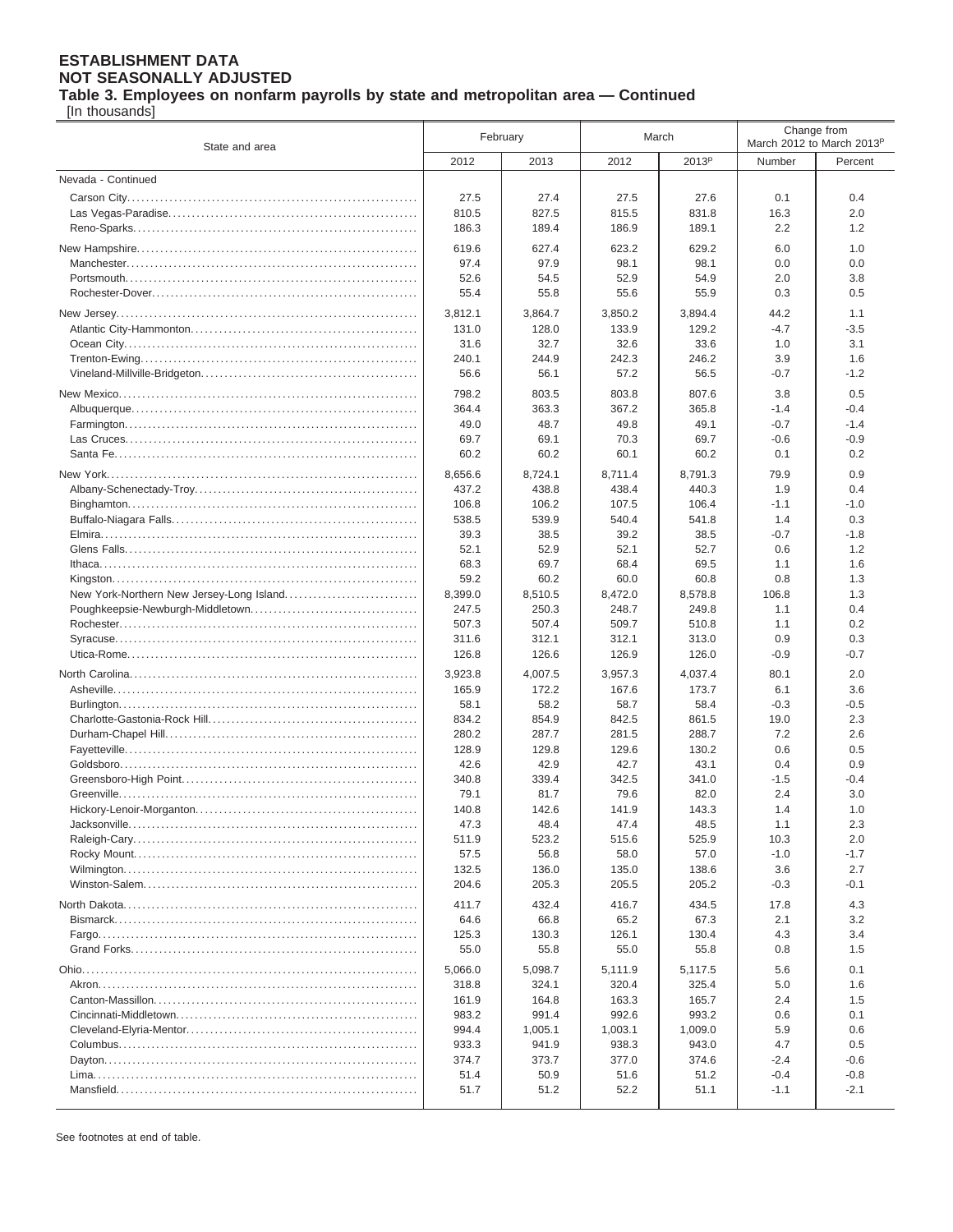**ESTABLISHMENT DATA**
**NOT SEASONALLY ADJUSTED**
**Table 3. Employees on nonfarm payrolls by state and metropolitan area — Continued**
[In thousands]

| State and area | February | | March | | Change from March 2012 to March 2013[p] | |
|---|---|---|---|---|---|---|
| | 2012 | 2013 | 2012 | 2013[p] | Number | Percent |
| Nevada - Continued | | | | | | |
| Carson City | 27.5 | 27.4 | 27.5 | 27.6 | 0.1 | 0.4 |
| Las Vegas-Paradise | 810.5 | 827.5 | 815.5 | 831.8 | 16.3 | 2.0 |
| Reno-Sparks | 186.3 | 189.4 | 186.9 | 189.1 | 2.2 | 1.2 |
| New Hampshire | 619.6 | 627.4 | 623.2 | 629.2 | 6.0 | 1.0 |
| Manchester | 97.4 | 97.9 | 98.1 | 98.1 | 0.0 | 0.0 |
| Portsmouth | 52.6 | 54.5 | 52.9 | 54.9 | 2.0 | 3.8 |
| Rochester-Dover | 55.4 | 55.8 | 55.6 | 55.9 | 0.3 | 0.5 |
| New Jersey | 3,812.1 | 3,864.7 | 3,850.2 | 3,894.4 | 44.2 | 1.1 |
| Atlantic City-Hammonton | 131.0 | 128.0 | 133.9 | 129.2 | -4.7 | -3.5 |
| Ocean City | 31.6 | 32.7 | 32.6 | 33.6 | 1.0 | 3.1 |
| Trenton-Ewing | 240.1 | 244.9 | 242.3 | 246.2 | 3.9 | 1.6 |
| Vineland-Millville-Bridgeton | 56.6 | 56.1 | 57.2 | 56.5 | -0.7 | -1.2 |
| New Mexico | 798.2 | 803.5 | 803.8 | 807.6 | 3.8 | 0.5 |
| Albuquerque | 364.4 | 363.3 | 367.2 | 365.8 | -1.4 | -0.4 |
| Farmington | 49.0 | 48.7 | 49.8 | 49.1 | -0.7 | -1.4 |
| Las Cruces | 69.7 | 69.1 | 70.3 | 69.7 | -0.6 | -0.9 |
| Santa Fe | 60.2 | 60.2 | 60.1 | 60.2 | 0.1 | 0.2 |
| New York | 8,656.6 | 8,724.1 | 8,711.4 | 8,791.3 | 79.9 | 0.9 |
| Albany-Schenectady-Troy | 437.2 | 438.8 | 438.4 | 440.3 | 1.9 | 0.4 |
| Binghamton | 106.8 | 106.2 | 107.5 | 106.4 | -1.1 | -1.0 |
| Buffalo-Niagara Falls | 538.5 | 539.9 | 540.4 | 541.8 | 1.4 | 0.3 |
| Elmira | 39.3 | 38.5 | 39.2 | 38.5 | -0.7 | -1.8 |
| Glens Falls | 52.1 | 52.9 | 52.1 | 52.7 | 0.6 | 1.2 |
| Ithaca | 68.3 | 69.7 | 68.4 | 69.5 | 1.1 | 1.6 |
| Kingston | 59.2 | 60.2 | 60.0 | 60.8 | 0.8 | 1.3 |
| New York-Northern New Jersey-Long Island | 8,399.0 | 8,510.5 | 8,472.0 | 8,578.8 | 106.8 | 1.3 |
| Poughkeepsie-Newburgh-Middletown | 247.5 | 250.3 | 248.7 | 249.8 | 1.1 | 0.4 |
| Rochester | 507.3 | 507.4 | 509.7 | 510.8 | 1.1 | 0.2 |
| Syracuse | 311.6 | 312.1 | 312.1 | 313.0 | 0.9 | 0.3 |
| Utica-Rome | 126.8 | 126.6 | 126.9 | 126.0 | -0.9 | -0.7 |
| North Carolina | 3,923.8 | 4,007.5 | 3,957.3 | 4,037.4 | 80.1 | 2.0 |
| Asheville | 165.9 | 172.2 | 167.6 | 173.7 | 6.1 | 3.6 |
| Burlington | 58.1 | 58.2 | 58.7 | 58.4 | -0.3 | -0.5 |
| Charlotte-Gastonia-Rock Hill | 834.2 | 854.9 | 842.5 | 861.5 | 19.0 | 2.3 |
| Durham-Chapel Hill | 280.2 | 287.7 | 281.5 | 288.7 | 7.2 | 2.6 |
| Fayetteville | 128.9 | 129.8 | 129.6 | 130.2 | 0.6 | 0.5 |
| Goldsboro | 42.6 | 42.9 | 42.7 | 43.1 | 0.4 | 0.9 |
| Greensboro-High Point | 340.8 | 339.4 | 342.5 | 341.0 | -1.5 | -0.4 |
| Greenville | 79.1 | 81.7 | 79.6 | 82.0 | 2.4 | 3.0 |
| Hickory-Lenoir-Morganton | 140.8 | 142.6 | 141.9 | 143.3 | 1.4 | 1.0 |
| Jacksonville | 47.3 | 48.4 | 47.4 | 48.5 | 1.1 | 2.3 |
| Raleigh-Cary | 511.9 | 523.2 | 515.6 | 525.9 | 10.3 | 2.0 |
| Rocky Mount | 57.5 | 56.8 | 58.0 | 57.0 | -1.0 | -1.7 |
| Wilmington | 132.5 | 136.0 | 135.0 | 138.6 | 3.6 | 2.7 |
| Winston-Salem | 204.6 | 205.3 | 205.5 | 205.2 | -0.3 | -0.1 |
| North Dakota | 411.7 | 432.4 | 416.7 | 434.5 | 17.8 | 4.3 |
| Bismarck | 64.6 | 66.8 | 65.2 | 67.3 | 2.1 | 3.2 |
| Fargo | 125.3 | 130.3 | 126.1 | 130.4 | 4.3 | 3.4 |
| Grand Forks | 55.0 | 55.8 | 55.0 | 55.8 | 0.8 | 1.5 |
| Ohio | 5,066.0 | 5,098.7 | 5,111.9 | 5,117.5 | 5.6 | 0.1 |
| Akron | 318.8 | 324.1 | 320.4 | 325.4 | 5.0 | 1.6 |
| Canton-Massillon | 161.9 | 164.8 | 163.3 | 165.7 | 2.4 | 1.5 |
| Cincinnati-Middletown | 983.2 | 991.4 | 992.6 | 993.2 | 0.6 | 0.1 |
| Cleveland-Elyria-Mentor | 994.4 | 1,005.1 | 1,003.1 | 1,009.0 | 5.9 | 0.6 |
| Columbus | 933.3 | 941.9 | 938.3 | 943.0 | 4.7 | 0.5 |
| Dayton | 374.7 | 373.7 | 377.0 | 374.6 | -2.4 | -0.6 |
| Lima | 51.4 | 50.9 | 51.6 | 51.2 | -0.4 | -0.8 |
| Mansfield | 51.7 | 51.2 | 52.2 | 51.1 | -1.1 | -2.1 |

See footnotes at end of table.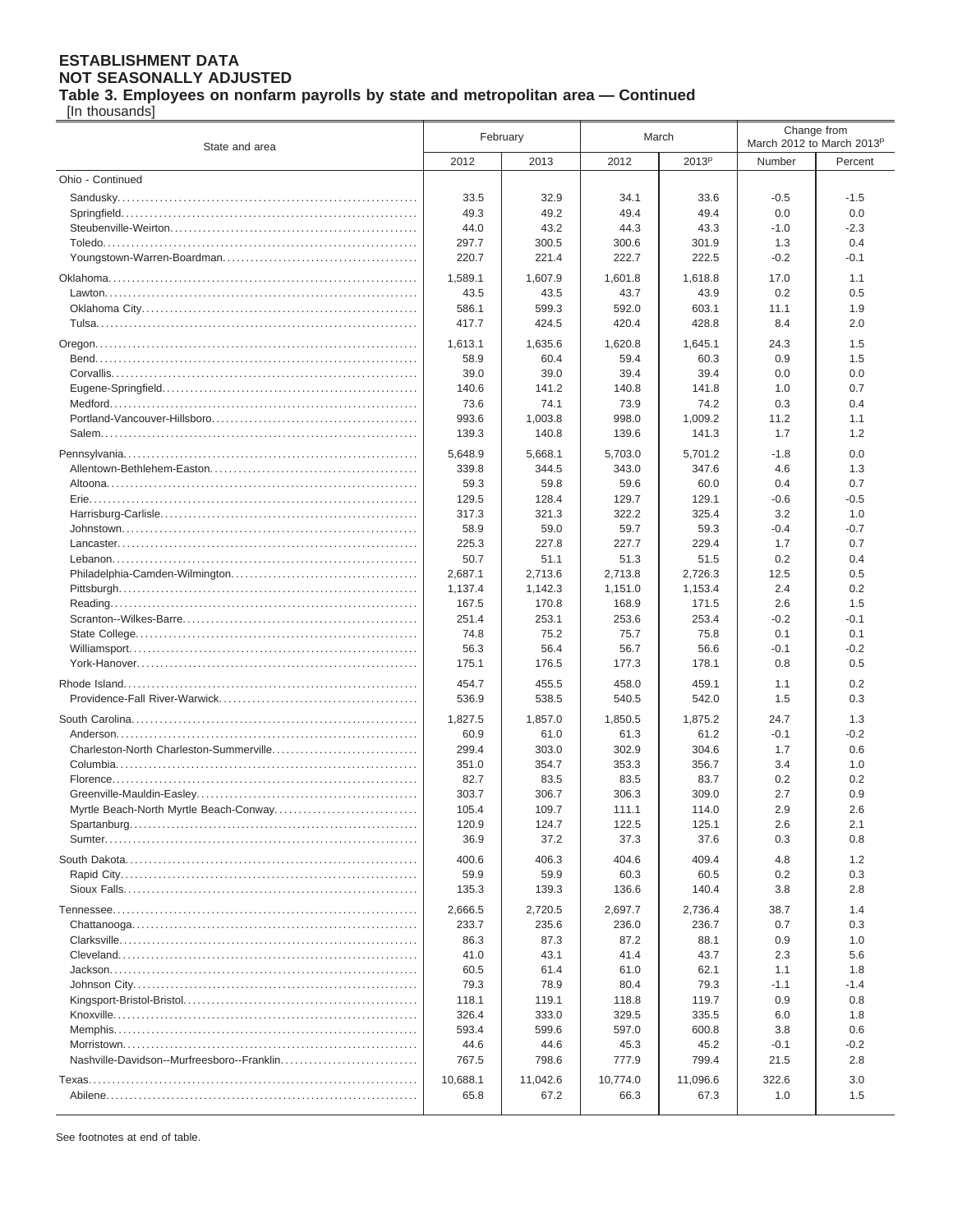**ESTABLISHMENT DATA**
**NOT SEASONALLY ADJUSTED**
**Table 3. Employees on nonfarm payrolls by state and metropolitan area — Continued**
[In thousands]

| State and area | February | | March | | Change from March 2012 to March 2013p | |
|---|---|---|---|---|---|---|
| | 2012 | 2013 | 2012 | 2013p | Number | Percent |
| Ohio - Continued | | | | | | |
| Sandusky | 33.5 | 32.9 | 34.1 | 33.6 | -0.5 | -1.5 |
| Springfield | 49.3 | 49.2 | 49.4 | 49.4 | 0.0 | 0.0 |
| Steubenville-Weirton | 44.0 | 43.2 | 44.3 | 43.3 | -1.0 | -2.3 |
| Toledo | 297.7 | 300.5 | 300.6 | 301.9 | 1.3 | 0.4 |
| Youngstown-Warren-Boardman | 220.7 | 221.4 | 222.7 | 222.5 | -0.2 | -0.1 |
| Oklahoma | 1,589.1 | 1,607.9 | 1,601.8 | 1,618.8 | 17.0 | 1.1 |
| Lawton | 43.5 | 43.5 | 43.7 | 43.9 | 0.2 | 0.5 |
| Oklahoma City | 586.1 | 599.3 | 592.0 | 603.1 | 11.1 | 1.9 |
| Tulsa | 417.7 | 424.5 | 420.4 | 428.8 | 8.4 | 2.0 |
| Oregon | 1,613.1 | 1,635.6 | 1,620.8 | 1,645.1 | 24.3 | 1.5 |
| Bend | 58.9 | 60.4 | 59.4 | 60.3 | 0.9 | 1.5 |
| Corvallis | 39.0 | 39.0 | 39.4 | 39.4 | 0.0 | 0.0 |
| Eugene-Springfield | 140.6 | 141.2 | 140.8 | 141.8 | 1.0 | 0.7 |
| Medford | 73.6 | 74.1 | 73.9 | 74.2 | 0.3 | 0.4 |
| Portland-Vancouver-Hillsboro | 993.6 | 1,003.8 | 998.0 | 1,009.2 | 11.2 | 1.1 |
| Salem | 139.3 | 140.8 | 139.6 | 141.3 | 1.7 | 1.2 |
| Pennsylvania | 5,648.9 | 5,668.1 | 5,703.0 | 5,701.2 | -1.8 | 0.0 |
| Allentown-Bethlehem-Easton | 339.8 | 344.5 | 343.0 | 347.6 | 4.6 | 1.3 |
| Altoona | 59.3 | 59.8 | 59.6 | 60.0 | 0.4 | 0.7 |
| Erie | 129.5 | 128.4 | 129.7 | 129.1 | -0.6 | -0.5 |
| Harrisburg-Carlisle | 317.3 | 321.3 | 322.2 | 325.4 | 3.2 | 1.0 |
| Johnstown | 58.9 | 59.0 | 59.7 | 59.3 | -0.4 | -0.7 |
| Lancaster | 225.3 | 227.8 | 227.7 | 229.4 | 1.7 | 0.7 |
| Lebanon | 50.7 | 51.1 | 51.3 | 51.5 | 0.2 | 0.4 |
| Philadelphia-Camden-Wilmington | 2,687.1 | 2,713.6 | 2,713.8 | 2,726.3 | 12.5 | 0.5 |
| Pittsburgh | 1,137.4 | 1,142.3 | 1,151.0 | 1,153.4 | 2.4 | 0.2 |
| Reading | 167.5 | 170.8 | 168.9 | 171.5 | 2.6 | 1.5 |
| Scranton--Wilkes-Barre | 251.4 | 253.1 | 253.6 | 253.4 | -0.2 | -0.1 |
| State College | 74.8 | 75.2 | 75.7 | 75.8 | 0.1 | 0.1 |
| Williamsport | 56.3 | 56.4 | 56.7 | 56.6 | -0.1 | -0.2 |
| York-Hanover | 175.1 | 176.5 | 177.3 | 178.1 | 0.8 | 0.5 |
| Rhode Island | 454.7 | 455.5 | 458.0 | 459.1 | 1.1 | 0.2 |
| Providence-Fall River-Warwick | 536.9 | 538.5 | 540.5 | 542.0 | 1.5 | 0.3 |
| South Carolina | 1,827.5 | 1,857.0 | 1,850.5 | 1,875.2 | 24.7 | 1.3 |
| Anderson | 60.9 | 61.0 | 61.3 | 61.2 | -0.1 | -0.2 |
| Charleston-North Charleston-Summerville | 299.4 | 303.0 | 302.9 | 304.6 | 1.7 | 0.6 |
| Columbia | 351.0 | 354.7 | 353.3 | 356.7 | 3.4 | 1.0 |
| Florence | 82.7 | 83.5 | 83.5 | 83.7 | 0.2 | 0.2 |
| Greenville-Mauldin-Easley | 303.7 | 306.7 | 306.3 | 309.0 | 2.7 | 0.9 |
| Myrtle Beach-North Myrtle Beach-Conway | 105.4 | 109.7 | 111.1 | 114.0 | 2.9 | 2.6 |
| Spartanburg | 120.9 | 124.7 | 122.5 | 125.1 | 2.6 | 2.1 |
| Sumter | 36.9 | 37.2 | 37.3 | 37.6 | 0.3 | 0.8 |
| South Dakota | 400.6 | 406.3 | 404.6 | 409.4 | 4.8 | 1.2 |
| Rapid City | 59.9 | 59.9 | 60.3 | 60.5 | 0.2 | 0.3 |
| Sioux Falls | 135.3 | 139.3 | 136.6 | 140.4 | 3.8 | 2.8 |
| Tennessee | 2,666.5 | 2,720.5 | 2,697.7 | 2,736.4 | 38.7 | 1.4 |
| Chattanooga | 233.7 | 235.6 | 236.0 | 236.7 | 0.7 | 0.3 |
| Clarksville | 86.3 | 87.3 | 87.2 | 88.1 | 0.9 | 1.0 |
| Cleveland | 41.0 | 43.1 | 41.4 | 43.7 | 2.3 | 5.6 |
| Jackson | 60.5 | 61.4 | 61.0 | 62.1 | 1.1 | 1.8 |
| Johnson City | 79.3 | 78.9 | 80.4 | 79.3 | -1.1 | -1.4 |
| Kingsport-Bristol-Bristol | 118.1 | 119.1 | 118.8 | 119.7 | 0.9 | 0.8 |
| Knoxville | 326.4 | 333.0 | 329.5 | 335.5 | 6.0 | 1.8 |
| Memphis | 593.4 | 599.6 | 597.0 | 600.8 | 3.8 | 0.6 |
| Morristown | 44.6 | 44.6 | 45.3 | 45.2 | -0.1 | -0.2 |
| Nashville-Davidson--Murfreesboro--Franklin | 767.5 | 798.6 | 777.9 | 799.4 | 21.5 | 2.8 |
| Texas | 10,688.1 | 11,042.6 | 10,774.0 | 11,096.6 | 322.6 | 3.0 |
| Abilene | 65.8 | 67.2 | 66.3 | 67.3 | 1.0 | 1.5 |

See footnotes at end of table.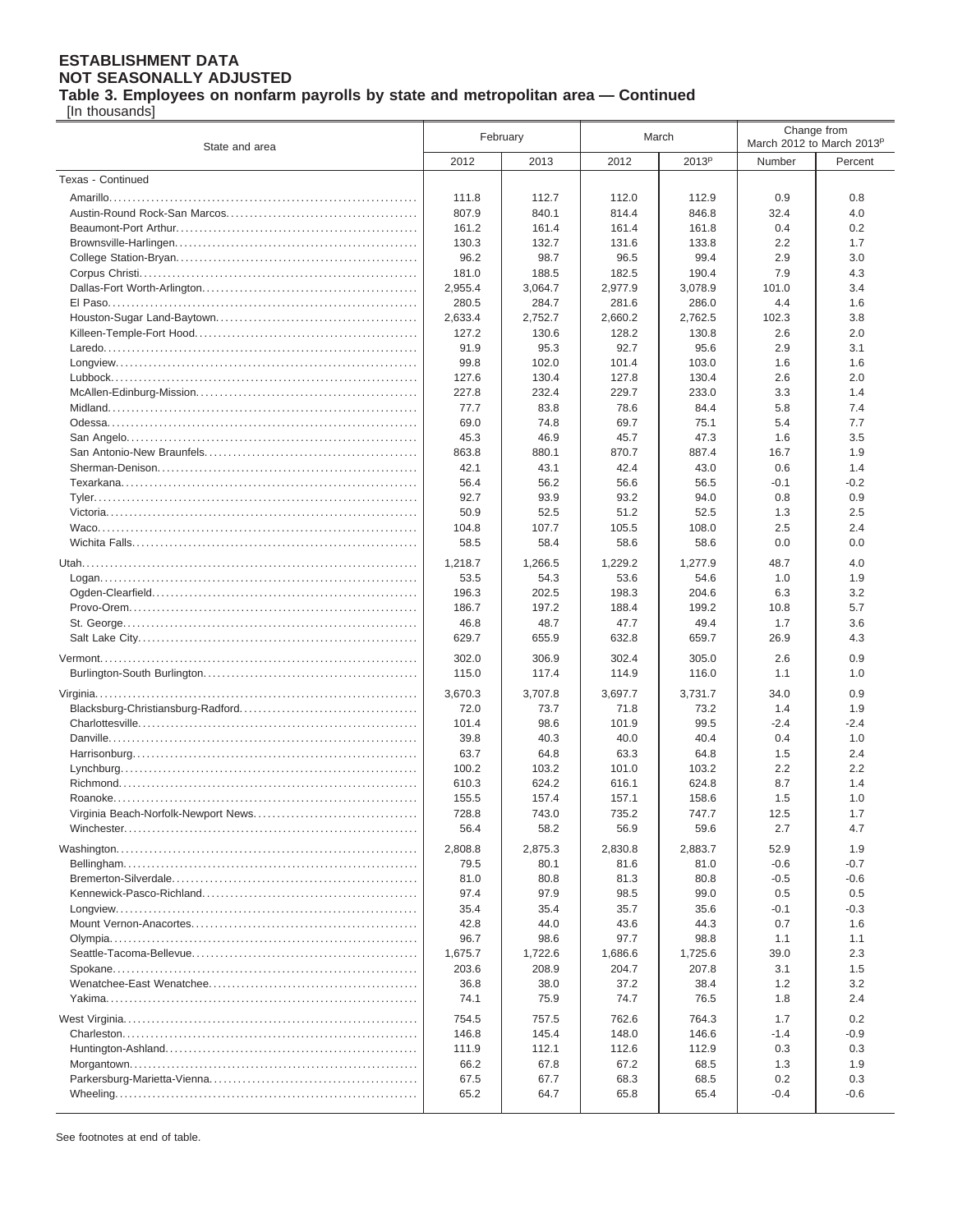**ESTABLISHMENT DATA**
**NOT SEASONALLY ADJUSTED**
**Table 3. Employees on nonfarm payrolls by state and metropolitan area — Continued**
[In thousands]

| State and area | February | | March | | Change from March 2012 to March 2013[p] | |
|---|---|---|---|---|---|---|
| | 2012 | 2013 | 2012 | 2013[p] | Number | Percent |
| Texas - Continued | | | | | | |
| Amarillo | 111.8 | 112.7 | 112.0 | 112.9 | 0.9 | 0.8 |
| Austin-Round Rock-San Marcos | 807.9 | 840.1 | 814.4 | 846.8 | 32.4 | 4.0 |
| Beaumont-Port Arthur | 161.2 | 161.4 | 161.4 | 161.8 | 0.4 | 0.2 |
| Brownsville-Harlingen | 130.3 | 132.7 | 131.6 | 133.8 | 2.2 | 1.7 |
| College Station-Bryan | 96.2 | 98.7 | 96.5 | 99.4 | 2.9 | 3.0 |
| Corpus Christi | 181.0 | 188.5 | 182.5 | 190.4 | 7.9 | 4.3 |
| Dallas-Fort Worth-Arlington | 2,955.4 | 3,064.7 | 2,977.9 | 3,078.9 | 101.0 | 3.4 |
| El Paso | 280.5 | 284.7 | 281.6 | 286.0 | 4.4 | 1.6 |
| Houston-Sugar Land-Baytown | 2,633.4 | 2,752.7 | 2,660.2 | 2,762.5 | 102.3 | 3.8 |
| Killeen-Temple-Fort Hood | 127.2 | 130.6 | 128.2 | 130.8 | 2.6 | 2.0 |
| Laredo | 91.9 | 95.3 | 92.7 | 95.6 | 2.9 | 3.1 |
| Longview | 99.8 | 102.0 | 101.4 | 103.0 | 1.6 | 1.6 |
| Lubbock | 127.6 | 130.4 | 127.8 | 130.4 | 2.6 | 2.0 |
| McAllen-Edinburg-Mission | 227.8 | 232.4 | 229.7 | 233.0 | 3.3 | 1.4 |
| Midland | 77.7 | 83.8 | 78.6 | 84.4 | 5.8 | 7.4 |
| Odessa | 69.0 | 74.8 | 69.7 | 75.1 | 5.4 | 7.7 |
| San Angelo | 45.3 | 46.9 | 45.7 | 47.3 | 1.6 | 3.5 |
| San Antonio-New Braunfels | 863.8 | 880.1 | 870.7 | 887.4 | 16.7 | 1.9 |
| Sherman-Denison | 42.1 | 43.1 | 42.4 | 43.0 | 0.6 | 1.4 |
| Texarkana | 56.4 | 56.2 | 56.6 | 56.5 | -0.1 | -0.2 |
| Tyler | 92.7 | 93.9 | 93.2 | 94.0 | 0.8 | 0.9 |
| Victoria | 50.9 | 52.5 | 51.2 | 52.5 | 1.3 | 2.5 |
| Waco | 104.8 | 107.7 | 105.5 | 108.0 | 2.5 | 2.4 |
| Wichita Falls | 58.5 | 58.4 | 58.6 | 58.6 | 0.0 | 0.0 |
| Utah | 1,218.7 | 1,266.5 | 1,229.2 | 1,277.9 | 48.7 | 4.0 |
| Logan | 53.5 | 54.3 | 53.6 | 54.6 | 1.0 | 1.9 |
| Ogden-Clearfield | 196.3 | 202.5 | 198.3 | 204.6 | 6.3 | 3.2 |
| Provo-Orem | 186.7 | 197.2 | 188.4 | 199.2 | 10.8 | 5.7 |
| St. George | 46.8 | 48.7 | 47.7 | 49.4 | 1.7 | 3.6 |
| Salt Lake City | 629.7 | 655.9 | 632.8 | 659.7 | 26.9 | 4.3 |
| Vermont | 302.0 | 306.9 | 302.4 | 305.0 | 2.6 | 0.9 |
| Burlington-South Burlington | 115.0 | 117.4 | 114.9 | 116.0 | 1.1 | 1.0 |
| Virginia | 3,670.3 | 3,707.8 | 3,697.7 | 3,731.7 | 34.0 | 0.9 |
| Blacksburg-Christiansburg-Radford | 72.0 | 73.7 | 71.8 | 73.2 | 1.4 | 1.9 |
| Charlottesville | 101.4 | 98.6 | 101.9 | 99.5 | -2.4 | -2.4 |
| Danville | 39.8 | 40.3 | 40.0 | 40.4 | 0.4 | 1.0 |
| Harrisonburg | 63.7 | 64.8 | 63.3 | 64.8 | 1.5 | 2.4 |
| Lynchburg | 100.2 | 103.2 | 101.0 | 103.2 | 2.2 | 2.2 |
| Richmond | 610.3 | 624.2 | 616.1 | 624.8 | 8.7 | 1.4 |
| Roanoke | 155.5 | 157.4 | 157.1 | 158.6 | 1.5 | 1.0 |
| Virginia Beach-Norfolk-Newport News | 728.8 | 743.0 | 735.2 | 747.7 | 12.5 | 1.7 |
| Winchester | 56.4 | 58.2 | 56.9 | 59.6 | 2.7 | 4.7 |
| Washington | 2,808.8 | 2,875.3 | 2,830.8 | 2,883.7 | 52.9 | 1.9 |
| Bellingham | 79.5 | 80.1 | 81.6 | 81.0 | -0.6 | -0.7 |
| Bremerton-Silverdale | 81.0 | 80.8 | 81.3 | 80.8 | -0.5 | -0.6 |
| Kennewick-Pasco-Richland | 97.4 | 97.9 | 98.5 | 99.0 | 0.5 | 0.5 |
| Longview | 35.4 | 35.4 | 35.7 | 35.6 | -0.1 | -0.3 |
| Mount Vernon-Anacortes | 42.8 | 44.0 | 43.6 | 44.3 | 0.7 | 1.6 |
| Olympia | 96.7 | 98.6 | 97.7 | 98.8 | 1.1 | 1.1 |
| Seattle-Tacoma-Bellevue | 1,675.7 | 1,722.6 | 1,686.6 | 1,725.6 | 39.0 | 2.3 |
| Spokane | 203.6 | 208.9 | 204.7 | 207.8 | 3.1 | 1.5 |
| Wenatchee-East Wenatchee | 36.8 | 38.0 | 37.2 | 38.4 | 1.2 | 3.2 |
| Yakima | 74.1 | 75.9 | 74.7 | 76.5 | 1.8 | 2.4 |
| West Virginia | 754.5 | 757.5 | 762.6 | 764.3 | 1.7 | 0.2 |
| Charleston | 146.8 | 145.4 | 148.0 | 146.6 | -1.4 | -0.9 |
| Huntington-Ashland | 111.9 | 112.1 | 112.6 | 112.9 | 0.3 | 0.3 |
| Morgantown | 66.2 | 67.8 | 67.2 | 68.5 | 1.3 | 1.9 |
| Parkersburg-Marietta-Vienna | 67.5 | 67.7 | 68.3 | 68.5 | 0.2 | 0.3 |
| Wheeling | 65.2 | 64.7 | 65.8 | 65.4 | -0.4 | -0.6 |

See footnotes at end of table.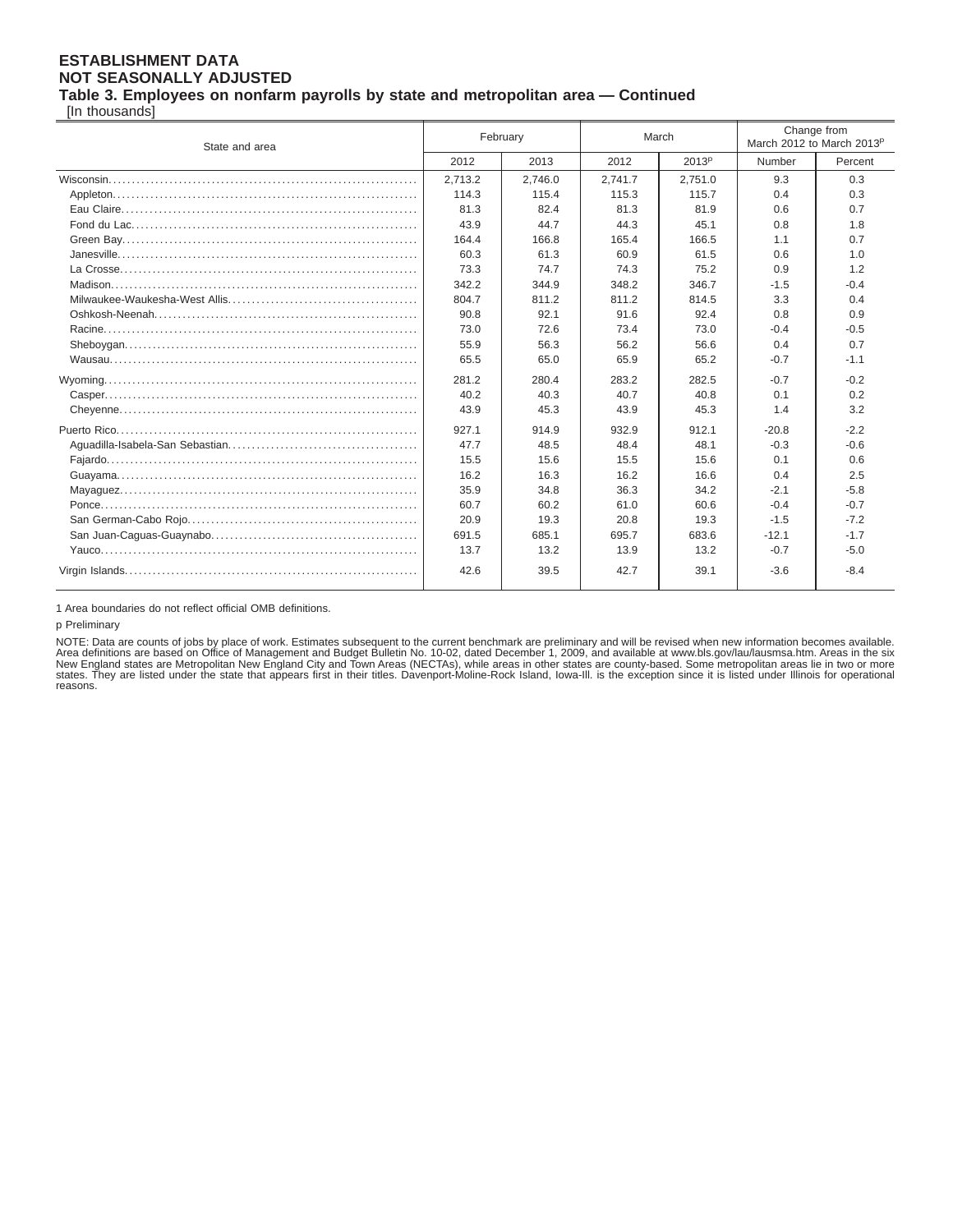**ESTABLISHMENT DATA**
**NOT SEASONALLY ADJUSTED**
**Table 3. Employees on nonfarm payrolls by state and metropolitan area — Continued**
[In thousands]

| State and area | February | | March | | Change from March 2012 to March 2013p | |
|---|---|---|---|---|---|---|
| | 2012 | 2013 | 2012 | 2013p | Number | Percent |
| Wisconsin | 2,713.2 | 2,746.0 | 2,741.7 | 2,751.0 | 9.3 | 0.3 |
| Appleton | 114.3 | 115.4 | 115.3 | 115.7 | 0.4 | 0.3 |
| Eau Claire | 81.3 | 82.4 | 81.3 | 81.9 | 0.6 | 0.7 |
| Fond du Lac | 43.9 | 44.7 | 44.3 | 45.1 | 0.8 | 1.8 |
| Green Bay | 164.4 | 166.8 | 165.4 | 166.5 | 1.1 | 0.7 |
| Janesville | 60.3 | 61.3 | 60.9 | 61.5 | 0.6 | 1.0 |
| La Crosse | 73.3 | 74.7 | 74.3 | 75.2 | 0.9 | 1.2 |
| Madison | 342.2 | 344.9 | 348.2 | 346.7 | -1.5 | -0.4 |
| Milwaukee-Waukesha-West Allis | 804.7 | 811.2 | 811.2 | 814.5 | 3.3 | 0.4 |
| Oshkosh-Neenah | 90.8 | 92.1 | 91.6 | 92.4 | 0.8 | 0.9 |
| Racine | 73.0 | 72.6 | 73.4 | 73.0 | -0.4 | -0.5 |
| Sheboygan | 55.9 | 56.3 | 56.2 | 56.6 | 0.4 | 0.7 |
| Wausau | 65.5 | 65.0 | 65.9 | 65.2 | -0.7 | -1.1 |
| Wyoming | 281.2 | 280.4 | 283.2 | 282.5 | -0.7 | -0.2 |
| Casper | 40.2 | 40.3 | 40.7 | 40.8 | 0.1 | 0.2 |
| Cheyenne | 43.9 | 45.3 | 43.9 | 45.3 | 1.4 | 3.2 |
| Puerto Rico | 927.1 | 914.9 | 932.9 | 912.1 | -20.8 | -2.2 |
| Aguadilla-Isabela-San Sebastian | 47.7 | 48.5 | 48.4 | 48.1 | -0.3 | -0.6 |
| Fajardo | 15.5 | 15.6 | 15.5 | 15.6 | 0.1 | 0.6 |
| Guayama | 16.2 | 16.3 | 16.2 | 16.6 | 0.4 | 2.5 |
| Mayaguez | 35.9 | 34.8 | 36.3 | 34.2 | -2.1 | -5.8 |
| Ponce | 60.7 | 60.2 | 61.0 | 60.6 | -0.4 | -0.7 |
| San German-Cabo Rojo | 20.9 | 19.3 | 20.8 | 19.3 | -1.5 | -7.2 |
| San Juan-Caguas-Guaynabo | 691.5 | 685.1 | 695.7 | 683.6 | -12.1 | -1.7 |
| Yauco | 13.7 | 13.2 | 13.9 | 13.2 | -0.7 | -5.0 |
| Virgin Islands | 42.6 | 39.5 | 42.7 | 39.1 | -3.6 | -8.4 |

1 Area boundaries do not reflect official OMB definitions.

p Preliminary

NOTE: Data are counts of jobs by place of work. Estimates subsequent to the current benchmark are preliminary and will be revised when new information becomes available. Area definitions are based on Office of Management and Budget Bulletin No. 10-02, dated December 1, 2009, and available at www.bls.gov/lau/lausmsa.htm. Areas in the six New England states are Metropolitan New England City and Town Areas (NECTAs), while areas in other states are county-based. Some metropolitan areas lie in two or more states. They are listed under the state that appears first in their titles. Davenport-Moline-Rock Island, Iowa-Ill. is the exception since it is listed under Illinois for operational reasons.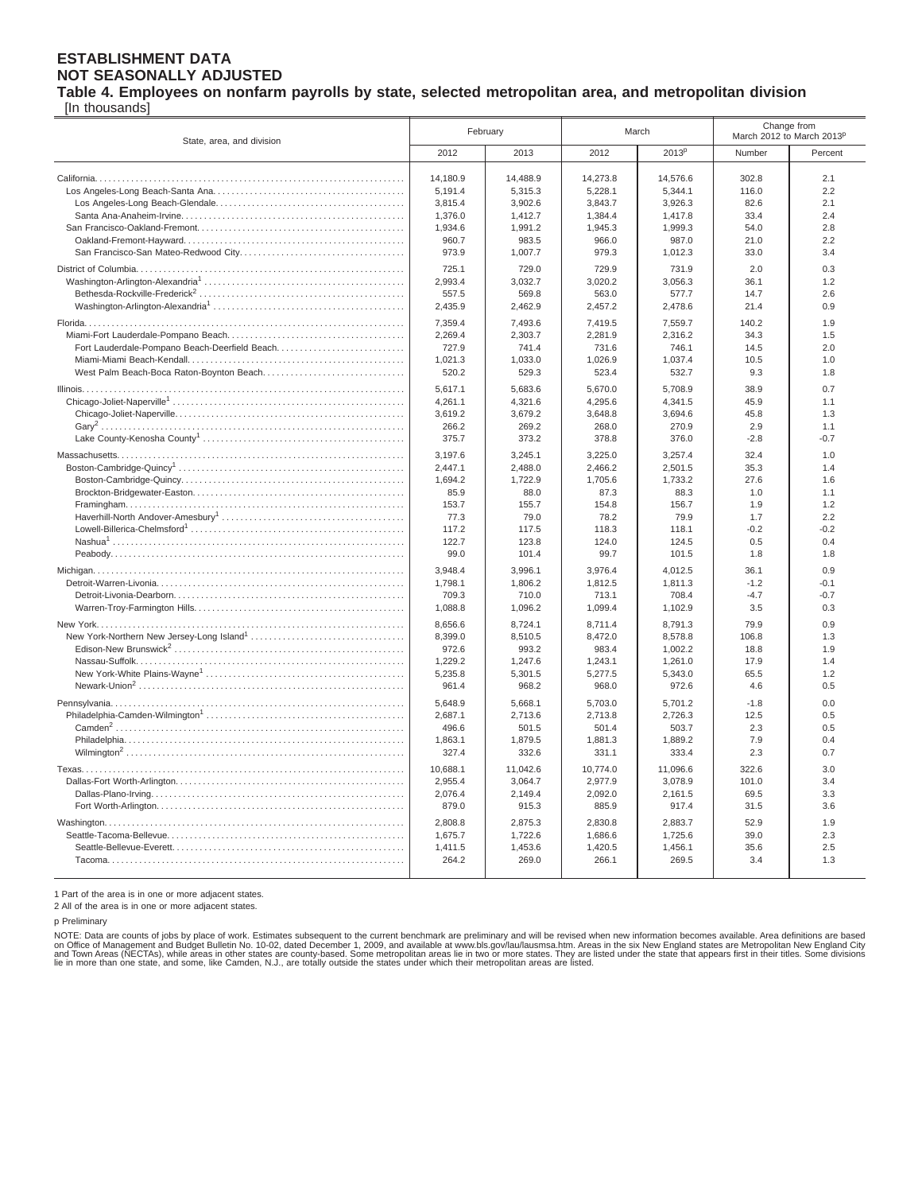**ESTABLISHMENT DATA**
**NOT SEASONALLY ADJUSTED**

**Table 4. Employees on nonfarm payrolls by state, selected metropolitan area, and metropolitan division**
[In thousands]

| State, area, and division | February | | March | | Change from March 2012 to March 2013p | |
|---|---|---|---|---|---|---|
| | 2012 | 2013 | 2012 | 2013p | Number | Percent |
| California | 14,180.9 | 14,488.9 | 14,273.8 | 14,576.6 | 302.8 | 2.1 |
| Los Angeles-Long Beach-Santa Ana | 5,191.4 | 5,315.3 | 5,228.1 | 5,344.1 | 116.0 | 2.2 |
| Los Angeles-Long Beach-Glendale | 3,815.4 | 3,902.6 | 3,843.7 | 3,926.3 | 82.6 | 2.1 |
| Santa Ana-Anaheim-Irvine | 1,376.0 | 1,412.7 | 1,384.4 | 1,417.8 | 33.4 | 2.4 |
| San Francisco-Oakland-Fremont | 1,934.6 | 1,991.2 | 1,945.3 | 1,999.3 | 54.0 | 2.8 |
| Oakland-Fremont-Hayward | 960.7 | 983.5 | 966.0 | 987.0 | 21.0 | 2.2 |
| San Francisco-San Mateo-Redwood City | 973.9 | 1,007.7 | 979.3 | 1,012.3 | 33.0 | 3.4 |
| District of Columbia | 725.1 | 729.0 | 729.9 | 731.9 | 2.0 | 0.3 |
| Washington-Arlington-Alexandria[1] | 2,993.4 | 3,032.7 | 3,020.2 | 3,056.3 | 36.1 | 1.2 |
| Bethesda-Rockville-Frederick[2] | 557.5 | 569.8 | 563.0 | 577.7 | 14.7 | 2.6 |
| Washington-Arlington-Alexandria[1] | 2,435.9 | 2,462.9 | 2,457.2 | 2,478.6 | 21.4 | 0.9 |
| Florida | 7,359.4 | 7,493.6 | 7,419.5 | 7,559.7 | 140.2 | 1.9 |
| Miami-Fort Lauderdale-Pompano Beach | 2,269.4 | 2,303.7 | 2,281.9 | 2,316.2 | 34.3 | 1.5 |
| Fort Lauderdale-Pompano Beach-Deerfield Beach | 727.9 | 741.4 | 731.6 | 746.1 | 14.5 | 2.0 |
| Miami-Miami Beach-Kendall | 1,021.3 | 1,033.0 | 1,026.9 | 1,037.4 | 10.5 | 1.0 |
| West Palm Beach-Boca Raton-Boynton Beach | 520.2 | 529.3 | 523.4 | 532.7 | 9.3 | 1.8 |
| Illinois | 5,617.1 | 5,683.6 | 5,670.0 | 5,708.9 | 38.9 | 0.7 |
| Chicago-Joliet-Naperville[1] | 4,261.1 | 4,321.6 | 4,295.6 | 4,341.5 | 45.9 | 1.1 |
| Chicago-Joliet-Naperville | 3,619.2 | 3,679.2 | 3,648.8 | 3,694.6 | 45.8 | 1.3 |
| Gary[2] | 266.2 | 269.2 | 268.0 | 270.9 | 2.9 | 1.1 |
| Lake County-Kenosha County[1] | 375.7 | 373.2 | 378.8 | 376.0 | -2.8 | -0.7 |
| Massachusetts | 3,197.6 | 3,245.1 | 3,225.0 | 3,257.4 | 32.4 | 1.0 |
| Boston-Cambridge-Quincy[1] | 2,447.1 | 2,488.0 | 2,466.2 | 2,501.5 | 35.3 | 1.4 |
| Boston-Cambridge-Quincy | 1,694.2 | 1,722.9 | 1,705.6 | 1,733.2 | 27.6 | 1.6 |
| Brockton-Bridgewater-Easton | 85.9 | 88.0 | 87.3 | 88.3 | 1.0 | 1.1 |
| Framingham | 153.7 | 155.7 | 154.8 | 156.7 | 1.9 | 1.2 |
| Haverhill-North Andover-Amesbury[1] | 77.3 | 79.0 | 78.2 | 79.9 | 1.7 | 2.2 |
| Lowell-Billerica-Chelmsford[1] | 117.2 | 117.5 | 118.3 | 118.1 | -0.2 | -0.2 |
| Nashua[1] | 122.7 | 123.8 | 124.0 | 124.5 | 0.5 | 0.4 |
| Peabody | 99.0 | 101.4 | 99.7 | 101.5 | 1.8 | 1.8 |
| Michigan | 3,948.4 | 3,996.1 | 3,976.4 | 4,012.5 | 36.1 | 0.9 |
| Detroit-Warren-Livonia | 1,798.1 | 1,806.2 | 1,812.5 | 1,811.3 | -1.2 | -0.1 |
| Detroit-Livonia-Dearborn | 709.3 | 710.0 | 713.1 | 708.4 | -4.7 | -0.7 |
| Warren-Troy-Farmington Hills | 1,088.8 | 1,096.2 | 1,099.4 | 1,102.9 | 3.5 | 0.3 |
| New York | 8,656.6 | 8,724.1 | 8,711.4 | 8,791.3 | 79.9 | 0.9 |
| New York-Northern New Jersey-Long Island[1] | 8,399.0 | 8,510.5 | 8,472.0 | 8,578.8 | 106.8 | 1.3 |
| Edison-New Brunswick[2] | 972.6 | 993.2 | 983.4 | 1,002.2 | 18.8 | 1.9 |
| Nassau-Suffolk | 1,229.2 | 1,247.6 | 1,243.1 | 1,261.0 | 17.9 | 1.4 |
| New York-White Plains-Wayne[1] | 5,235.8 | 5,301.5 | 5,277.5 | 5,343.0 | 65.5 | 1.2 |
| Newark-Union[2] | 961.4 | 968.2 | 968.0 | 972.6 | 4.6 | 0.5 |
| Pennsylvania | 5,648.9 | 5,668.1 | 5,703.0 | 5,701.2 | -1.8 | 0.0 |
| Philadelphia-Camden-Wilmington[1] | 2,687.1 | 2,713.6 | 2,713.8 | 2,726.3 | 12.5 | 0.5 |
| Camden[2] | 496.6 | 501.5 | 501.4 | 503.7 | 2.3 | 0.5 |
| Philadelphia | 1,863.1 | 1,879.5 | 1,881.3 | 1,889.2 | 7.9 | 0.4 |
| Wilmington[2] | 327.4 | 332.6 | 331.1 | 333.4 | 2.3 | 0.7 |
| Texas | 10,688.1 | 11,042.6 | 10,774.0 | 11,096.6 | 322.6 | 3.0 |
| Dallas-Fort Worth-Arlington | 2,955.4 | 3,064.7 | 2,977.9 | 3,078.9 | 101.0 | 3.4 |
| Dallas-Plano-Irving | 2,076.4 | 2,149.4 | 2,092.0 | 2,161.5 | 69.5 | 3.3 |
| Fort Worth-Arlington | 879.0 | 915.3 | 885.9 | 917.4 | 31.5 | 3.6 |
| Washington | 2,808.8 | 2,875.3 | 2,830.8 | 2,883.7 | 52.9 | 1.9 |
| Seattle-Tacoma-Bellevue | 1,675.7 | 1,722.6 | 1,686.6 | 1,725.6 | 39.0 | 2.3 |
| Seattle-Bellevue-Everett | 1,411.5 | 1,453.6 | 1,420.5 | 1,456.1 | 35.6 | 2.5 |
| Tacoma | 264.2 | 269.0 | 266.1 | 269.5 | 3.4 | 1.3 |

1 Part of the area is in one or more adjacent states.
2 All of the area is in one or more adjacent states.

p Preliminary

NOTE: Data are counts of jobs by place of work. Estimates subsequent to the current benchmark are preliminary and will be revised when new information becomes available. Area definitions are based on Office of Management and Budget Bulletin No. 10-02, dated December 1, 2009, and available at www.bls.gov/lau/lausmsa.htm. Areas in the six New England states are Metropolitan New England City and Town Areas (NECTAs), while areas in other states are county-based. Some metropolitan areas lie in two or more states. They are listed under the state that appears first in their titles. Some divisions lie in more than one state, and some, like Camden, N.J., are totally outside the states under which their metropolitan areas are listed.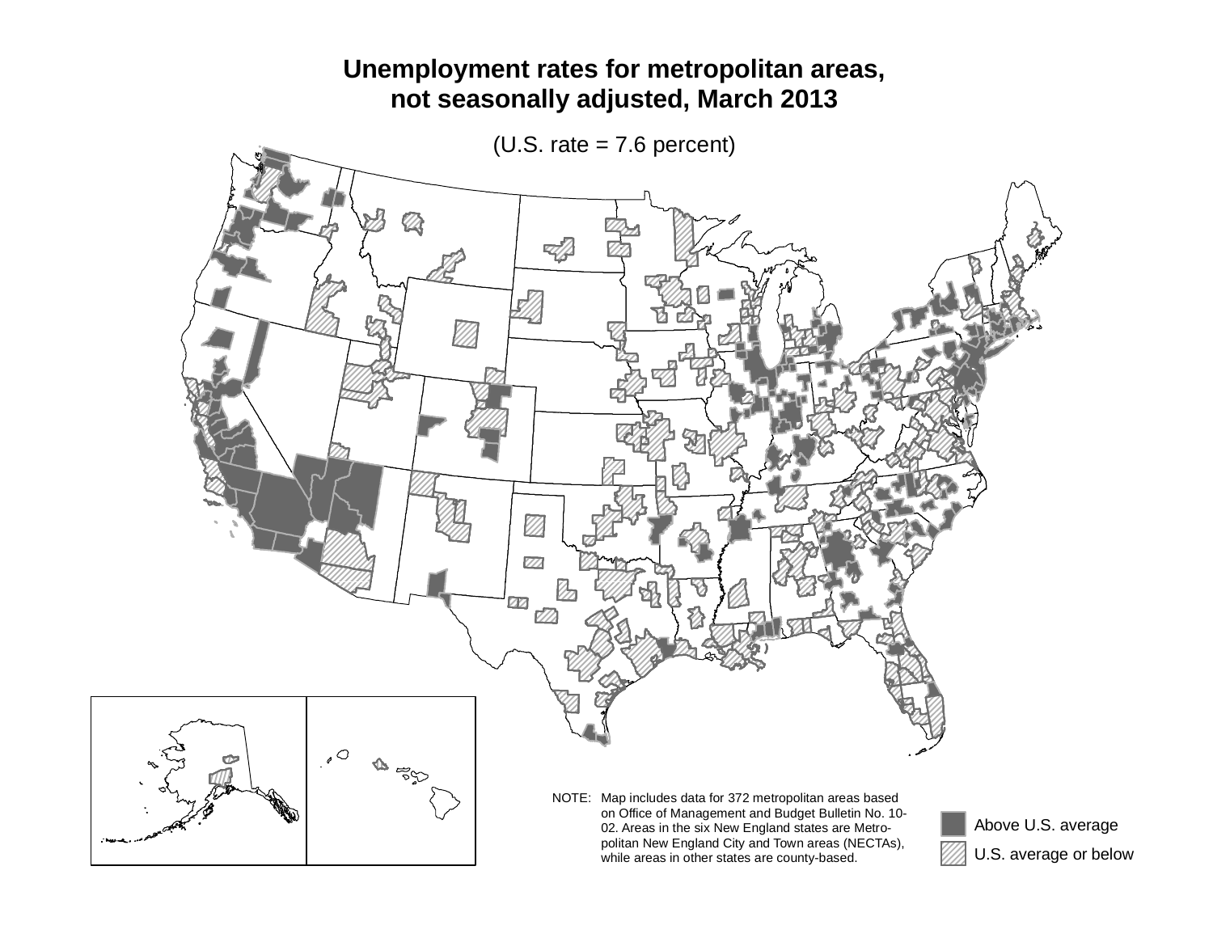# Unemployment rates for metropolitan areas, not seasonally adjusted, March 2013

(U.S. rate = 7.6 percent)

NOTE: Map includes data for 372 metropolitan areas based on Office of Management and Budget Bulletin No. 10-02. Areas in the six New England states are Metropolitan New England City and Town areas (NECTAs), while areas in other states are county-based.

Above U.S. average

U.S. average or below